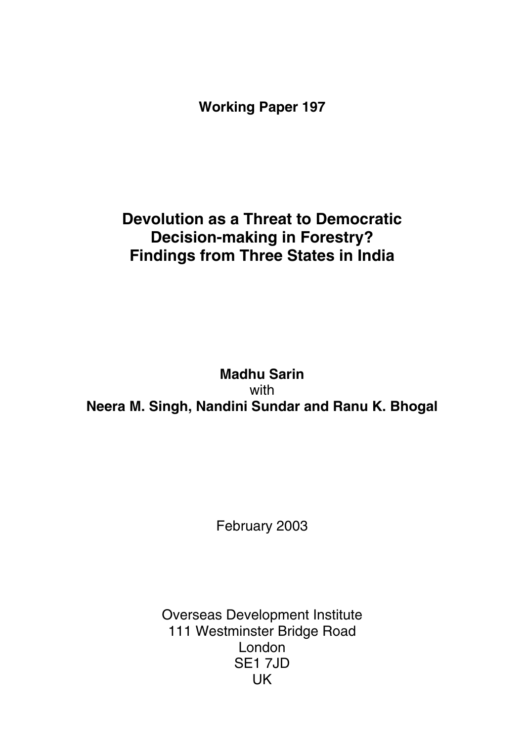**Working Paper 197**

# Devolution as a Threat to Democratic Decision-making in Forestry? Findings from Three States in India

**Madhu Sarin**
with
**Neera M. Singh, Nandini Sundar and Ranu K. Bhogal**

February 2003

Overseas Development Institute
111 Westminster Bridge Road
London
SE1 7JD
UK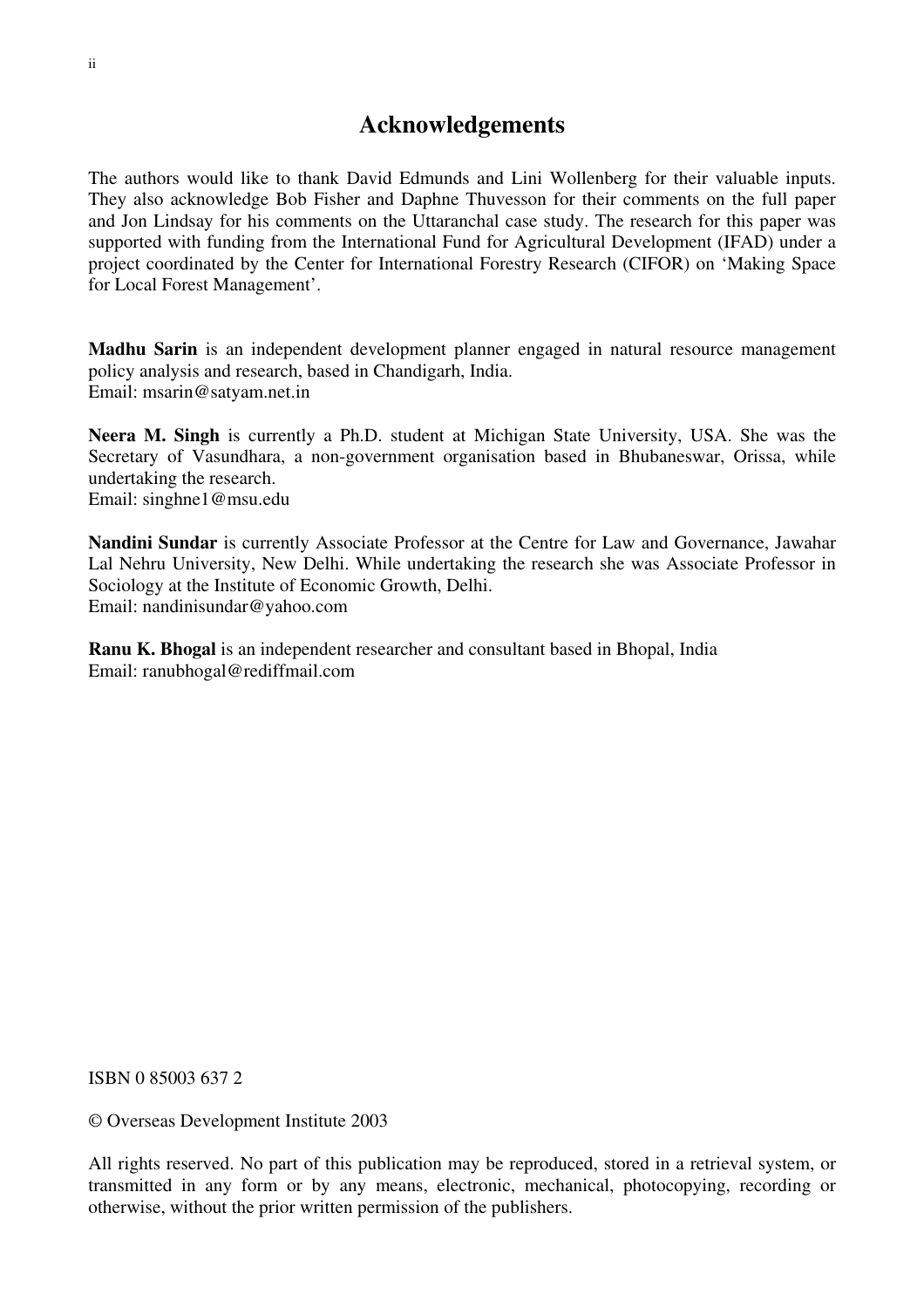## Acknowledgements

The authors would like to thank David Edmunds and Lini Wollenberg for their valuable inputs. They also acknowledge Bob Fisher and Daphne Thuvesson for their comments on the full paper and Jon Lindsay for his comments on the Uttaranchal case study. The research for this paper was supported with funding from the International Fund for Agricultural Development (IFAD) under a project coordinated by the Center for International Forestry Research (CIFOR) on 'Making Space for Local Forest Management'.

**Madhu Sarin** is an independent development planner engaged in natural resource management policy analysis and research, based in Chandigarh, India.
Email: msarin@satyam.net.in

**Neera M. Singh** is currently a Ph.D. student at Michigan State University, USA. She was the Secretary of Vasundhara, a non-government organisation based in Bhubaneswar, Orissa, while undertaking the research.
Email: singhne1@msu.edu

**Nandini Sundar** is currently Associate Professor at the Centre for Law and Governance, Jawahar Lal Nehru University, New Delhi. While undertaking the research she was Associate Professor in Sociology at the Institute of Economic Growth, Delhi.
Email: nandinisundar@yahoo.com

**Ranu K. Bhogal** is an independent researcher and consultant based in Bhopal, India
Email: ranubhogal@rediffmail.com

ISBN 0 85003 637 2

© Overseas Development Institute 2003

All rights reserved. No part of this publication may be reproduced, stored in a retrieval system, or transmitted in any form or by any means, electronic, mechanical, photocopying, recording or otherwise, without the prior written permission of the publishers.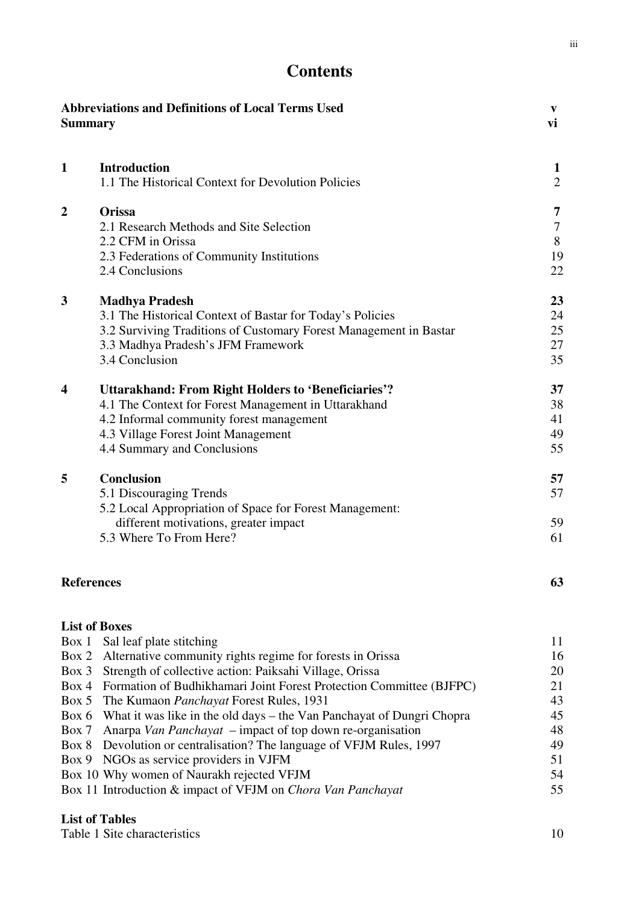# Contents

| | | |
|---|---|---|
| **Abbreviations and Definitions of Local Terms Used** | | **v** |
| **Summary** | | **vi** |
| **1** | **Introduction** | **1** |
| | 1.1 The Historical Context for Devolution Policies | 2 |
| **2** | **Orissa** | **7** |
| | 2.1 Research Methods and Site Selection | 7 |
| | 2.2 CFM in Orissa | 8 |
| | 2.3 Federations of Community Institutions | 19 |
| | 2.4 Conclusions | 22 |
| **3** | **Madhya Pradesh** | **23** |
| | 3.1 The Historical Context of Bastar for Today's Policies | 24 |
| | 3.2 Surviving Traditions of Customary Forest Management in Bastar | 25 |
| | 3.3 Madhya Pradesh's JFM Framework | 27 |
| | 3.4 Conclusion | 35 |
| **4** | **Uttarakhand: From Right Holders to 'Beneficiaries'?** | **37** |
| | 4.1 The Context for Forest Management in Uttarakhand | 38 |
| | 4.2 Informal community forest management | 41 |
| | 4.3 Village Forest Joint Management | 49 |
| | 4.4 Summary and Conclusions | 55 |
| **5** | **Conclusion** | **57** |
| | 5.1 Discouraging Trends | 57 |
| | 5.2 Local Appropriation of Space for Forest Management: different motivations, greater impact | 59 |
| | 5.3 Where To From Here? | 61 |
| **References** | | **63** |

**List of Boxes**

| | |
|---|---|
| Box 1 Sal leaf plate stitching | 11 |
| Box 2 Alternative community rights regime for forests in Orissa | 16 |
| Box 3 Strength of collective action: Paiksahi Village, Orissa | 20 |
| Box 4 Formation of Budhikhamari Joint Forest Protection Committee (BJFPC) | 21 |
| Box 5 The Kumaon *Panchayat* Forest Rules, 1931 | 43 |
| Box 6 What it was like in the old days – the Van Panchayat of Dungri Chopra | 45 |
| Box 7 Anarpa *Van Panchayat* – impact of top down re-organisation | 48 |
| Box 8 Devolution or centralisation? The language of VFJM Rules, 1997 | 49 |
| Box 9 NGOs as service providers in VJFM | 51 |
| Box 10 Why women of Naurakh rejected VFJM | 54 |
| Box 11 Introduction & impact of VFJM on *Chora Van Panchayat* | 55 |

**List of Tables**

| | |
|---|---|
| Table 1 Site characteristics | 10 |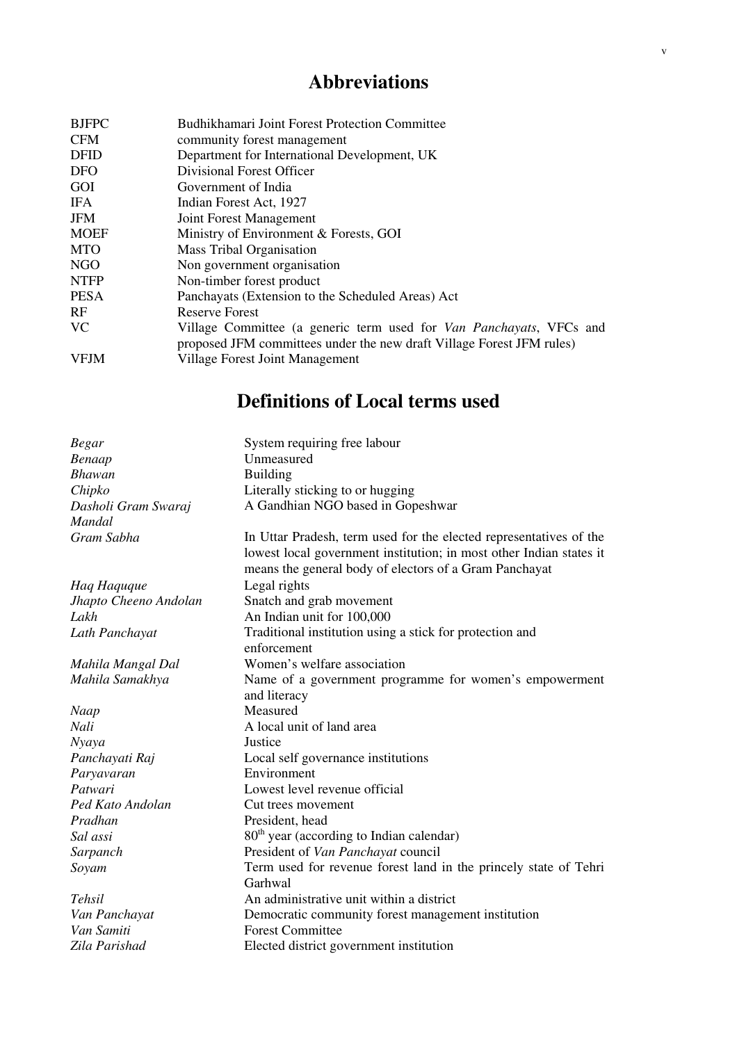## Abbreviations

| | |
|---|---|
| BJFPC | Budhikhamari Joint Forest Protection Committee |
| CFM | community forest management |
| DFID | Department for International Development, UK |
| DFO | Divisional Forest Officer |
| GOI | Government of India |
| IFA | Indian Forest Act, 1927 |
| JFM | Joint Forest Management |
| MOEF | Ministry of Environment & Forests, GOI |
| MTO | Mass Tribal Organisation |
| NGO | Non government organisation |
| NTFP | Non-timber forest product |
| PESA | Panchayats (Extension to the Scheduled Areas) Act |
| RF | Reserve Forest |
| VC | Village Committee (a generic term used for *Van Panchayats*, VFCs and proposed JFM committees under the new draft Village Forest JFM rules) |
| VFJM | Village Forest Joint Management |

## Definitions of Local terms used

| | |
|---|---|
| *Begar* | System requiring free labour |
| *Benaap* | Unmeasured |
| *Bhawan* | Building |
| *Chipko* | Literally sticking to or hugging |
| *Dasholi Gram Swaraj Mandal* | A Gandhian NGO based in Gopeshwar |
| *Gram Sabha* | In Uttar Pradesh, term used for the elected representatives of the lowest local government institution; in most other Indian states it means the general body of electors of a Gram Panchayat |
| *Haq Haquque* | Legal rights |
| *Jhapto Cheeno Andolan* | Snatch and grab movement |
| *Lakh* | An Indian unit for 100,000 |
| *Lath Panchayat* | Traditional institution using a stick for protection and enforcement |
| *Mahila Mangal Dal* | Women's welfare association |
| *Mahila Samakhya* | Name of a government programme for women's empowerment and literacy |
| *Naap* | Measured |
| *Nali* | A local unit of land area |
| *Nyaya* | Justice |
| *Panchayati Raj* | Local self governance institutions |
| *Paryavaran* | Environment |
| *Patwari* | Lowest level revenue official |
| *Ped Kato Andolan* | Cut trees movement |
| *Pradhan* | President, head |
| *Sal assi* | 80th year (according to Indian calendar) |
| *Sarpanch* | President of *Van Panchayat* council |
| *Soyam* | Term used for revenue forest land in the princely state of Tehri Garhwal |
| *Tehsil* | An administrative unit within a district |
| *Van Panchayat* | Democratic community forest management institution |
| *Van Samiti* | Forest Committee |
| *Zila Parishad* | Elected district government institution |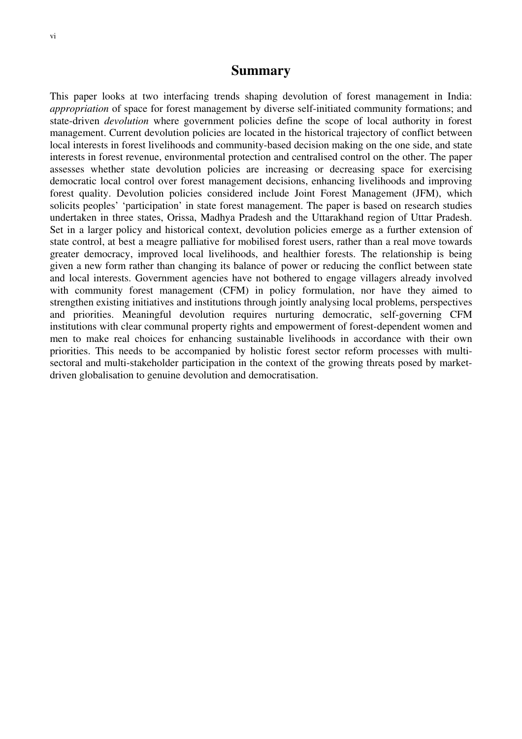# Summary

This paper looks at two interfacing trends shaping devolution of forest management in India: *appropriation* of space for forest management by diverse self-initiated community formations; and state-driven *devolution* where government policies define the scope of local authority in forest management. Current devolution policies are located in the historical trajectory of conflict between local interests in forest livelihoods and community-based decision making on the one side, and state interests in forest revenue, environmental protection and centralised control on the other. The paper assesses whether state devolution policies are increasing or decreasing space for exercising democratic local control over forest management decisions, enhancing livelihoods and improving forest quality. Devolution policies considered include Joint Forest Management (JFM), which solicits peoples' 'participation' in state forest management. The paper is based on research studies undertaken in three states, Orissa, Madhya Pradesh and the Uttarakhand region of Uttar Pradesh. Set in a larger policy and historical context, devolution policies emerge as a further extension of state control, at best a meagre palliative for mobilised forest users, rather than a real move towards greater democracy, improved local livelihoods, and healthier forests. The relationship is being given a new form rather than changing its balance of power or reducing the conflict between state and local interests. Government agencies have not bothered to engage villagers already involved with community forest management (CFM) in policy formulation, nor have they aimed to strengthen existing initiatives and institutions through jointly analysing local problems, perspectives and priorities. Meaningful devolution requires nurturing democratic, self-governing CFM institutions with clear communal property rights and empowerment of forest-dependent women and men to make real choices for enhancing sustainable livelihoods in accordance with their own priorities. This needs to be accompanied by holistic forest sector reform processes with multi-sectoral and multi-stakeholder participation in the context of the growing threats posed by market-driven globalisation to genuine devolution and democratisation.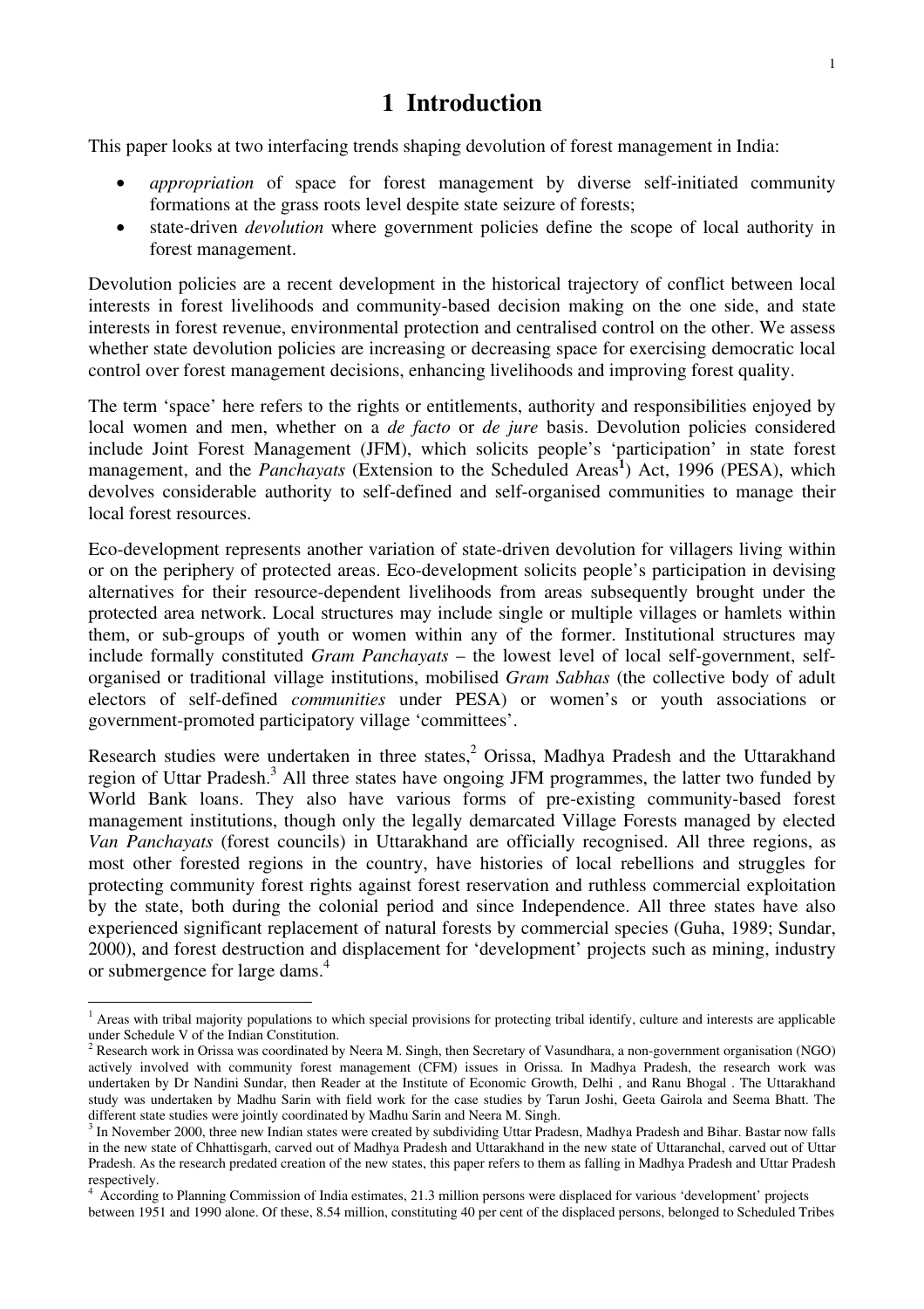# 1 Introduction

This paper looks at two interfacing trends shaping devolution of forest management in India:

- *appropriation* of space for forest management by diverse self-initiated community formations at the grass roots level despite state seizure of forests;
- state-driven *devolution* where government policies define the scope of local authority in forest management.

Devolution policies are a recent development in the historical trajectory of conflict between local interests in forest livelihoods and community-based decision making on the one side, and state interests in forest revenue, environmental protection and centralised control on the other. We assess whether state devolution policies are increasing or decreasing space for exercising democratic local control over forest management decisions, enhancing livelihoods and improving forest quality.

The term 'space' here refers to the rights or entitlements, authority and responsibilities enjoyed by local women and men, whether on a *de facto* or *de jure* basis. Devolution policies considered include Joint Forest Management (JFM), which solicits people's 'participation' in state forest management, and the *Panchayats* (Extension to the Scheduled Areas[1]) Act, 1996 (PESA), which devolves considerable authority to self-defined and self-organised communities to manage their local forest resources.

Eco-development represents another variation of state-driven devolution for villagers living within or on the periphery of protected areas. Eco-development solicits people's participation in devising alternatives for their resource-dependent livelihoods from areas subsequently brought under the protected area network. Local structures may include single or multiple villages or hamlets within them, or sub-groups of youth or women within any of the former. Institutional structures may include formally constituted *Gram Panchayats* – the lowest level of local self-government, self-organised or traditional village institutions, mobilised *Gram Sabhas* (the collective body of adult electors of self-defined *communities* under PESA) or women's or youth associations or government-promoted participatory village 'committees'.

Research studies were undertaken in three states,[2] Orissa, Madhya Pradesh and the Uttarakhand region of Uttar Pradesh.[3] All three states have ongoing JFM programmes, the latter two funded by World Bank loans. They also have various forms of pre-existing community-based forest management institutions, though only the legally demarcated Village Forests managed by elected *Van Panchayats* (forest councils) in Uttarakhand are officially recognised. All three regions, as most other forested regions in the country, have histories of local rebellions and struggles for protecting community forest rights against forest reservation and ruthless commercial exploitation by the state, both during the colonial period and since Independence. All three states have also experienced significant replacement of natural forests by commercial species (Guha, 1989; Sundar, 2000), and forest destruction and displacement for 'development' projects such as mining, industry or submergence for large dams.[4]

---

[1] Areas with tribal majority populations to which special provisions for protecting tribal identify, culture and interests are applicable under Schedule V of the Indian Constitution.

[2] Research work in Orissa was coordinated by Neera M. Singh, then Secretary of Vasundhara, a non-government organisation (NGO) actively involved with community forest management (CFM) issues in Orissa. In Madhya Pradesh, the research work was undertaken by Dr Nandini Sundar, then Reader at the Institute of Economic Growth, Delhi , and Ranu Bhogal . The Uttarakhand study was undertaken by Madhu Sarin with field work for the case studies by Tarun Joshi, Geeta Gairola and Seema Bhatt. The different state studies were jointly coordinated by Madhu Sarin and Neera M. Singh.

[3] In November 2000, three new Indian states were created by subdividing Uttar Pradesn, Madhya Pradesh and Bihar. Bastar now falls in the new state of Chhattisgarh, carved out of Madhya Pradesh and Uttarakhand in the new state of Uttaranchal, carved out of Uttar Pradesh. As the research predated creation of the new states, this paper refers to them as falling in Madhya Pradesh and Uttar Pradesh respectively.

[4] According to Planning Commission of India estimates, 21.3 million persons were displaced for various 'development' projects between 1951 and 1990 alone. Of these, 8.54 million, constituting 40 per cent of the displaced persons, belonged to Scheduled Tribes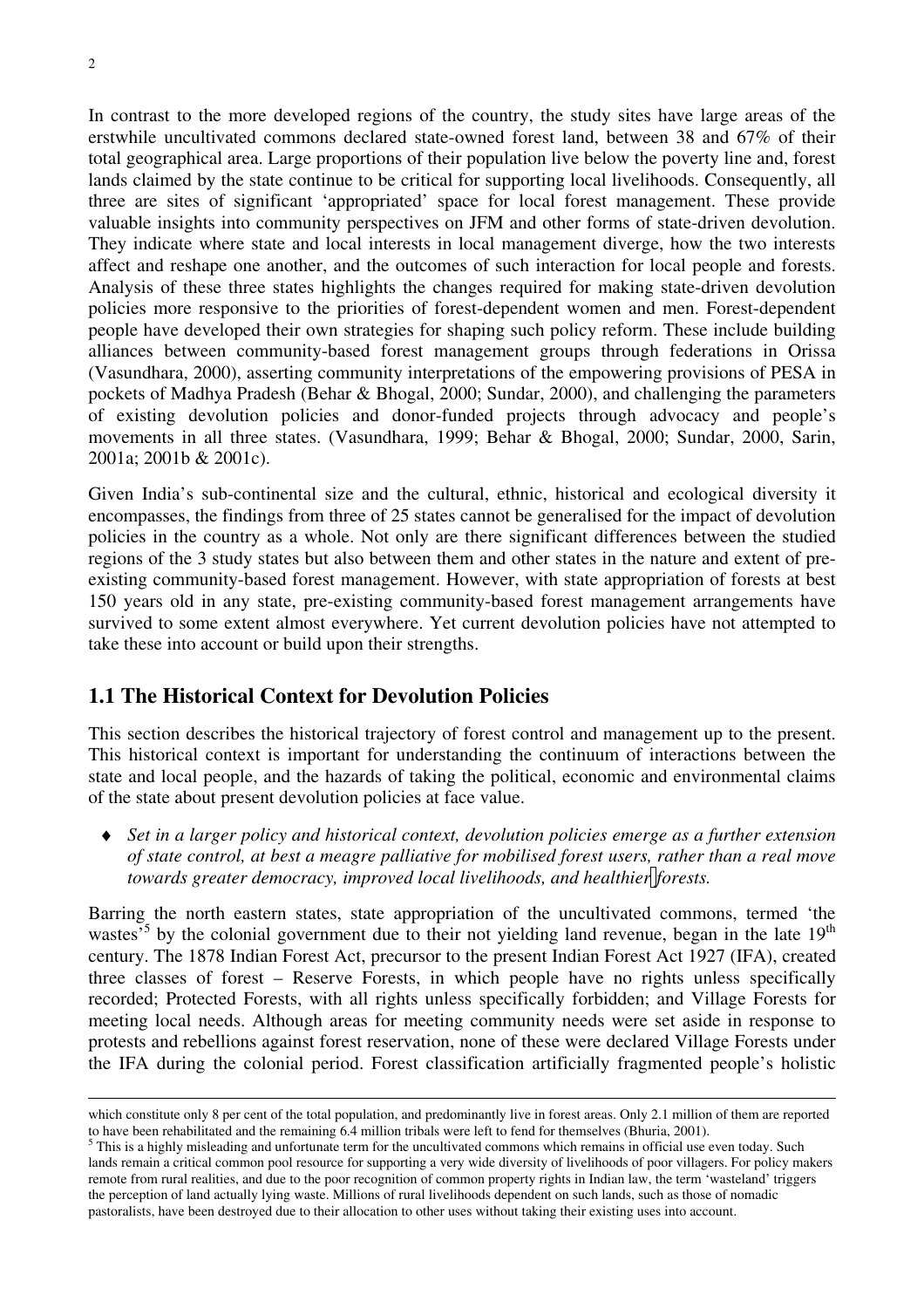In contrast to the more developed regions of the country, the study sites have large areas of the erstwhile uncultivated commons declared state-owned forest land, between 38 and 67% of their total geographical area. Large proportions of their population live below the poverty line and, forest lands claimed by the state continue to be critical for supporting local livelihoods. Consequently, all three are sites of significant 'appropriated' space for local forest management. These provide valuable insights into community perspectives on JFM and other forms of state-driven devolution. They indicate where state and local interests in local management diverge, how the two interests affect and reshape one another, and the outcomes of such interaction for local people and forests. Analysis of these three states highlights the changes required for making state-driven devolution policies more responsive to the priorities of forest-dependent women and men. Forest-dependent people have developed their own strategies for shaping such policy reform. These include building alliances between community-based forest management groups through federations in Orissa (Vasundhara, 2000), asserting community interpretations of the empowering provisions of PESA in pockets of Madhya Pradesh (Behar & Bhogal, 2000; Sundar, 2000), and challenging the parameters of existing devolution policies and donor-funded projects through advocacy and people's movements in all three states. (Vasundhara, 1999; Behar & Bhogal, 2000; Sundar, 2000, Sarin, 2001a; 2001b & 2001c).

Given India's sub-continental size and the cultural, ethnic, historical and ecological diversity it encompasses, the findings from three of 25 states cannot be generalised for the impact of devolution policies in the country as a whole. Not only are there significant differences between the studied regions of the 3 study states but also between them and other states in the nature and extent of pre-existing community-based forest management. However, with state appropriation of forests at best 150 years old in any state, pre-existing community-based forest management arrangements have survived to some extent almost everywhere. Yet current devolution policies have not attempted to take these into account or build upon their strengths.

## 1.1 The Historical Context for Devolution Policies

This section describes the historical trajectory of forest control and management up to the present. This historical context is important for understanding the continuum of interactions between the state and local people, and the hazards of taking the political, economic and environmental claims of the state about present devolution policies at face value.

- *Set in a larger policy and historical context, devolution policies emerge as a further extension of state control, at best a meagre palliative for mobilised forest users, rather than a real move towards greater democracy, improved local livelihoods, and healthier forests.*

Barring the north eastern states, state appropriation of the uncultivated commons, termed 'the wastes'[5] by the colonial government due to their not yielding land revenue, began in the late 19th century. The 1878 Indian Forest Act, precursor to the present Indian Forest Act 1927 (IFA), created three classes of forest – Reserve Forests, in which people have no rights unless specifically recorded; Protected Forests, with all rights unless specifically forbidden; and Village Forests for meeting local needs. Although areas for meeting community needs were set aside in response to protests and rebellions against forest reservation, none of these were declared Village Forests under the IFA during the colonial period. Forest classification artificially fragmented people's holistic

---

which constitute only 8 per cent of the total population, and predominantly live in forest areas. Only 2.1 million of them are reported to have been rehabilitated and the remaining 6.4 million tribals were left to fend for themselves (Bhuria, 2001).

[5] This is a highly misleading and unfortunate term for the uncultivated commons which remains in official use even today. Such lands remain a critical common pool resource for supporting a very wide diversity of livelihoods of poor villagers. For policy makers remote from rural realities, and due to the poor recognition of common property rights in Indian law, the term 'wasteland' triggers the perception of land actually lying waste. Millions of rural livelihoods dependent on such lands, such as those of nomadic pastoralists, have been destroyed due to their allocation to other uses without taking their existing uses into account.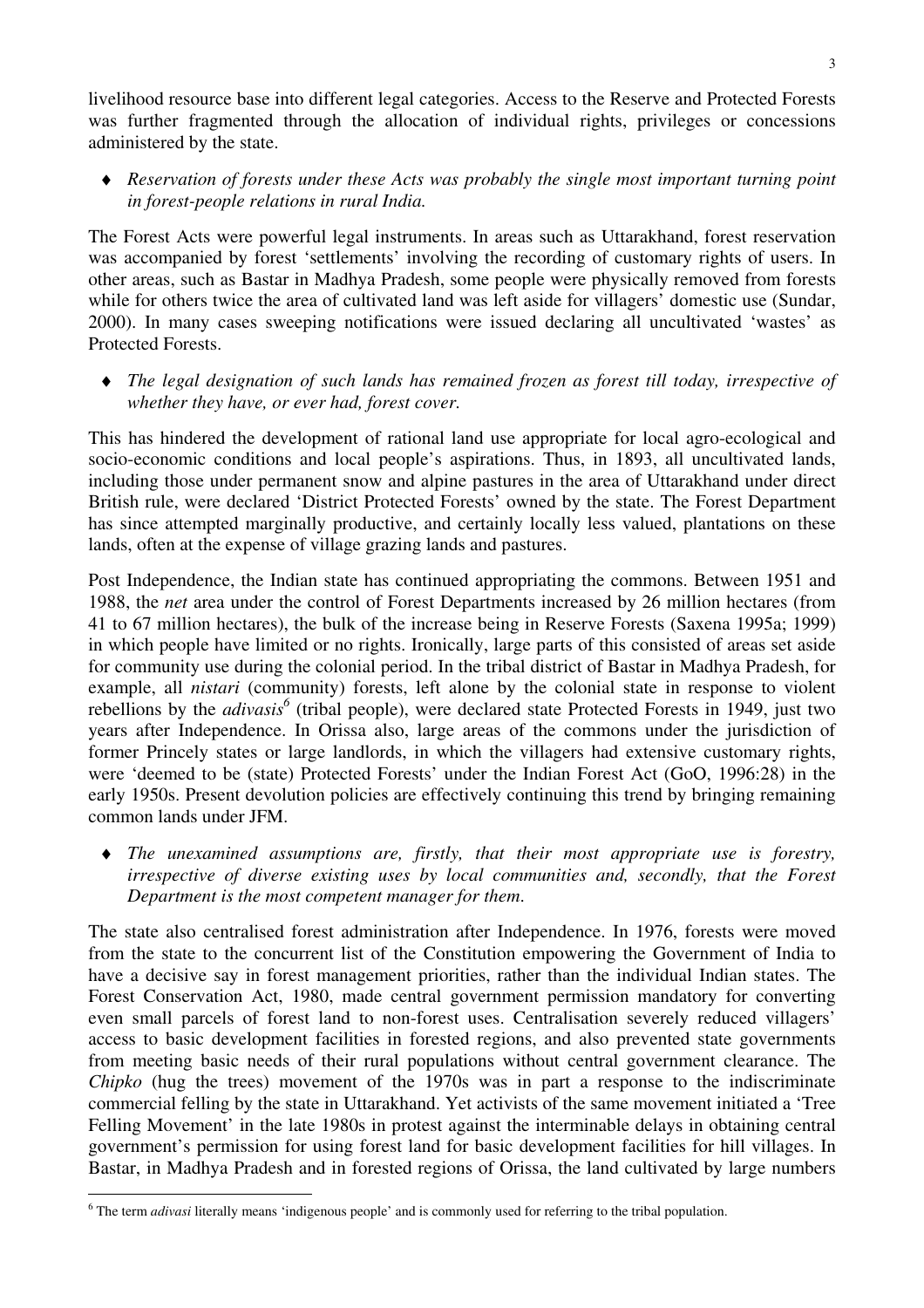livelihood resource base into different legal categories. Access to the Reserve and Protected Forests was further fragmented through the allocation of individual rights, privileges or concessions administered by the state.

- *Reservation of forests under these Acts was probably the single most important turning point in forest-people relations in rural India.*

The Forest Acts were powerful legal instruments. In areas such as Uttarakhand, forest reservation was accompanied by forest 'settlements' involving the recording of customary rights of users. In other areas, such as Bastar in Madhya Pradesh, some people were physically removed from forests while for others twice the area of cultivated land was left aside for villagers' domestic use (Sundar, 2000). In many cases sweeping notifications were issued declaring all uncultivated 'wastes' as Protected Forests.

- *The legal designation of such lands has remained frozen as forest till today, irrespective of whether they have, or ever had, forest cover.*

This has hindered the development of rational land use appropriate for local agro-ecological and socio-economic conditions and local people's aspirations. Thus, in 1893, all uncultivated lands, including those under permanent snow and alpine pastures in the area of Uttarakhand under direct British rule, were declared 'District Protected Forests' owned by the state. The Forest Department has since attempted marginally productive, and certainly locally less valued, plantations on these lands, often at the expense of village grazing lands and pastures.

Post Independence, the Indian state has continued appropriating the commons. Between 1951 and 1988, the *net* area under the control of Forest Departments increased by 26 million hectares (from 41 to 67 million hectares), the bulk of the increase being in Reserve Forests (Saxena 1995a; 1999) in which people have limited or no rights. Ironically, large parts of this consisted of areas set aside for community use during the colonial period. In the tribal district of Bastar in Madhya Pradesh, for example, all *nistari* (community) forests, left alone by the colonial state in response to violent rebellions by the *adivasis*[6] (tribal people), were declared state Protected Forests in 1949, just two years after Independence. In Orissa also, large areas of the commons under the jurisdiction of former Princely states or large landlords, in which the villagers had extensive customary rights, were 'deemed to be (state) Protected Forests' under the Indian Forest Act (GoO, 1996:28) in the early 1950s. Present devolution policies are effectively continuing this trend by bringing remaining common lands under JFM.

- *The unexamined assumptions are, firstly, that their most appropriate use is forestry, irrespective of diverse existing uses by local communities and, secondly, that the Forest Department is the most competent manager for them.*

The state also centralised forest administration after Independence. In 1976, forests were moved from the state to the concurrent list of the Constitution empowering the Government of India to have a decisive say in forest management priorities, rather than the individual Indian states. The Forest Conservation Act, 1980, made central government permission mandatory for converting even small parcels of forest land to non-forest uses. Centralisation severely reduced villagers' access to basic development facilities in forested regions, and also prevented state governments from meeting basic needs of their rural populations without central government clearance. The *Chipko* (hug the trees) movement of the 1970s was in part a response to the indiscriminate commercial felling by the state in Uttarakhand. Yet activists of the same movement initiated a 'Tree Felling Movement' in the late 1980s in protest against the interminable delays in obtaining central government's permission for using forest land for basic development facilities for hill villages. In Bastar, in Madhya Pradesh and in forested regions of Orissa, the land cultivated by large numbers

[6] The term *adivasi* literally means 'indigenous people' and is commonly used for referring to the tribal population.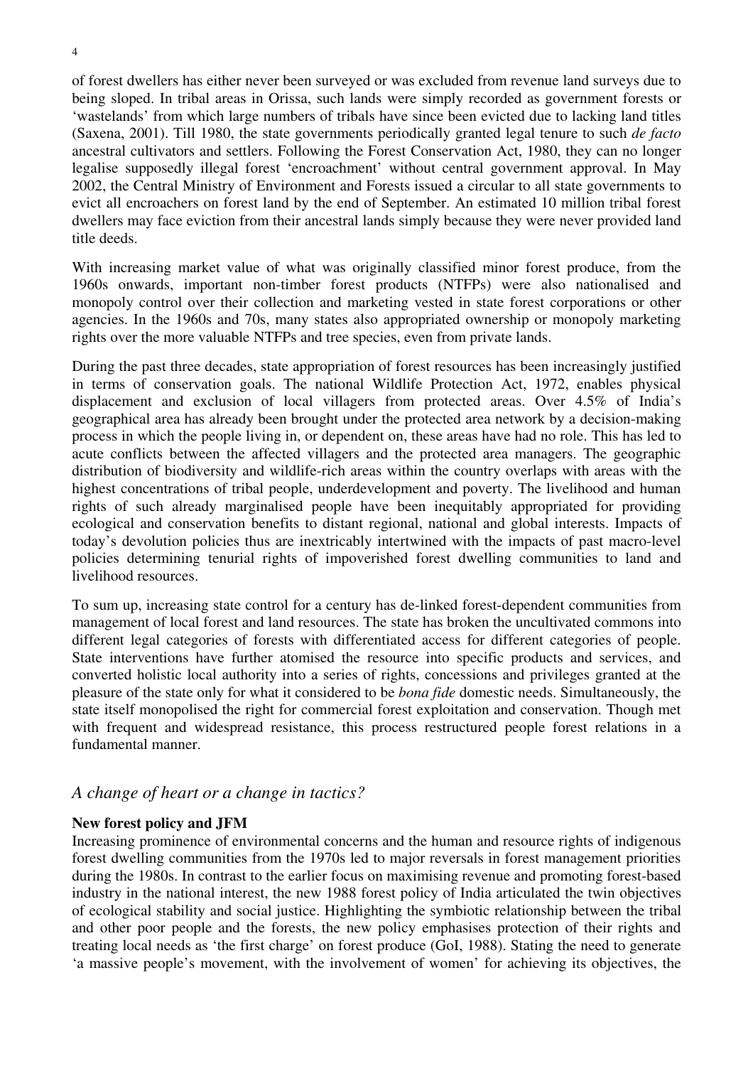of forest dwellers has either never been surveyed or was excluded from revenue land surveys due to being sloped. In tribal areas in Orissa, such lands were simply recorded as government forests or 'wastelands' from which large numbers of tribals have since been evicted due to lacking land titles (Saxena, 2001). Till 1980, the state governments periodically granted legal tenure to such *de facto* ancestral cultivators and settlers. Following the Forest Conservation Act, 1980, they can no longer legalise supposedly illegal forest 'encroachment' without central government approval. In May 2002, the Central Ministry of Environment and Forests issued a circular to all state governments to evict all encroachers on forest land by the end of September. An estimated 10 million tribal forest dwellers may face eviction from their ancestral lands simply because they were never provided land title deeds.

With increasing market value of what was originally classified minor forest produce, from the 1960s onwards, important non-timber forest products (NTFPs) were also nationalised and monopoly control over their collection and marketing vested in state forest corporations or other agencies. In the 1960s and 70s, many states also appropriated ownership or monopoly marketing rights over the more valuable NTFPs and tree species, even from private lands.

During the past three decades, state appropriation of forest resources has been increasingly justified in terms of conservation goals. The national Wildlife Protection Act, 1972, enables physical displacement and exclusion of local villagers from protected areas. Over 4.5% of India's geographical area has already been brought under the protected area network by a decision-making process in which the people living in, or dependent on, these areas have had no role. This has led to acute conflicts between the affected villagers and the protected area managers. The geographic distribution of biodiversity and wildlife-rich areas within the country overlaps with areas with the highest concentrations of tribal people, underdevelopment and poverty. The livelihood and human rights of such already marginalised people have been inequitably appropriated for providing ecological and conservation benefits to distant regional, national and global interests. Impacts of today's devolution policies thus are inextricably intertwined with the impacts of past macro-level policies determining tenurial rights of impoverished forest dwelling communities to land and livelihood resources.

To sum up, increasing state control for a century has de-linked forest-dependent communities from management of local forest and land resources. The state has broken the uncultivated commons into different legal categories of forests with differentiated access for different categories of people. State interventions have further atomised the resource into specific products and services, and converted holistic local authority into a series of rights, concessions and privileges granted at the pleasure of the state only for what it considered to be *bona fide* domestic needs. Simultaneously, the state itself monopolised the right for commercial forest exploitation and conservation. Though met with frequent and widespread resistance, this process restructured people forest relations in a fundamental manner.

## *A change of heart or a change in tactics?*

### New forest policy and JFM

Increasing prominence of environmental concerns and the human and resource rights of indigenous forest dwelling communities from the 1970s led to major reversals in forest management priorities during the 1980s. In contrast to the earlier focus on maximising revenue and promoting forest-based industry in the national interest, the new 1988 forest policy of India articulated the twin objectives of ecological stability and social justice. Highlighting the symbiotic relationship between the tribal and other poor people and the forests, the new policy emphasises protection of their rights and treating local needs as 'the first charge' on forest produce (GoI, 1988). Stating the need to generate 'a massive people's movement, with the involvement of women' for achieving its objectives, the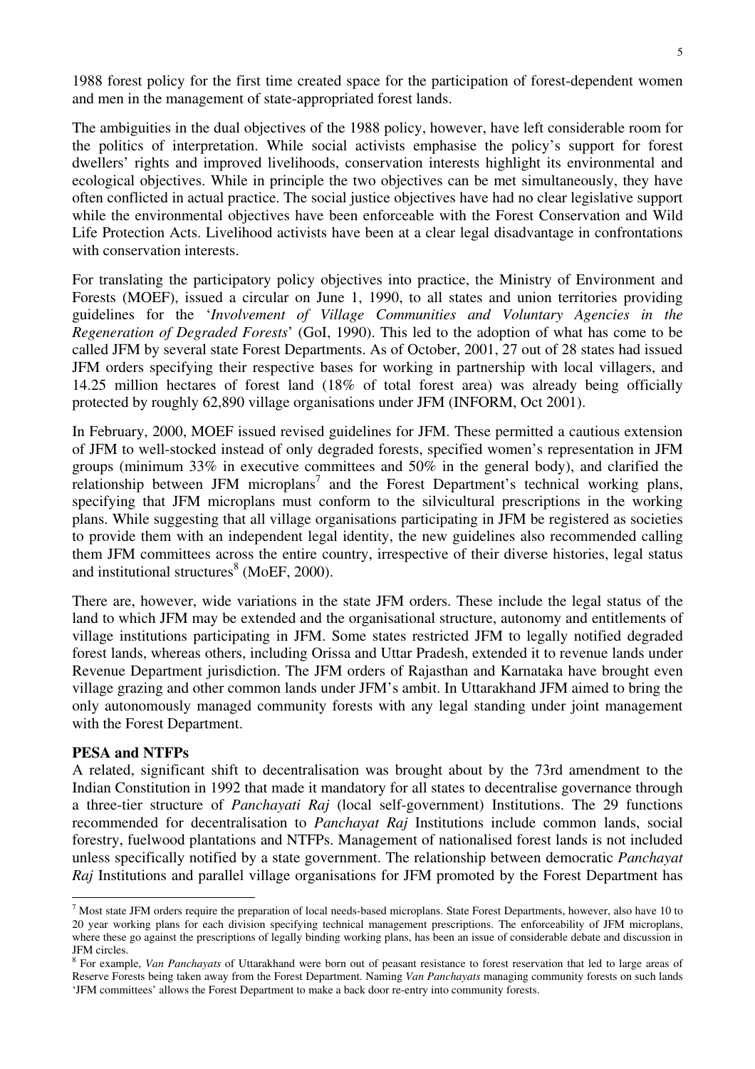1988 forest policy for the first time created space for the participation of forest-dependent women and men in the management of state-appropriated forest lands.

The ambiguities in the dual objectives of the 1988 policy, however, have left considerable room for the politics of interpretation. While social activists emphasise the policy's support for forest dwellers' rights and improved livelihoods, conservation interests highlight its environmental and ecological objectives. While in principle the two objectives can be met simultaneously, they have often conflicted in actual practice. The social justice objectives have had no clear legislative support while the environmental objectives have been enforceable with the Forest Conservation and Wild Life Protection Acts. Livelihood activists have been at a clear legal disadvantage in confrontations with conservation interests.

For translating the participatory policy objectives into practice, the Ministry of Environment and Forests (MOEF), issued a circular on June 1, 1990, to all states and union territories providing guidelines for the '*Involvement of Village Communities and Voluntary Agencies in the Regeneration of Degraded Forests*' (GoI, 1990). This led to the adoption of what has come to be called JFM by several state Forest Departments. As of October, 2001, 27 out of 28 states had issued JFM orders specifying their respective bases for working in partnership with local villagers, and 14.25 million hectares of forest land (18% of total forest area) was already being officially protected by roughly 62,890 village organisations under JFM (INFORM, Oct 2001).

In February, 2000, MOEF issued revised guidelines for JFM. These permitted a cautious extension of JFM to well-stocked instead of only degraded forests, specified women's representation in JFM groups (minimum 33% in executive committees and 50% in the general body), and clarified the relationship between JFM microplans[7] and the Forest Department's technical working plans, specifying that JFM microplans must conform to the silvicultural prescriptions in the working plans. While suggesting that all village organisations participating in JFM be registered as societies to provide them with an independent legal identity, the new guidelines also recommended calling them JFM committees across the entire country, irrespective of their diverse histories, legal status and institutional structures[8] (MoEF, 2000).

There are, however, wide variations in the state JFM orders. These include the legal status of the land to which JFM may be extended and the organisational structure, autonomy and entitlements of village institutions participating in JFM. Some states restricted JFM to legally notified degraded forest lands, whereas others, including Orissa and Uttar Pradesh, extended it to revenue lands under Revenue Department jurisdiction. The JFM orders of Rajasthan and Karnataka have brought even village grazing and other common lands under JFM's ambit. In Uttarakhand JFM aimed to bring the only autonomously managed community forests with any legal standing under joint management with the Forest Department.

**PESA and NTFPs**

A related, significant shift to decentralisation was brought about by the 73rd amendment to the Indian Constitution in 1992 that made it mandatory for all states to decentralise governance through a three-tier structure of *Panchayati Raj* (local self-government) Institutions. The 29 functions recommended for decentralisation to *Panchayat Raj* Institutions include common lands, social forestry, fuelwood plantations and NTFPs. Management of nationalised forest lands is not included unless specifically notified by a state government. The relationship between democratic *Panchayat Raj* Institutions and parallel village organisations for JFM promoted by the Forest Department has

---

[7] Most state JFM orders require the preparation of local needs-based microplans. State Forest Departments, however, also have 10 to 20 year working plans for each division specifying technical management prescriptions. The enforceability of JFM microplans, where these go against the prescriptions of legally binding working plans, has been an issue of considerable debate and discussion in JFM circles.

[8] For example, *Van Panchayats* of Uttarakhand were born out of peasant resistance to forest reservation that led to large areas of Reserve Forests being taken away from the Forest Department. Naming *Van Panchayats* managing community forests on such lands 'JFM committees' allows the Forest Department to make a back door re-entry into community forests.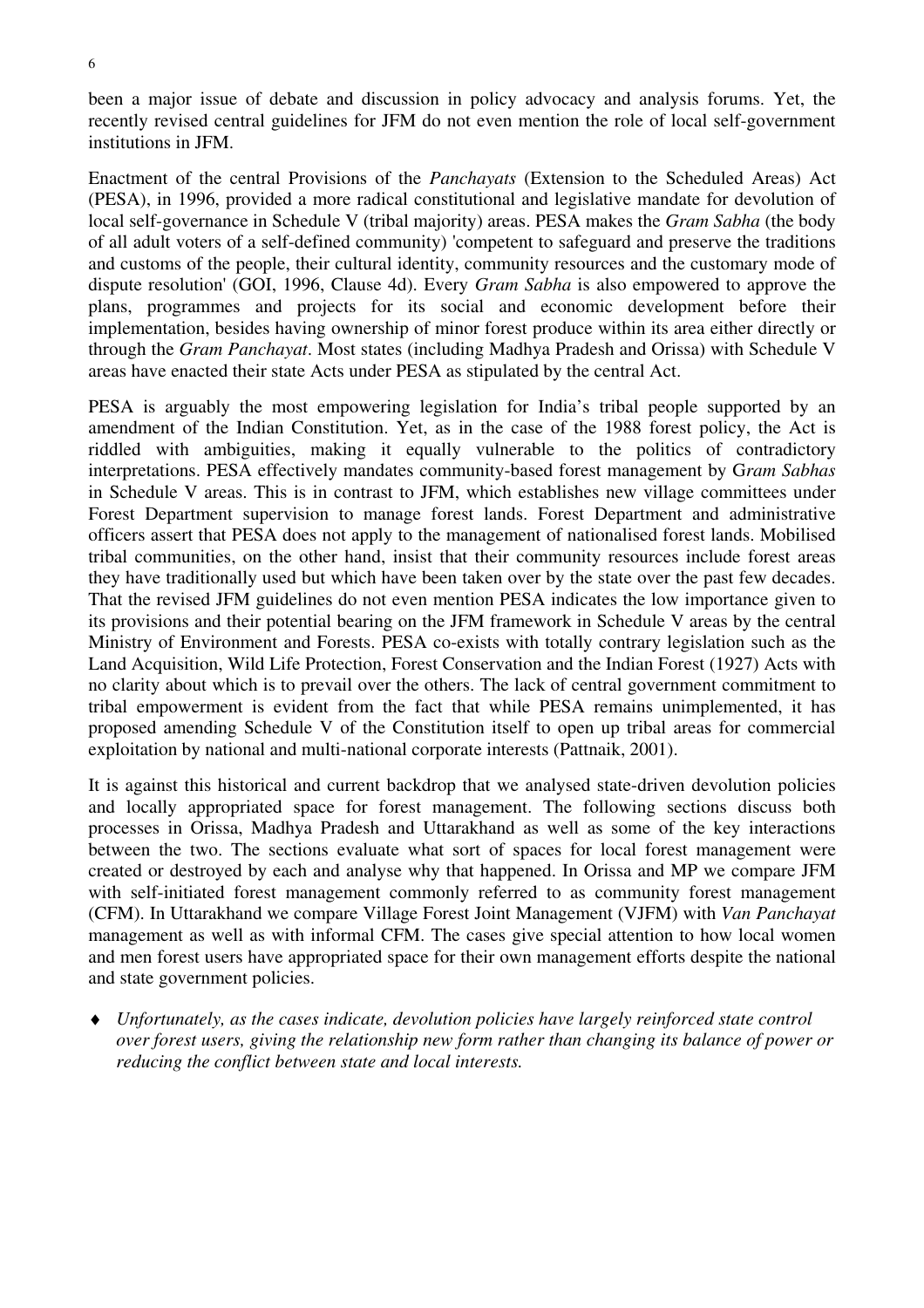been a major issue of debate and discussion in policy advocacy and analysis forums. Yet, the recently revised central guidelines for JFM do not even mention the role of local self-government institutions in JFM.

Enactment of the central Provisions of the *Panchayats* (Extension to the Scheduled Areas) Act (PESA), in 1996, provided a more radical constitutional and legislative mandate for devolution of local self-governance in Schedule V (tribal majority) areas. PESA makes the *Gram Sabha* (the body of all adult voters of a self-defined community) 'competent to safeguard and preserve the traditions and customs of the people, their cultural identity, community resources and the customary mode of dispute resolution' (GOI, 1996, Clause 4d). Every *Gram Sabha* is also empowered to approve the plans, programmes and projects for its social and economic development before their implementation, besides having ownership of minor forest produce within its area either directly or through the *Gram Panchayat*. Most states (including Madhya Pradesh and Orissa) with Schedule V areas have enacted their state Acts under PESA as stipulated by the central Act.

PESA is arguably the most empowering legislation for India's tribal people supported by an amendment of the Indian Constitution. Yet, as in the case of the 1988 forest policy, the Act is riddled with ambiguities, making it equally vulnerable to the politics of contradictory interpretations. PESA effectively mandates community-based forest management by G*ram Sabhas* in Schedule V areas. This is in contrast to JFM, which establishes new village committees under Forest Department supervision to manage forest lands. Forest Department and administrative officers assert that PESA does not apply to the management of nationalised forest lands. Mobilised tribal communities, on the other hand, insist that their community resources include forest areas they have traditionally used but which have been taken over by the state over the past few decades. That the revised JFM guidelines do not even mention PESA indicates the low importance given to its provisions and their potential bearing on the JFM framework in Schedule V areas by the central Ministry of Environment and Forests. PESA co-exists with totally contrary legislation such as the Land Acquisition, Wild Life Protection, Forest Conservation and the Indian Forest (1927) Acts with no clarity about which is to prevail over the others. The lack of central government commitment to tribal empowerment is evident from the fact that while PESA remains unimplemented, it has proposed amending Schedule V of the Constitution itself to open up tribal areas for commercial exploitation by national and multi-national corporate interests (Pattnaik, 2001).

It is against this historical and current backdrop that we analysed state-driven devolution policies and locally appropriated space for forest management. The following sections discuss both processes in Orissa, Madhya Pradesh and Uttarakhand as well as some of the key interactions between the two. The sections evaluate what sort of spaces for local forest management were created or destroyed by each and analyse why that happened. In Orissa and MP we compare JFM with self-initiated forest management commonly referred to as community forest management (CFM). In Uttarakhand we compare Village Forest Joint Management (VJFM) with *Van Panchayat* management as well as with informal CFM. The cases give special attention to how local women and men forest users have appropriated space for their own management efforts despite the national and state government policies.

- *Unfortunately, as the cases indicate, devolution policies have largely reinforced state control over forest users, giving the relationship new form rather than changing its balance of power or reducing the conflict between state and local interests.*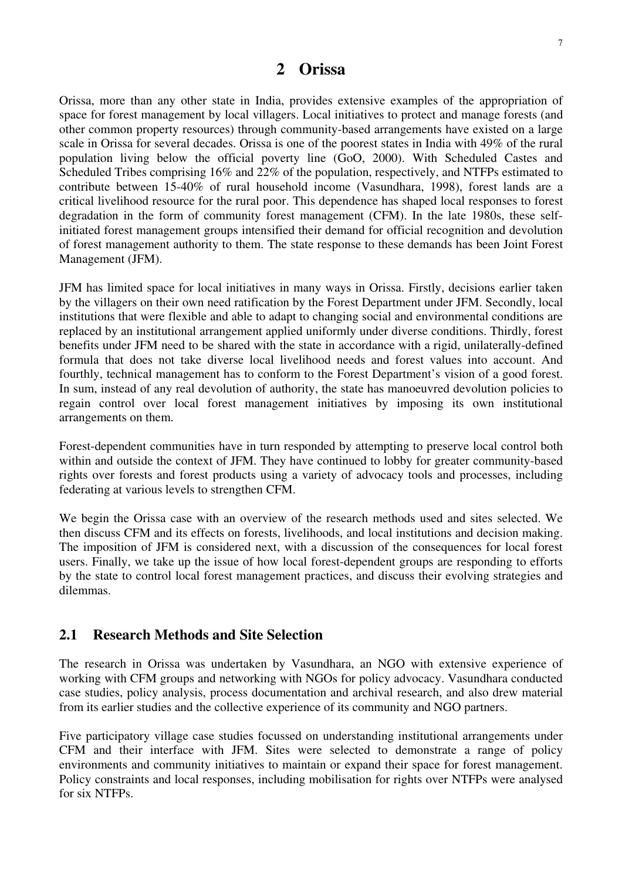# 2 Orissa

Orissa, more than any other state in India, provides extensive examples of the appropriation of space for forest management by local villagers. Local initiatives to protect and manage forests (and other common property resources) through community-based arrangements have existed on a large scale in Orissa for several decades. Orissa is one of the poorest states in India with 49% of the rural population living below the official poverty line (GoO, 2000). With Scheduled Castes and Scheduled Tribes comprising 16% and 22% of the population, respectively, and NTFPs estimated to contribute between 15-40% of rural household income (Vasundhara, 1998), forest lands are a critical livelihood resource for the rural poor. This dependence has shaped local responses to forest degradation in the form of community forest management (CFM). In the late 1980s, these self-initiated forest management groups intensified their demand for official recognition and devolution of forest management authority to them. The state response to these demands has been Joint Forest Management (JFM).

JFM has limited space for local initiatives in many ways in Orissa. Firstly, decisions earlier taken by the villagers on their own need ratification by the Forest Department under JFM. Secondly, local institutions that were flexible and able to adapt to changing social and environmental conditions are replaced by an institutional arrangement applied uniformly under diverse conditions. Thirdly, forest benefits under JFM need to be shared with the state in accordance with a rigid, unilaterally-defined formula that does not take diverse local livelihood needs and forest values into account. And fourthly, technical management has to conform to the Forest Department's vision of a good forest. In sum, instead of any real devolution of authority, the state has manoeuvred devolution policies to regain control over local forest management initiatives by imposing its own institutional arrangements on them.

Forest-dependent communities have in turn responded by attempting to preserve local control both within and outside the context of JFM. They have continued to lobby for greater community-based rights over forests and forest products using a variety of advocacy tools and processes, including federating at various levels to strengthen CFM.

We begin the Orissa case with an overview of the research methods used and sites selected. We then discuss CFM and its effects on forests, livelihoods, and local institutions and decision making. The imposition of JFM is considered next, with a discussion of the consequences for local forest users. Finally, we take up the issue of how local forest-dependent groups are responding to efforts by the state to control local forest management practices, and discuss their evolving strategies and dilemmas.

## 2.1 Research Methods and Site Selection

The research in Orissa was undertaken by Vasundhara, an NGO with extensive experience of working with CFM groups and networking with NGOs for policy advocacy. Vasundhara conducted case studies, policy analysis, process documentation and archival research, and also drew material from its earlier studies and the collective experience of its community and NGO partners.

Five participatory village case studies focussed on understanding institutional arrangements under CFM and their interface with JFM. Sites were selected to demonstrate a range of policy environments and community initiatives to maintain or expand their space for forest management. Policy constraints and local responses, including mobilisation for rights over NTFPs were analysed for six NTFPs.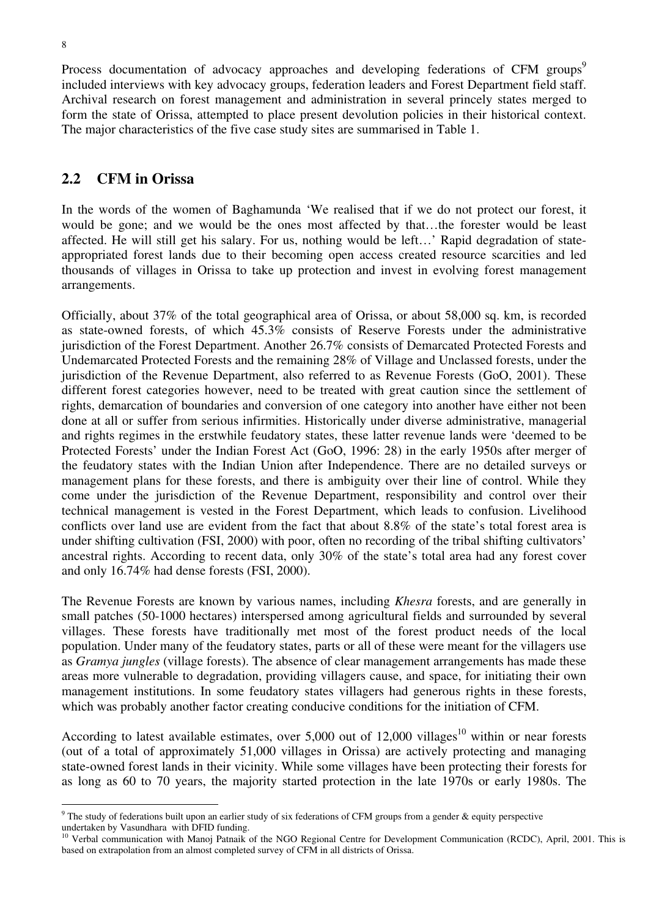Process documentation of advocacy approaches and developing federations of CFM groups[9] included interviews with key advocacy groups, federation leaders and Forest Department field staff. Archival research on forest management and administration in several princely states merged to form the state of Orissa, attempted to place present devolution policies in their historical context. The major characteristics of the five case study sites are summarised in Table 1.

## 2.2 CFM in Orissa

In the words of the women of Baghamunda 'We realised that if we do not protect our forest, it would be gone; and we would be the ones most affected by that…the forester would be least affected. He will still get his salary. For us, nothing would be left…' Rapid degradation of state-appropriated forest lands due to their becoming open access created resource scarcities and led thousands of villages in Orissa to take up protection and invest in evolving forest management arrangements.

Officially, about 37% of the total geographical area of Orissa, or about 58,000 sq. km, is recorded as state-owned forests, of which 45.3% consists of Reserve Forests under the administrative jurisdiction of the Forest Department. Another 26.7% consists of Demarcated Protected Forests and Undemarcated Protected Forests and the remaining 28% of Village and Unclassed forests, under the jurisdiction of the Revenue Department, also referred to as Revenue Forests (GoO, 2001). These different forest categories however, need to be treated with great caution since the settlement of rights, demarcation of boundaries and conversion of one category into another have either not been done at all or suffer from serious infirmities. Historically under diverse administrative, managerial and rights regimes in the erstwhile feudatory states, these latter revenue lands were 'deemed to be Protected Forests' under the Indian Forest Act (GoO, 1996: 28) in the early 1950s after merger of the feudatory states with the Indian Union after Independence. There are no detailed surveys or management plans for these forests, and there is ambiguity over their line of control. While they come under the jurisdiction of the Revenue Department, responsibility and control over their technical management is vested in the Forest Department, which leads to confusion. Livelihood conflicts over land use are evident from the fact that about 8.8% of the state's total forest area is under shifting cultivation (FSI, 2000) with poor, often no recording of the tribal shifting cultivators' ancestral rights. According to recent data, only 30% of the state's total area had any forest cover and only 16.74% had dense forests (FSI, 2000).

The Revenue Forests are known by various names, including *Khesra* forests, and are generally in small patches (50-1000 hectares) interspersed among agricultural fields and surrounded by several villages. These forests have traditionally met most of the forest product needs of the local population. Under many of the feudatory states, parts or all of these were meant for the villagers use as *Gramya jungles* (village forests). The absence of clear management arrangements has made these areas more vulnerable to degradation, providing villagers cause, and space, for initiating their own management institutions. In some feudatory states villagers had generous rights in these forests, which was probably another factor creating conducive conditions for the initiation of CFM.

According to latest available estimates, over 5,000 out of 12,000 villages[10] within or near forests (out of a total of approximately 51,000 villages in Orissa) are actively protecting and managing state-owned forest lands in their vicinity. While some villages have been protecting their forests for as long as 60 to 70 years, the majority started protection in the late 1970s or early 1980s. The

---

[9] The study of federations built upon an earlier study of six federations of CFM groups from a gender & equity perspective undertaken by Vasundhara with DFID funding.

[10] Verbal communication with Manoj Patnaik of the NGO Regional Centre for Development Communication (RCDC), April, 2001. This is based on extrapolation from an almost completed survey of CFM in all districts of Orissa.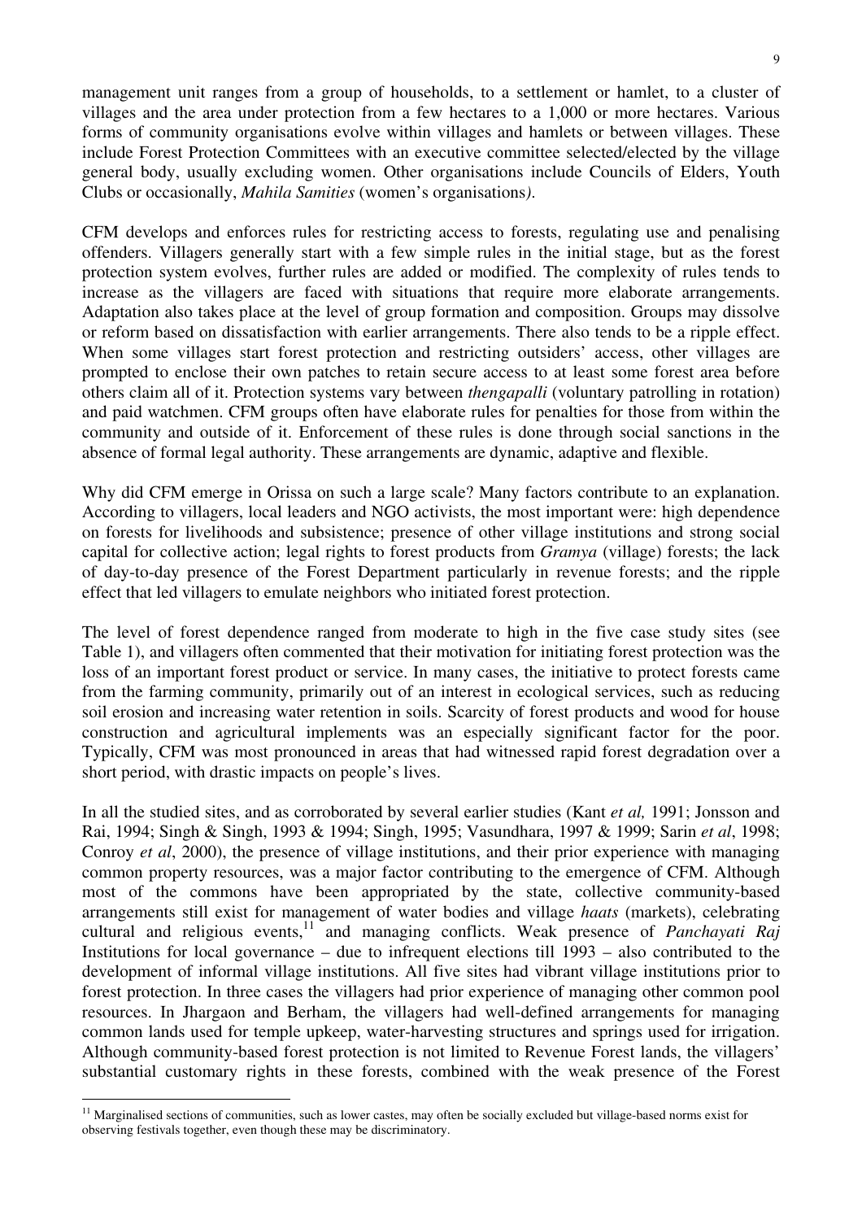management unit ranges from a group of households, to a settlement or hamlet, to a cluster of villages and the area under protection from a few hectares to a 1,000 or more hectares. Various forms of community organisations evolve within villages and hamlets or between villages. These include Forest Protection Committees with an executive committee selected/elected by the village general body, usually excluding women. Other organisations include Councils of Elders, Youth Clubs or occasionally, *Mahila Samities* (women's organisations*)*.

CFM develops and enforces rules for restricting access to forests, regulating use and penalising offenders. Villagers generally start with a few simple rules in the initial stage, but as the forest protection system evolves, further rules are added or modified. The complexity of rules tends to increase as the villagers are faced with situations that require more elaborate arrangements. Adaptation also takes place at the level of group formation and composition. Groups may dissolve or reform based on dissatisfaction with earlier arrangements. There also tends to be a ripple effect. When some villages start forest protection and restricting outsiders' access, other villages are prompted to enclose their own patches to retain secure access to at least some forest area before others claim all of it. Protection systems vary between *thengapalli* (voluntary patrolling in rotation) and paid watchmen. CFM groups often have elaborate rules for penalties for those from within the community and outside of it. Enforcement of these rules is done through social sanctions in the absence of formal legal authority. These arrangements are dynamic, adaptive and flexible.

Why did CFM emerge in Orissa on such a large scale? Many factors contribute to an explanation. According to villagers, local leaders and NGO activists, the most important were: high dependence on forests for livelihoods and subsistence; presence of other village institutions and strong social capital for collective action; legal rights to forest products from *Gramya* (village) forests; the lack of day-to-day presence of the Forest Department particularly in revenue forests; and the ripple effect that led villagers to emulate neighbors who initiated forest protection.

The level of forest dependence ranged from moderate to high in the five case study sites (see Table 1), and villagers often commented that their motivation for initiating forest protection was the loss of an important forest product or service. In many cases, the initiative to protect forests came from the farming community, primarily out of an interest in ecological services, such as reducing soil erosion and increasing water retention in soils. Scarcity of forest products and wood for house construction and agricultural implements was an especially significant factor for the poor. Typically, CFM was most pronounced in areas that had witnessed rapid forest degradation over a short period, with drastic impacts on people's lives.

In all the studied sites, and as corroborated by several earlier studies (Kant *et al,* 1991; Jonsson and Rai, 1994; Singh & Singh, 1993 & 1994; Singh, 1995; Vasundhara, 1997 & 1999; Sarin *et al*, 1998; Conroy *et al*, 2000), the presence of village institutions, and their prior experience with managing common property resources, was a major factor contributing to the emergence of CFM. Although most of the commons have been appropriated by the state, collective community-based arrangements still exist for management of water bodies and village *haats* (markets), celebrating cultural and religious events,[11] and managing conflicts. Weak presence of *Panchayati Raj* Institutions for local governance – due to infrequent elections till 1993 – also contributed to the development of informal village institutions. All five sites had vibrant village institutions prior to forest protection. In three cases the villagers had prior experience of managing other common pool resources. In Jhargaon and Berham, the villagers had well-defined arrangements for managing common lands used for temple upkeep, water-harvesting structures and springs used for irrigation. Although community-based forest protection is not limited to Revenue Forest lands, the villagers' substantial customary rights in these forests, combined with the weak presence of the Forest

[11] Marginalised sections of communities, such as lower castes, may often be socially excluded but village-based norms exist for observing festivals together, even though these may be discriminatory.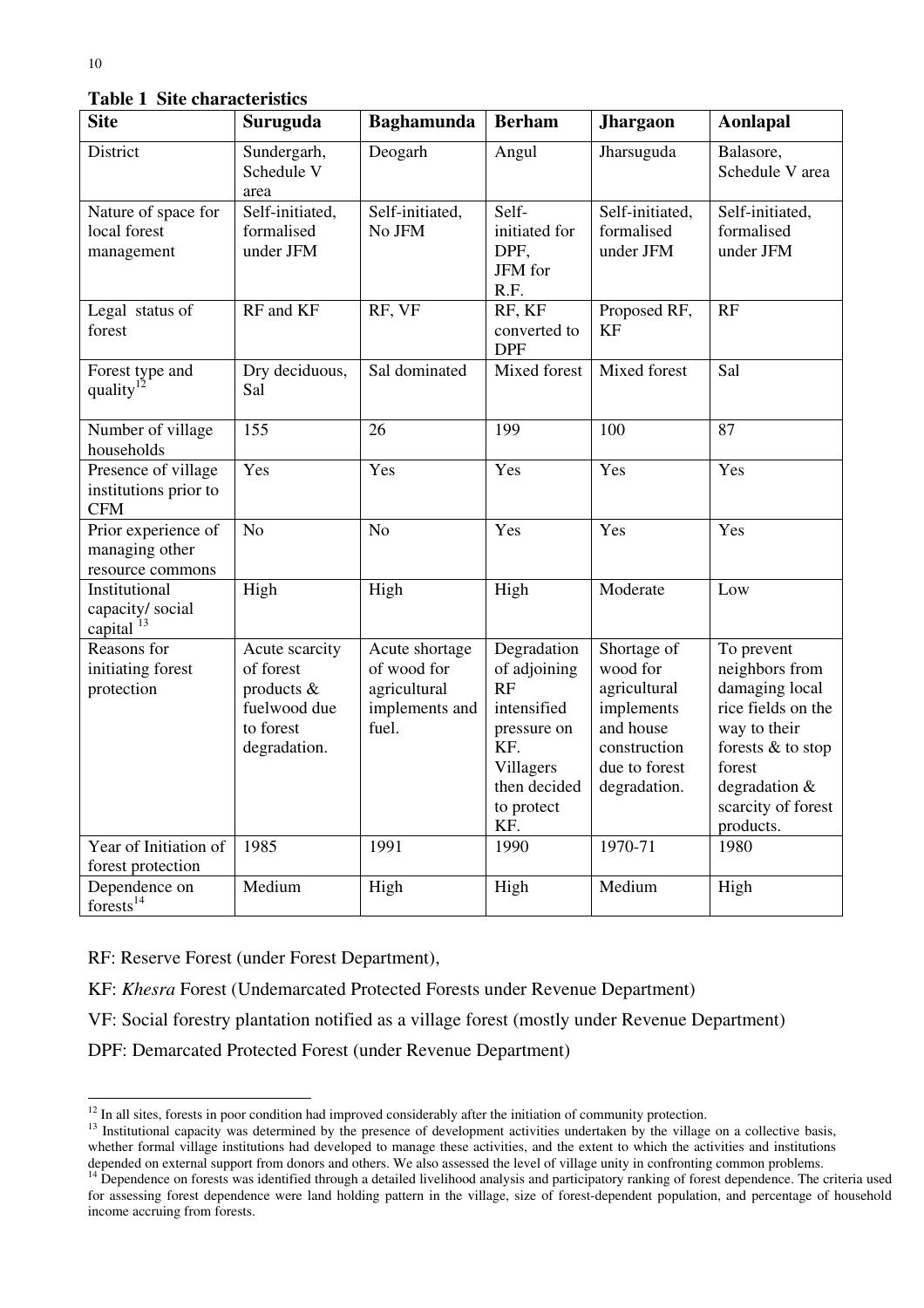**Table 1 Site characteristics**

| Site | Suruguda | Baghamunda | Berham | Jhargaon | Aonlapal |
|---|---|---|---|---|---|
| District | Sundergarh, Schedule V area | Deogarh | Angul | Jharsuguda | Balasore, Schedule V area |
| Nature of space for local forest management | Self-initiated, formalised under JFM | Self-initiated, No JFM | Self-initiated for DPF, JFM for R.F. | Self-initiated, formalised under JFM | Self-initiated, formalised under JFM |
| Legal status of forest | RF and KF | RF, VF | RF, KF converted to DPF | Proposed RF, KF | RF |
| Forest type and quality[12] | Dry deciduous, Sal | Sal dominated | Mixed forest | Mixed forest | Sal |
| Number of village households | 155 | 26 | 199 | 100 | 87 |
| Presence of village institutions prior to CFM | Yes | Yes | Yes | Yes | Yes |
| Prior experience of managing other resource commons | No | No | Yes | Yes | Yes |
| Institutional capacity/ social capital [13] | High | High | High | Moderate | Low |
| Reasons for initiating forest protection | Acute scarcity of forest products & fuelwood due to forest degradation. | Acute shortage of wood for agricultural implements and fuel. | Degradation of adjoining RF intensified pressure on KF. Villagers then decided to protect KF. | Shortage of wood for agricultural implements and house construction due to forest degradation. | To prevent neighbors from damaging local rice fields on the way to their forests & to stop forest degradation & scarcity of forest products. |
| Year of Initiation of forest protection | 1985 | 1991 | 1990 | 1970-71 | 1980 |
| Dependence on forests[14] | Medium | High | High | Medium | High |

RF: Reserve Forest (under Forest Department),

KF: *Khesra* Forest (Undemarcated Protected Forests under Revenue Department)

VF: Social forestry plantation notified as a village forest (mostly under Revenue Department)

DPF: Demarcated Protected Forest (under Revenue Department)

[12] In all sites, forests in poor condition had improved considerably after the initiation of community protection.

[13] Institutional capacity was determined by the presence of development activities undertaken by the village on a collective basis, whether formal village institutions had developed to manage these activities, and the extent to which the activities and institutions depended on external support from donors and others. We also assessed the level of village unity in confronting common problems.

[14] Dependence on forests was identified through a detailed livelihood analysis and participatory ranking of forest dependence. The criteria used for assessing forest dependence were land holding pattern in the village, size of forest-dependent population, and percentage of household income accruing from forests.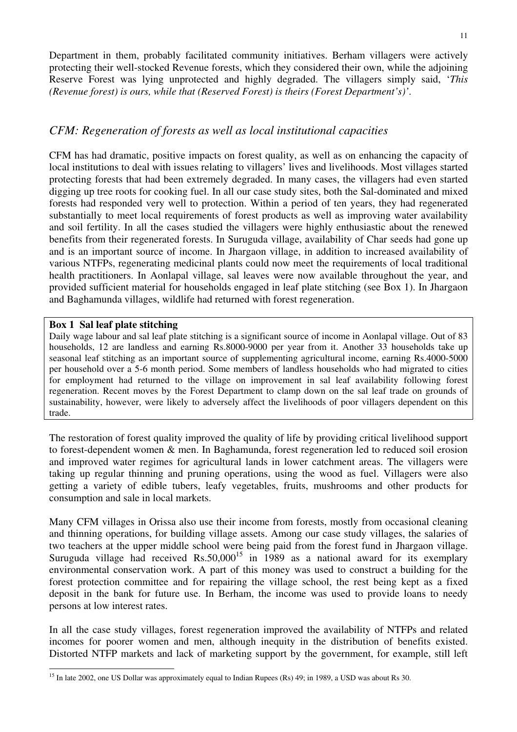Department in them, probably facilitated community initiatives. Berham villagers were actively protecting their well-stocked Revenue forests, which they considered their own, while the adjoining Reserve Forest was lying unprotected and highly degraded. The villagers simply said, '*This (Revenue forest) is ours, while that (Reserved Forest) is theirs (Forest Department's)*'.

## *CFM: Regeneration of forests as well as local institutional capacities*

CFM has had dramatic, positive impacts on forest quality, as well as on enhancing the capacity of local institutions to deal with issues relating to villagers' lives and livelihoods. Most villages started protecting forests that had been extremely degraded. In many cases, the villagers had even started digging up tree roots for cooking fuel. In all our case study sites, both the Sal-dominated and mixed forests had responded very well to protection. Within a period of ten years, they had regenerated substantially to meet local requirements of forest products as well as improving water availability and soil fertility. In all the cases studied the villagers were highly enthusiastic about the renewed benefits from their regenerated forests. In Suruguda village, availability of Char seeds had gone up and is an important source of income. In Jhargaon village, in addition to increased availability of various NTFPs, regenerating medicinal plants could now meet the requirements of local traditional health practitioners. In Aonlapal village, sal leaves were now available throughout the year, and provided sufficient material for households engaged in leaf plate stitching (see Box 1). In Jhargaon and Baghamunda villages, wildlife had returned with forest regeneration.

**Box 1 Sal leaf plate stitching**

Daily wage labour and sal leaf plate stitching is a significant source of income in Aonlapal village. Out of 83 households, 12 are landless and earning Rs.8000-9000 per year from it. Another 33 households take up seasonal leaf stitching as an important source of supplementing agricultural income, earning Rs.4000-5000 per household over a 5-6 month period. Some members of landless households who had migrated to cities for employment had returned to the village on improvement in sal leaf availability following forest regeneration. Recent moves by the Forest Department to clamp down on the sal leaf trade on grounds of sustainability, however, were likely to adversely affect the livelihoods of poor villagers dependent on this trade.

The restoration of forest quality improved the quality of life by providing critical livelihood support to forest-dependent women & men. In Baghamunda, forest regeneration led to reduced soil erosion and improved water regimes for agricultural lands in lower catchment areas. The villagers were taking up regular thinning and pruning operations, using the wood as fuel. Villagers were also getting a variety of edible tubers, leafy vegetables, fruits, mushrooms and other products for consumption and sale in local markets.

Many CFM villages in Orissa also use their income from forests, mostly from occasional cleaning and thinning operations, for building village assets. Among our case study villages, the salaries of two teachers at the upper middle school were being paid from the forest fund in Jhargaon village. Suruguda village had received Rs.50,000[15] in 1989 as a national award for its exemplary environmental conservation work. A part of this money was used to construct a building for the forest protection committee and for repairing the village school, the rest being kept as a fixed deposit in the bank for future use. In Berham, the income was used to provide loans to needy persons at low interest rates.

In all the case study villages, forest regeneration improved the availability of NTFPs and related incomes for poorer women and men, although inequity in the distribution of benefits existed. Distorted NTFP markets and lack of marketing support by the government, for example, still left

[15] In late 2002, one US Dollar was approximately equal to Indian Rupees (Rs) 49; in 1989, a USD was about Rs 30.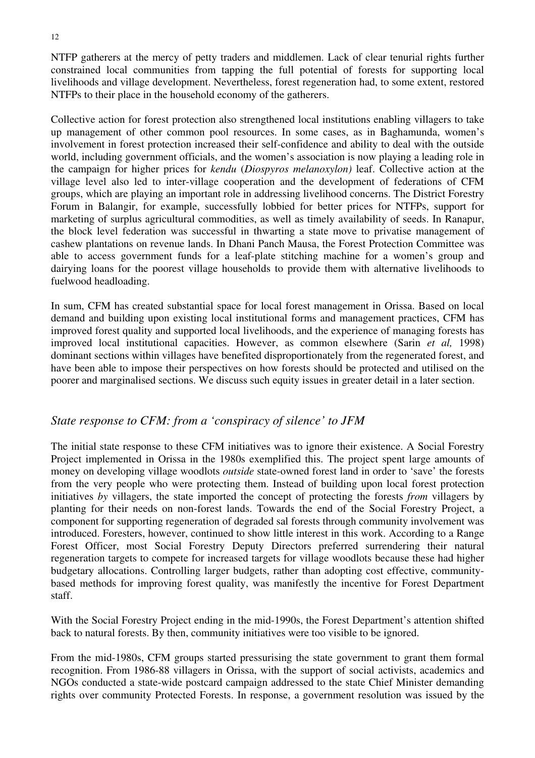NTFP gatherers at the mercy of petty traders and middlemen. Lack of clear tenurial rights further constrained local communities from tapping the full potential of forests for supporting local livelihoods and village development. Nevertheless, forest regeneration had, to some extent, restored NTFPs to their place in the household economy of the gatherers.

Collective action for forest protection also strengthened local institutions enabling villagers to take up management of other common pool resources. In some cases, as in Baghamunda, women's involvement in forest protection increased their self-confidence and ability to deal with the outside world, including government officials, and the women's association is now playing a leading role in the campaign for higher prices for *kendu* (*Diospyros melanoxylon)* leaf. Collective action at the village level also led to inter-village cooperation and the development of federations of CFM groups, which are playing an important role in addressing livelihood concerns. The District Forestry Forum in Balangir, for example, successfully lobbied for better prices for NTFPs, support for marketing of surplus agricultural commodities, as well as timely availability of seeds. In Ranapur, the block level federation was successful in thwarting a state move to privatise management of cashew plantations on revenue lands. In Dhani Panch Mausa, the Forest Protection Committee was able to access government funds for a leaf-plate stitching machine for a women's group and dairying loans for the poorest village households to provide them with alternative livelihoods to fuelwood headloading.

In sum, CFM has created substantial space for local forest management in Orissa. Based on local demand and building upon existing local institutional forms and management practices, CFM has improved forest quality and supported local livelihoods, and the experience of managing forests has improved local institutional capacities. However, as common elsewhere (Sarin *et al,* 1998) dominant sections within villages have benefited disproportionately from the regenerated forest, and have been able to impose their perspectives on how forests should be protected and utilised on the poorer and marginalised sections. We discuss such equity issues in greater detail in a later section.

## *State response to CFM: from a 'conspiracy of silence' to JFM*

The initial state response to these CFM initiatives was to ignore their existence. A Social Forestry Project implemented in Orissa in the 1980s exemplified this. The project spent large amounts of money on developing village woodlots *outside* state-owned forest land in order to 'save' the forests from the very people who were protecting them. Instead of building upon local forest protection initiatives *by* villagers, the state imported the concept of protecting the forests *from* villagers by planting for their needs on non-forest lands. Towards the end of the Social Forestry Project, a component for supporting regeneration of degraded sal forests through community involvement was introduced. Foresters, however, continued to show little interest in this work. According to a Range Forest Officer, most Social Forestry Deputy Directors preferred surrendering their natural regeneration targets to compete for increased targets for village woodlots because these had higher budgetary allocations. Controlling larger budgets, rather than adopting cost effective, community-based methods for improving forest quality, was manifestly the incentive for Forest Department staff.

With the Social Forestry Project ending in the mid-1990s, the Forest Department's attention shifted back to natural forests. By then, community initiatives were too visible to be ignored.

From the mid-1980s, CFM groups started pressurising the state government to grant them formal recognition. From 1986-88 villagers in Orissa, with the support of social activists, academics and NGOs conducted a state-wide postcard campaign addressed to the state Chief Minister demanding rights over community Protected Forests. In response, a government resolution was issued by the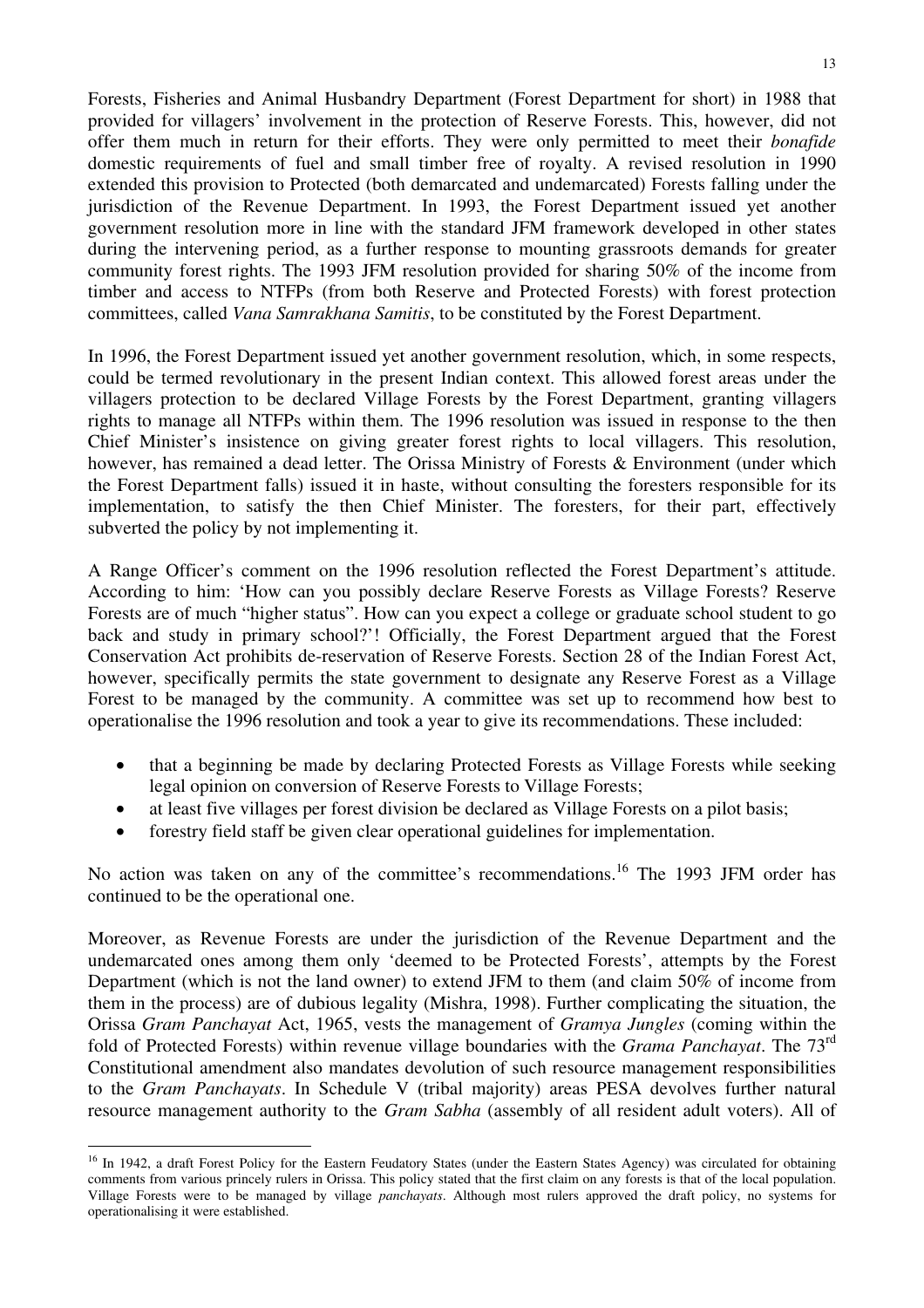Forests, Fisheries and Animal Husbandry Department (Forest Department for short) in 1988 that provided for villagers' involvement in the protection of Reserve Forests. This, however, did not offer them much in return for their efforts. They were only permitted to meet their *bonafide* domestic requirements of fuel and small timber free of royalty. A revised resolution in 1990 extended this provision to Protected (both demarcated and undemarcated) Forests falling under the jurisdiction of the Revenue Department. In 1993, the Forest Department issued yet another government resolution more in line with the standard JFM framework developed in other states during the intervening period, as a further response to mounting grassroots demands for greater community forest rights. The 1993 JFM resolution provided for sharing 50% of the income from timber and access to NTFPs (from both Reserve and Protected Forests) with forest protection committees, called *Vana Samrakhana Samitis*, to be constituted by the Forest Department.

In 1996, the Forest Department issued yet another government resolution, which, in some respects, could be termed revolutionary in the present Indian context. This allowed forest areas under the villagers protection to be declared Village Forests by the Forest Department, granting villagers rights to manage all NTFPs within them. The 1996 resolution was issued in response to the then Chief Minister's insistence on giving greater forest rights to local villagers. This resolution, however, has remained a dead letter. The Orissa Ministry of Forests & Environment (under which the Forest Department falls) issued it in haste, without consulting the foresters responsible for its implementation, to satisfy the then Chief Minister. The foresters, for their part, effectively subverted the policy by not implementing it.

A Range Officer's comment on the 1996 resolution reflected the Forest Department's attitude. According to him: 'How can you possibly declare Reserve Forests as Village Forests? Reserve Forests are of much "higher status". How can you expect a college or graduate school student to go back and study in primary school?'! Officially, the Forest Department argued that the Forest Conservation Act prohibits de-reservation of Reserve Forests. Section 28 of the Indian Forest Act, however, specifically permits the state government to designate any Reserve Forest as a Village Forest to be managed by the community. A committee was set up to recommend how best to operationalise the 1996 resolution and took a year to give its recommendations. These included:

- that a beginning be made by declaring Protected Forests as Village Forests while seeking legal opinion on conversion of Reserve Forests to Village Forests;
- at least five villages per forest division be declared as Village Forests on a pilot basis;
- forestry field staff be given clear operational guidelines for implementation.

No action was taken on any of the committee's recommendations.[16] The 1993 JFM order has continued to be the operational one.

Moreover, as Revenue Forests are under the jurisdiction of the Revenue Department and the undemarcated ones among them only 'deemed to be Protected Forests', attempts by the Forest Department (which is not the land owner) to extend JFM to them (and claim 50% of income from them in the process) are of dubious legality (Mishra, 1998). Further complicating the situation, the Orissa *Gram Panchayat* Act, 1965, vests the management of *Gramya Jungles* (coming within the fold of Protected Forests) within revenue village boundaries with the *Grama Panchayat*. The 73rd Constitutional amendment also mandates devolution of such resource management responsibilities to the *Gram Panchayats*. In Schedule V (tribal majority) areas PESA devolves further natural resource management authority to the *Gram Sabha* (assembly of all resident adult voters). All of

---

[16] In 1942, a draft Forest Policy for the Eastern Feudatory States (under the Eastern States Agency) was circulated for obtaining comments from various princely rulers in Orissa. This policy stated that the first claim on any forests is that of the local population. Village Forests were to be managed by village *panchayats*. Although most rulers approved the draft policy, no systems for operationalising it were established.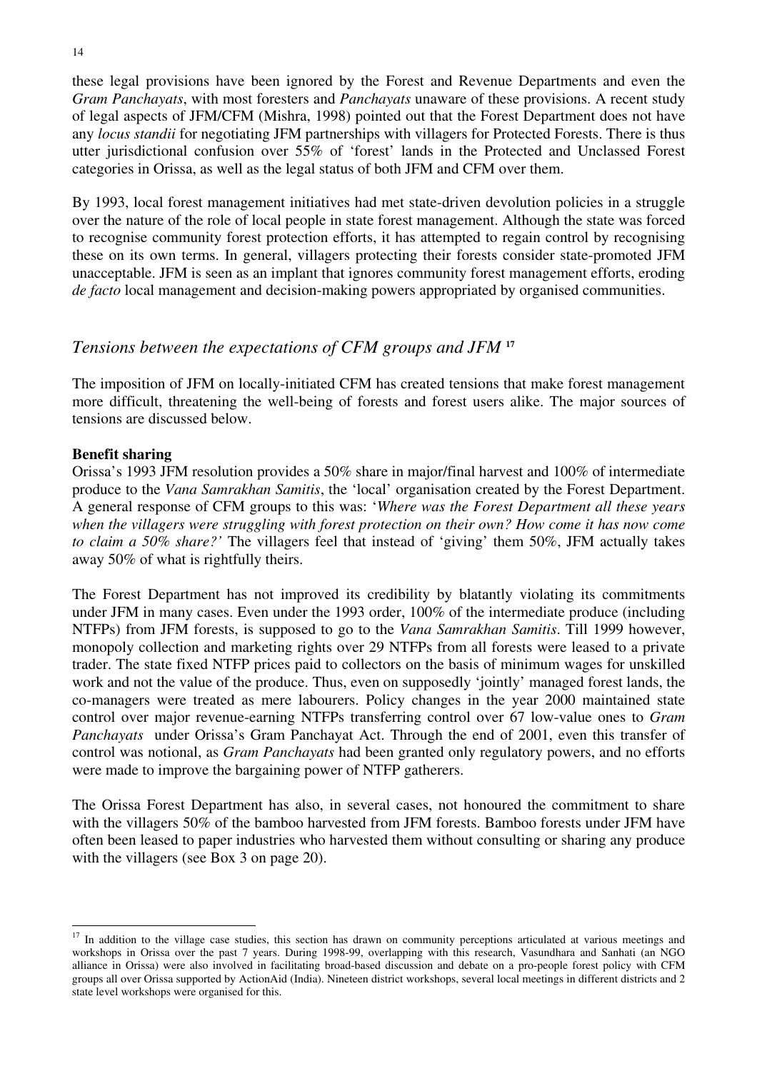these legal provisions have been ignored by the Forest and Revenue Departments and even the *Gram Panchayats*, with most foresters and *Panchayats* unaware of these provisions. A recent study of legal aspects of JFM/CFM (Mishra, 1998) pointed out that the Forest Department does not have any *locus standii* for negotiating JFM partnerships with villagers for Protected Forests. There is thus utter jurisdictional confusion over 55% of 'forest' lands in the Protected and Unclassed Forest categories in Orissa, as well as the legal status of both JFM and CFM over them.

By 1993, local forest management initiatives had met state-driven devolution policies in a struggle over the nature of the role of local people in state forest management. Although the state was forced to recognise community forest protection efforts, it has attempted to regain control by recognising these on its own terms. In general, villagers protecting their forests consider state-promoted JFM unacceptable. JFM is seen as an implant that ignores community forest management efforts, eroding *de facto* local management and decision-making powers appropriated by organised communities.

## *Tensions between the expectations of CFM groups and JFM* [17]

The imposition of JFM on locally-initiated CFM has created tensions that make forest management more difficult, threatening the well-being of forests and forest users alike. The major sources of tensions are discussed below.

**Benefit sharing**

Orissa's 1993 JFM resolution provides a 50% share in major/final harvest and 100% of intermediate produce to the *Vana Samrakhan Samitis*, the 'local' organisation created by the Forest Department. A general response of CFM groups to this was: '*Where was the Forest Department all these years when the villagers were struggling with forest protection on their own? How come it has now come to claim a 50% share?'* The villagers feel that instead of 'giving' them 50%, JFM actually takes away 50% of what is rightfully theirs.

The Forest Department has not improved its credibility by blatantly violating its commitments under JFM in many cases. Even under the 1993 order, 100% of the intermediate produce (including NTFPs) from JFM forests, is supposed to go to the *Vana Samrakhan Samitis*. Till 1999 however, monopoly collection and marketing rights over 29 NTFPs from all forests were leased to a private trader. The state fixed NTFP prices paid to collectors on the basis of minimum wages for unskilled work and not the value of the produce. Thus, even on supposedly 'jointly' managed forest lands, the co-managers were treated as mere labourers. Policy changes in the year 2000 maintained state control over major revenue-earning NTFPs transferring control over 67 low-value ones to *Gram Panchayats* under Orissa's Gram Panchayat Act. Through the end of 2001, even this transfer of control was notional, as *Gram Panchayats* had been granted only regulatory powers, and no efforts were made to improve the bargaining power of NTFP gatherers.

The Orissa Forest Department has also, in several cases, not honoured the commitment to share with the villagers 50% of the bamboo harvested from JFM forests. Bamboo forests under JFM have often been leased to paper industries who harvested them without consulting or sharing any produce with the villagers (see Box 3 on page 20).

---

[17] In addition to the village case studies, this section has drawn on community perceptions articulated at various meetings and workshops in Orissa over the past 7 years. During 1998-99, overlapping with this research, Vasundhara and Sanhati (an NGO alliance in Orissa) were also involved in facilitating broad-based discussion and debate on a pro-people forest policy with CFM groups all over Orissa supported by ActionAid (India). Nineteen district workshops, several local meetings in different districts and 2 state level workshops were organised for this.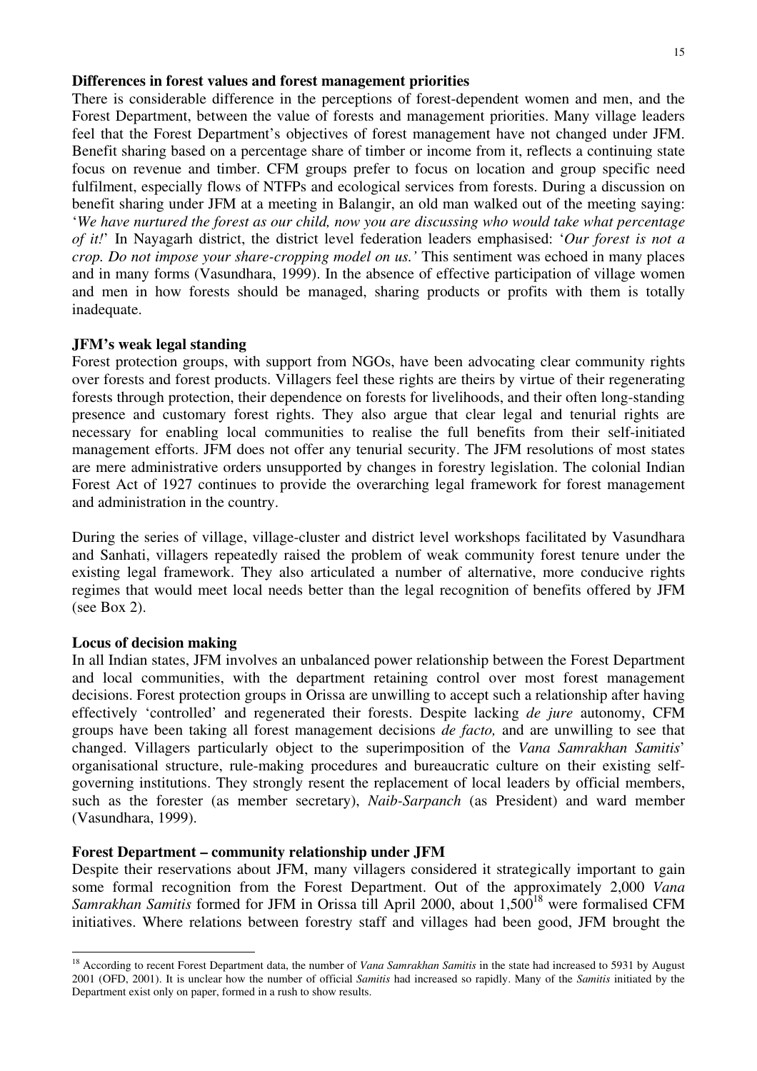**Differences in forest values and forest management priorities**

There is considerable difference in the perceptions of forest-dependent women and men, and the Forest Department, between the value of forests and management priorities. Many village leaders feel that the Forest Department's objectives of forest management have not changed under JFM. Benefit sharing based on a percentage share of timber or income from it, reflects a continuing state focus on revenue and timber. CFM groups prefer to focus on location and group specific need fulfilment, especially flows of NTFPs and ecological services from forests. During a discussion on benefit sharing under JFM at a meeting in Balangir, an old man walked out of the meeting saying: '*We have nurtured the forest as our child, now you are discussing who would take what percentage of it!*' In Nayagarh district, the district level federation leaders emphasised: '*Our forest is not a crop. Do not impose your share-cropping model on us.'* This sentiment was echoed in many places and in many forms (Vasundhara, 1999). In the absence of effective participation of village women and men in how forests should be managed, sharing products or profits with them is totally inadequate.

**JFM's weak legal standing**

Forest protection groups, with support from NGOs, have been advocating clear community rights over forests and forest products. Villagers feel these rights are theirs by virtue of their regenerating forests through protection, their dependence on forests for livelihoods, and their often long-standing presence and customary forest rights. They also argue that clear legal and tenurial rights are necessary for enabling local communities to realise the full benefits from their self-initiated management efforts. JFM does not offer any tenurial security. The JFM resolutions of most states are mere administrative orders unsupported by changes in forestry legislation. The colonial Indian Forest Act of 1927 continues to provide the overarching legal framework for forest management and administration in the country.

During the series of village, village-cluster and district level workshops facilitated by Vasundhara and Sanhati, villagers repeatedly raised the problem of weak community forest tenure under the existing legal framework. They also articulated a number of alternative, more conducive rights regimes that would meet local needs better than the legal recognition of benefits offered by JFM (see Box 2).

**Locus of decision making**

In all Indian states, JFM involves an unbalanced power relationship between the Forest Department and local communities, with the department retaining control over most forest management decisions. Forest protection groups in Orissa are unwilling to accept such a relationship after having effectively 'controlled' and regenerated their forests. Despite lacking *de jure* autonomy, CFM groups have been taking all forest management decisions *de facto,* and are unwilling to see that changed. Villagers particularly object to the superimposition of the *Vana Samrakhan Samitis*' organisational structure, rule-making procedures and bureaucratic culture on their existing self-governing institutions. They strongly resent the replacement of local leaders by official members, such as the forester (as member secretary), *Naib-Sarpanch* (as President) and ward member (Vasundhara, 1999).

**Forest Department – community relationship under JFM**

Despite their reservations about JFM, many villagers considered it strategically important to gain some formal recognition from the Forest Department. Out of the approximately 2,000 *Vana Samrakhan Samitis* formed for JFM in Orissa till April 2000, about 1,500[18] were formalised CFM initiatives. Where relations between forestry staff and villages had been good, JFM brought the

[18] According to recent Forest Department data, the number of *Vana Samrakhan Samitis* in the state had increased to 5931 by August 2001 (OFD, 2001). It is unclear how the number of official *Samitis* had increased so rapidly. Many of the *Samitis* initiated by the Department exist only on paper, formed in a rush to show results.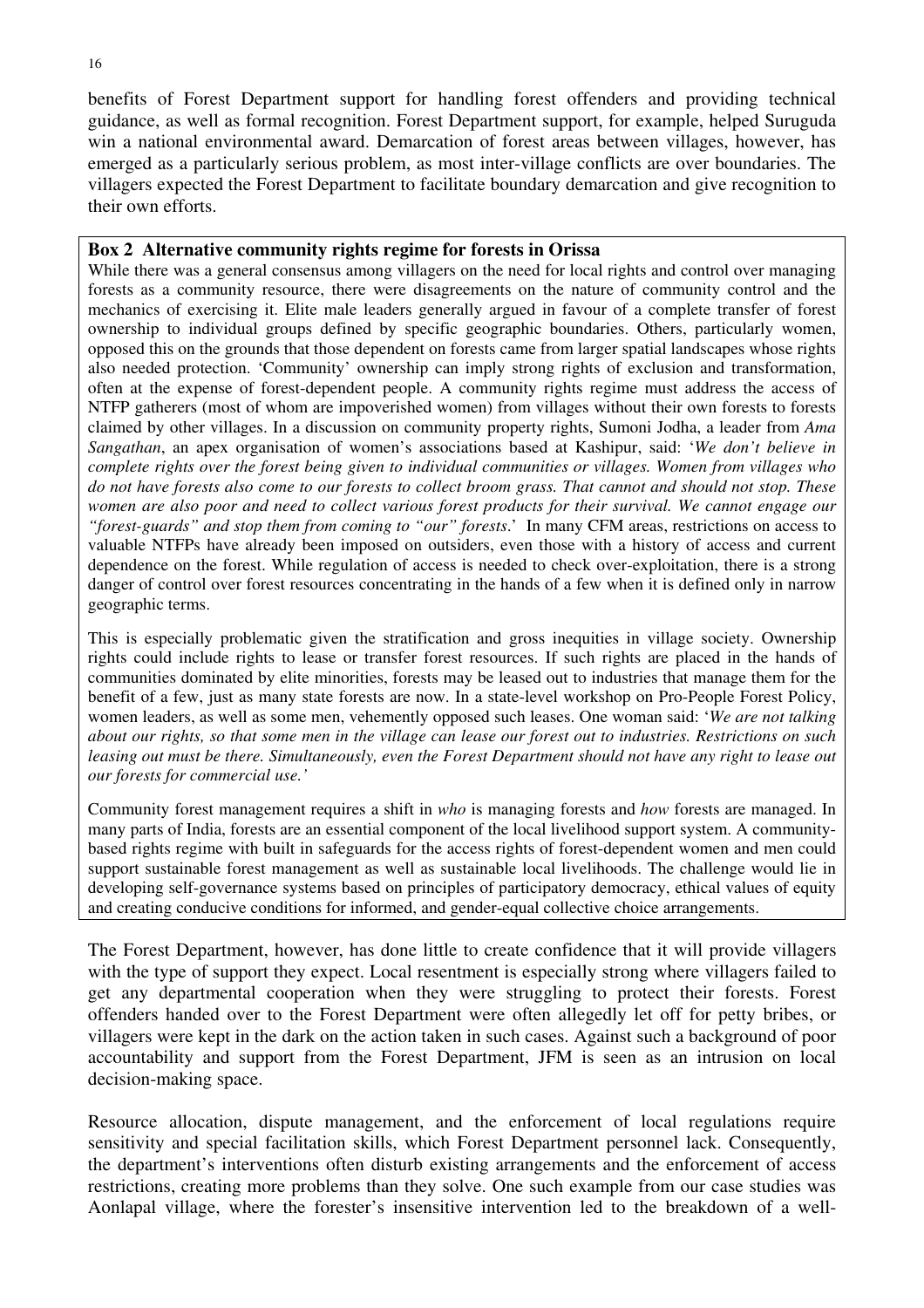benefits of Forest Department support for handling forest offenders and providing technical guidance, as well as formal recognition. Forest Department support, for example, helped Suruguda win a national environmental award. Demarcation of forest areas between villages, however, has emerged as a particularly serious problem, as most inter-village conflicts are over boundaries. The villagers expected the Forest Department to facilitate boundary demarcation and give recognition to their own efforts.

**Box 2 Alternative community rights regime for forests in Orissa**

While there was a general consensus among villagers on the need for local rights and control over managing forests as a community resource, there were disagreements on the nature of community control and the mechanics of exercising it. Elite male leaders generally argued in favour of a complete transfer of forest ownership to individual groups defined by specific geographic boundaries. Others, particularly women, opposed this on the grounds that those dependent on forests came from larger spatial landscapes whose rights also needed protection. 'Community' ownership can imply strong rights of exclusion and transformation, often at the expense of forest-dependent people. A community rights regime must address the access of NTFP gatherers (most of whom are impoverished women) from villages without their own forests to forests claimed by other villages. In a discussion on community property rights, Sumoni Jodha, a leader from *Ama Sangathan*, an apex organisation of women's associations based at Kashipur, said: '*We don't believe in complete rights over the forest being given to individual communities or villages. Women from villages who do not have forests also come to our forests to collect broom grass. That cannot and should not stop. These women are also poor and need to collect various forest products for their survival. We cannot engage our "forest-guards" and stop them from coming to "our" forests*.' In many CFM areas, restrictions on access to valuable NTFPs have already been imposed on outsiders, even those with a history of access and current dependence on the forest. While regulation of access is needed to check over-exploitation, there is a strong danger of control over forest resources concentrating in the hands of a few when it is defined only in narrow geographic terms.

This is especially problematic given the stratification and gross inequities in village society. Ownership rights could include rights to lease or transfer forest resources. If such rights are placed in the hands of communities dominated by elite minorities, forests may be leased out to industries that manage them for the benefit of a few, just as many state forests are now. In a state-level workshop on Pro-People Forest Policy, women leaders, as well as some men, vehemently opposed such leases. One woman said: '*We are not talking about our rights, so that some men in the village can lease our forest out to industries. Restrictions on such leasing out must be there. Simultaneously, even the Forest Department should not have any right to lease out our forests for commercial use.'*

Community forest management requires a shift in *who* is managing forests and *how* forests are managed. In many parts of India, forests are an essential component of the local livelihood support system. A community-based rights regime with built in safeguards for the access rights of forest-dependent women and men could support sustainable forest management as well as sustainable local livelihoods. The challenge would lie in developing self-governance systems based on principles of participatory democracy, ethical values of equity and creating conducive conditions for informed, and gender-equal collective choice arrangements.

The Forest Department, however, has done little to create confidence that it will provide villagers with the type of support they expect. Local resentment is especially strong where villagers failed to get any departmental cooperation when they were struggling to protect their forests. Forest offenders handed over to the Forest Department were often allegedly let off for petty bribes, or villagers were kept in the dark on the action taken in such cases. Against such a background of poor accountability and support from the Forest Department, JFM is seen as an intrusion on local decision-making space.

Resource allocation, dispute management, and the enforcement of local regulations require sensitivity and special facilitation skills, which Forest Department personnel lack. Consequently, the department's interventions often disturb existing arrangements and the enforcement of access restrictions, creating more problems than they solve. One such example from our case studies was Aonlapal village, where the forester's insensitive intervention led to the breakdown of a well-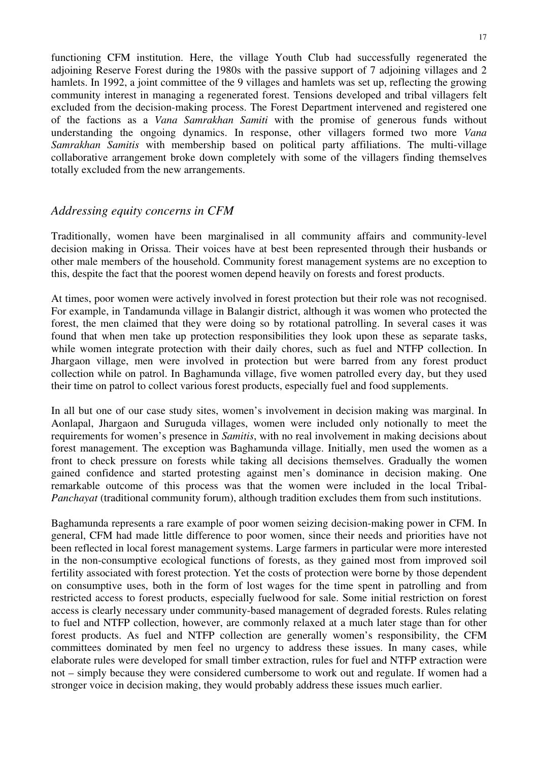functioning CFM institution. Here, the village Youth Club had successfully regenerated the adjoining Reserve Forest during the 1980s with the passive support of 7 adjoining villages and 2 hamlets. In 1992, a joint committee of the 9 villages and hamlets was set up, reflecting the growing community interest in managing a regenerated forest. Tensions developed and tribal villagers felt excluded from the decision-making process. The Forest Department intervened and registered one of the factions as a *Vana Samrakhan Samiti* with the promise of generous funds without understanding the ongoing dynamics. In response, other villagers formed two more *Vana Samrakhan Samitis* with membership based on political party affiliations. The multi-village collaborative arrangement broke down completely with some of the villagers finding themselves totally excluded from the new arrangements.

### *Addressing equity concerns in CFM*

Traditionally, women have been marginalised in all community affairs and community-level decision making in Orissa. Their voices have at best been represented through their husbands or other male members of the household. Community forest management systems are no exception to this, despite the fact that the poorest women depend heavily on forests and forest products.

At times, poor women were actively involved in forest protection but their role was not recognised. For example, in Tandamunda village in Balangir district, although it was women who protected the forest, the men claimed that they were doing so by rotational patrolling. In several cases it was found that when men take up protection responsibilities they look upon these as separate tasks, while women integrate protection with their daily chores, such as fuel and NTFP collection. In Jhargaon village, men were involved in protection but were barred from any forest product collection while on patrol. In Baghamunda village, five women patrolled every day, but they used their time on patrol to collect various forest products, especially fuel and food supplements.

In all but one of our case study sites, women's involvement in decision making was marginal. In Aonlapal, Jhargaon and Suruguda villages, women were included only notionally to meet the requirements for women's presence in *Samitis*, with no real involvement in making decisions about forest management. The exception was Baghamunda village. Initially, men used the women as a front to check pressure on forests while taking all decisions themselves. Gradually the women gained confidence and started protesting against men's dominance in decision making. One remarkable outcome of this process was that the women were included in the local Tribal-*Panchayat* (traditional community forum), although tradition excludes them from such institutions.

Baghamunda represents a rare example of poor women seizing decision-making power in CFM. In general, CFM had made little difference to poor women, since their needs and priorities have not been reflected in local forest management systems. Large farmers in particular were more interested in the non-consumptive ecological functions of forests, as they gained most from improved soil fertility associated with forest protection. Yet the costs of protection were borne by those dependent on consumptive uses, both in the form of lost wages for the time spent in patrolling and from restricted access to forest products, especially fuelwood for sale. Some initial restriction on forest access is clearly necessary under community-based management of degraded forests. Rules relating to fuel and NTFP collection, however, are commonly relaxed at a much later stage than for other forest products. As fuel and NTFP collection are generally women's responsibility, the CFM committees dominated by men feel no urgency to address these issues. In many cases, while elaborate rules were developed for small timber extraction, rules for fuel and NTFP extraction were not – simply because they were considered cumbersome to work out and regulate. If women had a stronger voice in decision making, they would probably address these issues much earlier.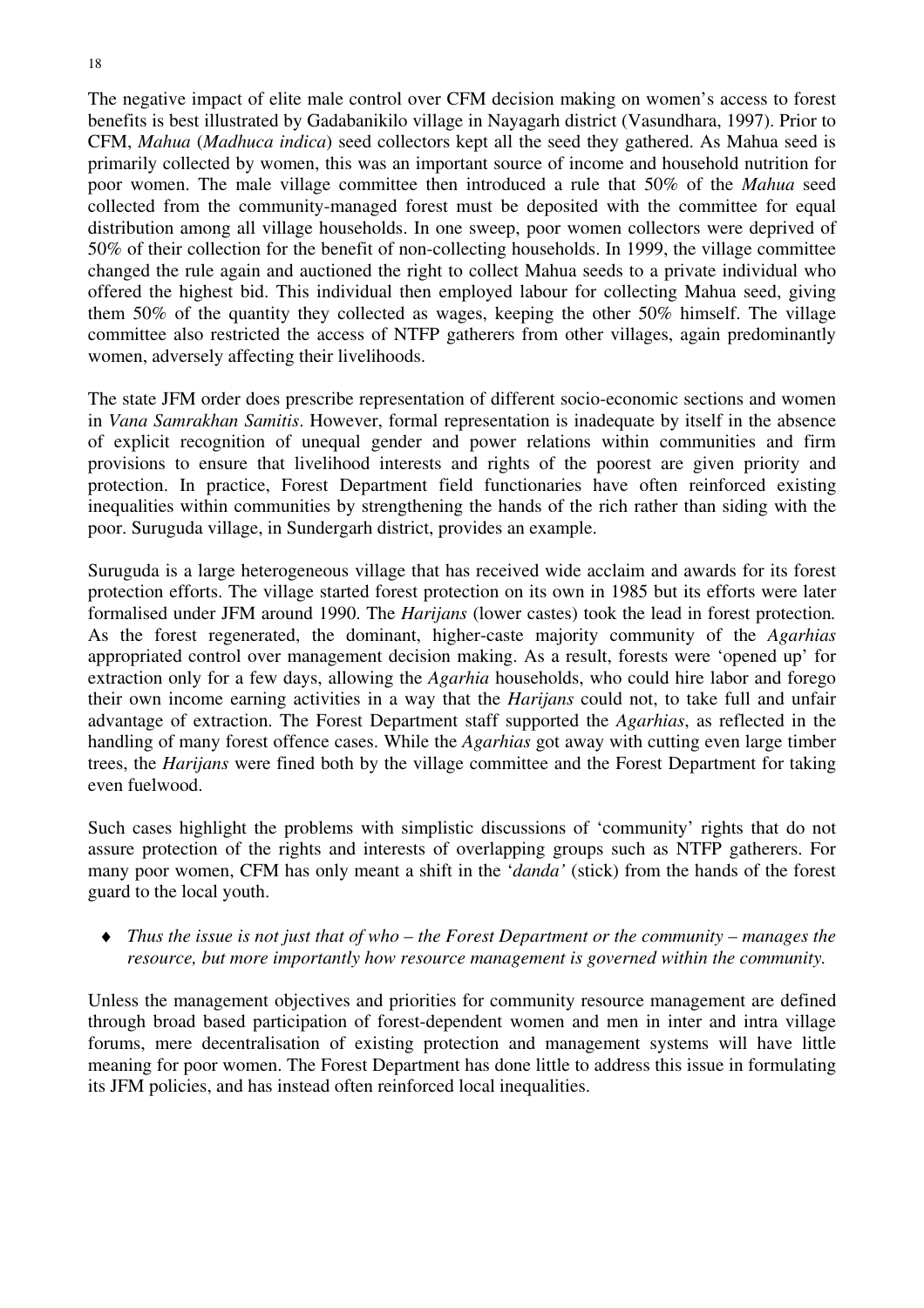The negative impact of elite male control over CFM decision making on women's access to forest benefits is best illustrated by Gadabanikilo village in Nayagarh district (Vasundhara, 1997). Prior to CFM, *Mahua* (*Madhuca indica*) seed collectors kept all the seed they gathered. As Mahua seed is primarily collected by women, this was an important source of income and household nutrition for poor women. The male village committee then introduced a rule that 50% of the *Mahua* seed collected from the community-managed forest must be deposited with the committee for equal distribution among all village households. In one sweep, poor women collectors were deprived of 50% of their collection for the benefit of non-collecting households. In 1999, the village committee changed the rule again and auctioned the right to collect Mahua seeds to a private individual who offered the highest bid. This individual then employed labour for collecting Mahua seed, giving them 50% of the quantity they collected as wages, keeping the other 50% himself. The village committee also restricted the access of NTFP gatherers from other villages, again predominantly women, adversely affecting their livelihoods.

The state JFM order does prescribe representation of different socio-economic sections and women in *Vana Samrakhan Samitis*. However, formal representation is inadequate by itself in the absence of explicit recognition of unequal gender and power relations within communities and firm provisions to ensure that livelihood interests and rights of the poorest are given priority and protection. In practice, Forest Department field functionaries have often reinforced existing inequalities within communities by strengthening the hands of the rich rather than siding with the poor. Suruguda village, in Sundergarh district, provides an example.

Suruguda is a large heterogeneous village that has received wide acclaim and awards for its forest protection efforts. The village started forest protection on its own in 1985 but its efforts were later formalised under JFM around 1990. The *Harijans* (lower castes) took the lead in forest protection. As the forest regenerated, the dominant, higher-caste majority community of the *Agarhias* appropriated control over management decision making. As a result, forests were 'opened up' for extraction only for a few days, allowing the *Agarhia* households, who could hire labor and forego their own income earning activities in a way that the *Harijans* could not, to take full and unfair advantage of extraction. The Forest Department staff supported the *Agarhias*, as reflected in the handling of many forest offence cases. While the *Agarhias* got away with cutting even large timber trees, the *Harijans* were fined both by the village committee and the Forest Department for taking even fuelwood.

Such cases highlight the problems with simplistic discussions of 'community' rights that do not assure protection of the rights and interests of overlapping groups such as NTFP gatherers. For many poor women, CFM has only meant a shift in the '*danda'* (stick) from the hands of the forest guard to the local youth.

- *Thus the issue is not just that of who – the Forest Department or the community – manages the resource, but more importantly how resource management is governed within the community.*

Unless the management objectives and priorities for community resource management are defined through broad based participation of forest-dependent women and men in inter and intra village forums, mere decentralisation of existing protection and management systems will have little meaning for poor women. The Forest Department has done little to address this issue in formulating its JFM policies, and has instead often reinforced local inequalities.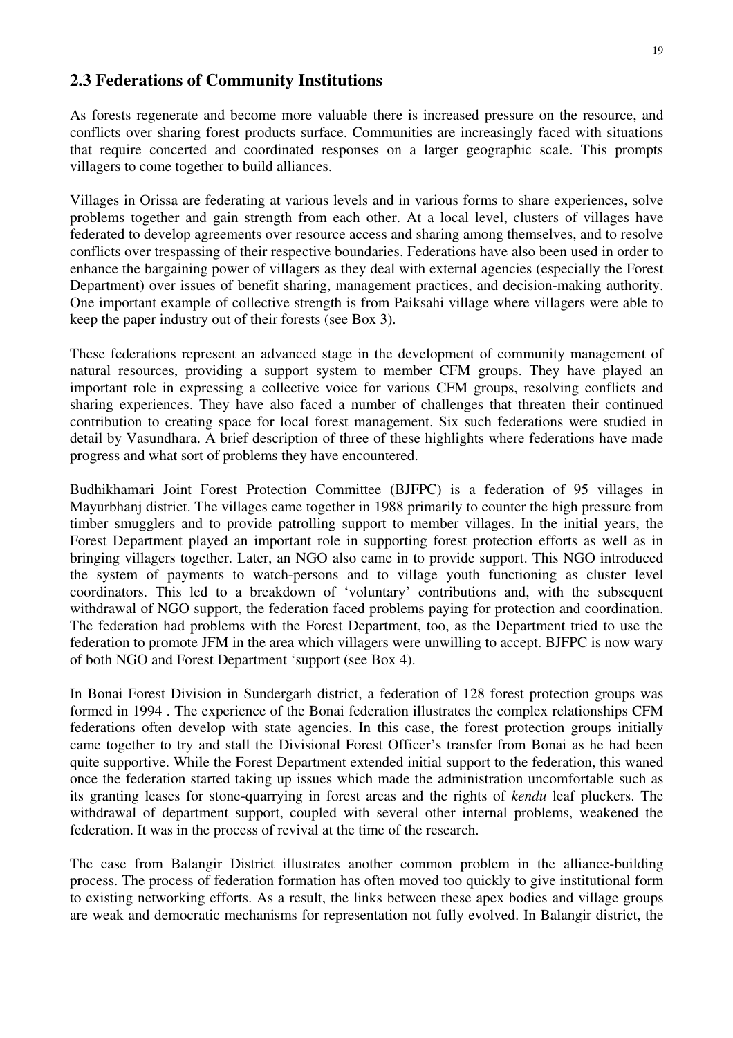## 2.3 Federations of Community Institutions

As forests regenerate and become more valuable there is increased pressure on the resource, and conflicts over sharing forest products surface. Communities are increasingly faced with situations that require concerted and coordinated responses on a larger geographic scale. This prompts villagers to come together to build alliances.

Villages in Orissa are federating at various levels and in various forms to share experiences, solve problems together and gain strength from each other. At a local level, clusters of villages have federated to develop agreements over resource access and sharing among themselves, and to resolve conflicts over trespassing of their respective boundaries. Federations have also been used in order to enhance the bargaining power of villagers as they deal with external agencies (especially the Forest Department) over issues of benefit sharing, management practices, and decision-making authority. One important example of collective strength is from Paiksahi village where villagers were able to keep the paper industry out of their forests (see Box 3).

These federations represent an advanced stage in the development of community management of natural resources, providing a support system to member CFM groups. They have played an important role in expressing a collective voice for various CFM groups, resolving conflicts and sharing experiences. They have also faced a number of challenges that threaten their continued contribution to creating space for local forest management. Six such federations were studied in detail by Vasundhara. A brief description of three of these highlights where federations have made progress and what sort of problems they have encountered.

Budhikhamari Joint Forest Protection Committee (BJFPC) is a federation of 95 villages in Mayurbhanj district. The villages came together in 1988 primarily to counter the high pressure from timber smugglers and to provide patrolling support to member villages. In the initial years, the Forest Department played an important role in supporting forest protection efforts as well as in bringing villagers together. Later, an NGO also came in to provide support. This NGO introduced the system of payments to watch-persons and to village youth functioning as cluster level coordinators. This led to a breakdown of 'voluntary' contributions and, with the subsequent withdrawal of NGO support, the federation faced problems paying for protection and coordination. The federation had problems with the Forest Department, too, as the Department tried to use the federation to promote JFM in the area which villagers were unwilling to accept. BJFPC is now wary of both NGO and Forest Department 'support (see Box 4).

In Bonai Forest Division in Sundergarh district, a federation of 128 forest protection groups was formed in 1994 . The experience of the Bonai federation illustrates the complex relationships CFM federations often develop with state agencies. In this case, the forest protection groups initially came together to try and stall the Divisional Forest Officer's transfer from Bonai as he had been quite supportive. While the Forest Department extended initial support to the federation, this waned once the federation started taking up issues which made the administration uncomfortable such as its granting leases for stone-quarrying in forest areas and the rights of *kendu* leaf pluckers. The withdrawal of department support, coupled with several other internal problems, weakened the federation. It was in the process of revival at the time of the research.

The case from Balangir District illustrates another common problem in the alliance-building process. The process of federation formation has often moved too quickly to give institutional form to existing networking efforts. As a result, the links between these apex bodies and village groups are weak and democratic mechanisms for representation not fully evolved. In Balangir district, the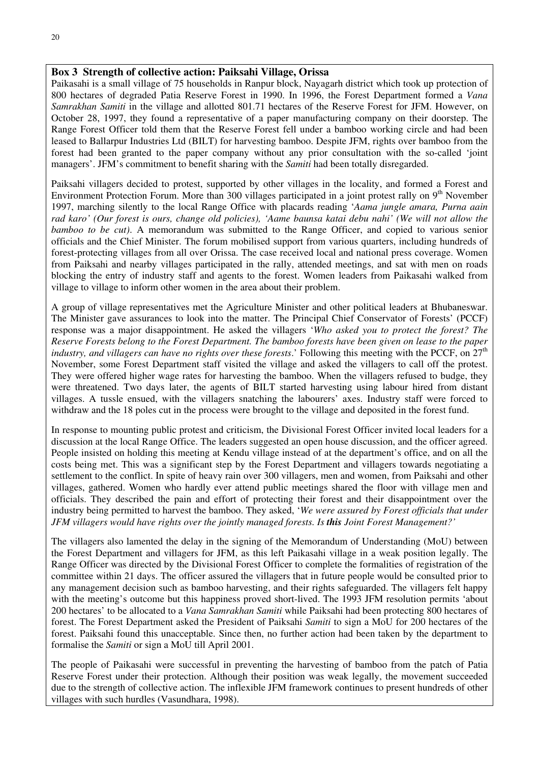**Box 3 Strength of collective action: Paiksahi Village, Orissa**

Paikasahi is a small village of 75 households in Ranpur block, Nayagarh district which took up protection of 800 hectares of degraded Patia Reserve Forest in 1990. In 1996, the Forest Department formed a *Vana Samrakhan Samiti* in the village and allotted 801.71 hectares of the Reserve Forest for JFM. However, on October 28, 1997, they found a representative of a paper manufacturing company on their doorstep. The Range Forest Officer told them that the Reserve Forest fell under a bamboo working circle and had been leased to Ballarpur Industries Ltd (BILT) for harvesting bamboo. Despite JFM, rights over bamboo from the forest had been granted to the paper company without any prior consultation with the so-called 'joint managers'. JFM's commitment to benefit sharing with the *Samiti* had been totally disregarded.

Paiksahi villagers decided to protest, supported by other villages in the locality, and formed a Forest and Environment Protection Forum. More than 300 villages participated in a joint protest rally on 9th November 1997, marching silently to the local Range Office with placards reading '*Aama jungle amara, Purna aain rad karo' (Our forest is ours, change old policies), 'Aame baunsa katai debu nahi' (We will not allow the bamboo to be cut)*. A memorandum was submitted to the Range Officer, and copied to various senior officials and the Chief Minister. The forum mobilised support from various quarters, including hundreds of forest-protecting villages from all over Orissa. The case received local and national press coverage. Women from Paiksahi and nearby villages participated in the rally, attended meetings, and sat with men on roads blocking the entry of industry staff and agents to the forest. Women leaders from Paikasahi walked from village to village to inform other women in the area about their problem.

A group of village representatives met the Agriculture Minister and other political leaders at Bhubaneswar. The Minister gave assurances to look into the matter. The Principal Chief Conservator of Forests' (PCCF) response was a major disappointment. He asked the villagers '*Who asked you to protect the forest? The Reserve Forests belong to the Forest Department. The bamboo forests have been given on lease to the paper industry, and villagers can have no rights over these forests*.' Following this meeting with the PCCF, on 27th November, some Forest Department staff visited the village and asked the villagers to call off the protest. They were offered higher wage rates for harvesting the bamboo. When the villagers refused to budge, they were threatened. Two days later, the agents of BILT started harvesting using labour hired from distant villages. A tussle ensued, with the villagers snatching the labourers' axes. Industry staff were forced to withdraw and the 18 poles cut in the process were brought to the village and deposited in the forest fund.

In response to mounting public protest and criticism, the Divisional Forest Officer invited local leaders for a discussion at the local Range Office. The leaders suggested an open house discussion, and the officer agreed. People insisted on holding this meeting at Kendu village instead of at the department's office, and on all the costs being met. This was a significant step by the Forest Department and villagers towards negotiating a settlement to the conflict. In spite of heavy rain over 300 villagers, men and women, from Paiksahi and other villages, gathered. Women who hardly ever attend public meetings shared the floor with village men and officials. They described the pain and effort of protecting their forest and their disappointment over the industry being permitted to harvest the bamboo. They asked, '*We were assured by Forest officials that under JFM villagers would have rights over the jointly managed forests. Is* ***this*** *Joint Forest Management?'*

The villagers also lamented the delay in the signing of the Memorandum of Understanding (MoU) between the Forest Department and villagers for JFM, as this left Paikasahi village in a weak position legally. The Range Officer was directed by the Divisional Forest Officer to complete the formalities of registration of the committee within 21 days. The officer assured the villagers that in future people would be consulted prior to any management decision such as bamboo harvesting, and their rights safeguarded. The villagers felt happy with the meeting's outcome but this happiness proved short-lived. The 1993 JFM resolution permits 'about 200 hectares' to be allocated to a *Vana Samrakhan Samiti* while Paiksahi had been protecting 800 hectares of forest. The Forest Department asked the President of Paiksahi *Samiti* to sign a MoU for 200 hectares of the forest. Paiksahi found this unacceptable. Since then, no further action had been taken by the department to formalise the *Samiti* or sign a MoU till April 2001.

The people of Paikasahi were successful in preventing the harvesting of bamboo from the patch of Patia Reserve Forest under their protection. Although their position was weak legally, the movement succeeded due to the strength of collective action. The inflexible JFM framework continues to present hundreds of other villages with such hurdles (Vasundhara, 1998).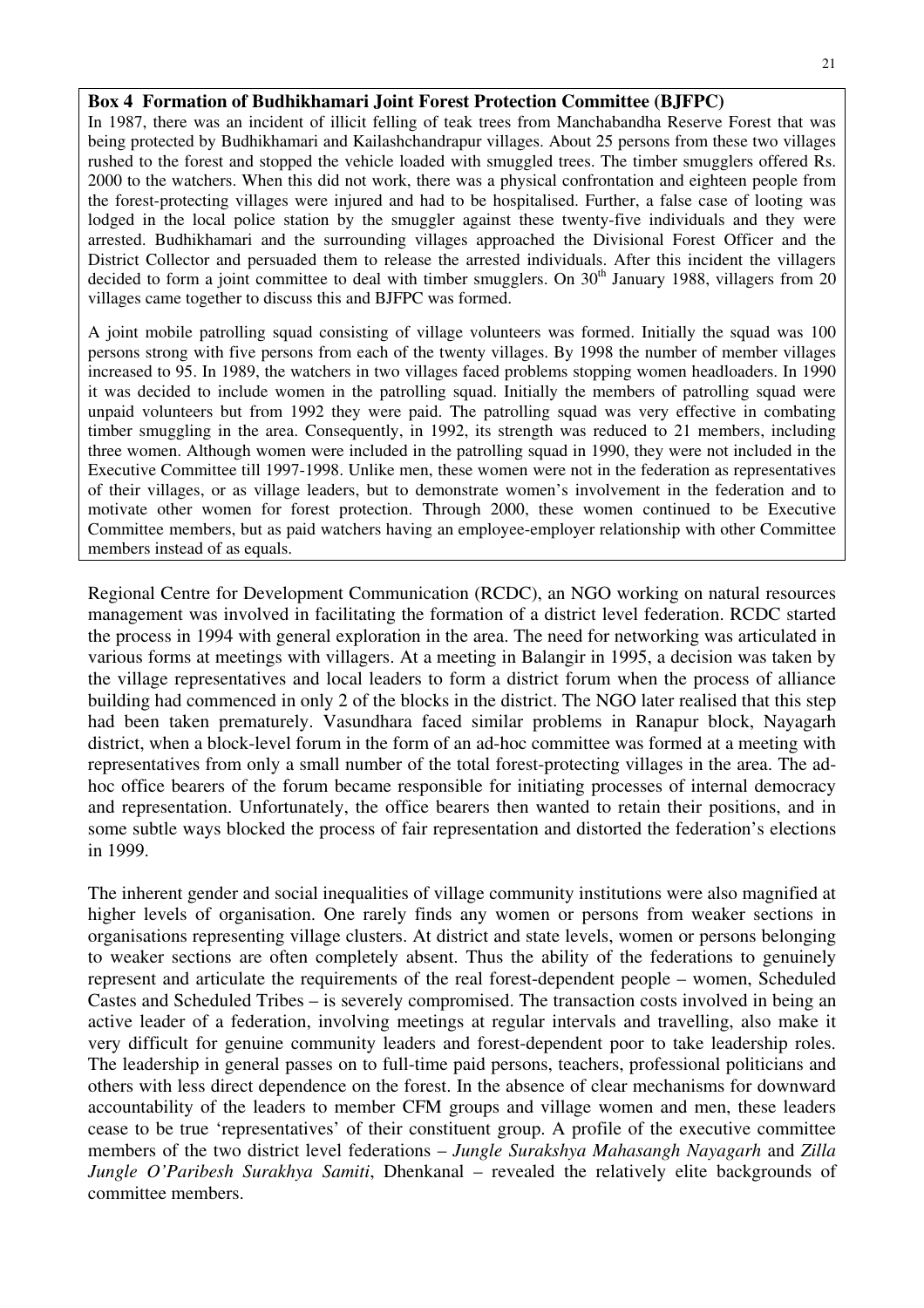**Box 4 Formation of Budhikhamari Joint Forest Protection Committee (BJFPC)**

In 1987, there was an incident of illicit felling of teak trees from Manchabandha Reserve Forest that was being protected by Budhikhamari and Kailashchandrapur villages. About 25 persons from these two villages rushed to the forest and stopped the vehicle loaded with smuggled trees. The timber smugglers offered Rs. 2000 to the watchers. When this did not work, there was a physical confrontation and eighteen people from the forest-protecting villages were injured and had to be hospitalised. Further, a false case of looting was lodged in the local police station by the smuggler against these twenty-five individuals and they were arrested. Budhikhamari and the surrounding villages approached the Divisional Forest Officer and the District Collector and persuaded them to release the arrested individuals. After this incident the villagers decided to form a joint committee to deal with timber smugglers. On 30th January 1988, villagers from 20 villages came together to discuss this and BJFPC was formed.

A joint mobile patrolling squad consisting of village volunteers was formed. Initially the squad was 100 persons strong with five persons from each of the twenty villages. By 1998 the number of member villages increased to 95. In 1989, the watchers in two villages faced problems stopping women headloaders. In 1990 it was decided to include women in the patrolling squad. Initially the members of patrolling squad were unpaid volunteers but from 1992 they were paid. The patrolling squad was very effective in combating timber smuggling in the area. Consequently, in 1992, its strength was reduced to 21 members, including three women. Although women were included in the patrolling squad in 1990, they were not included in the Executive Committee till 1997-1998. Unlike men, these women were not in the federation as representatives of their villages, or as village leaders, but to demonstrate women's involvement in the federation and to motivate other women for forest protection. Through 2000, these women continued to be Executive Committee members, but as paid watchers having an employee-employer relationship with other Committee members instead of as equals.

Regional Centre for Development Communication (RCDC), an NGO working on natural resources management was involved in facilitating the formation of a district level federation. RCDC started the process in 1994 with general exploration in the area. The need for networking was articulated in various forms at meetings with villagers. At a meeting in Balangir in 1995, a decision was taken by the village representatives and local leaders to form a district forum when the process of alliance building had commenced in only 2 of the blocks in the district. The NGO later realised that this step had been taken prematurely. Vasundhara faced similar problems in Ranapur block, Nayagarh district, when a block-level forum in the form of an ad-hoc committee was formed at a meeting with representatives from only a small number of the total forest-protecting villages in the area. The ad-hoc office bearers of the forum became responsible for initiating processes of internal democracy and representation. Unfortunately, the office bearers then wanted to retain their positions, and in some subtle ways blocked the process of fair representation and distorted the federation's elections in 1999.

The inherent gender and social inequalities of village community institutions were also magnified at higher levels of organisation. One rarely finds any women or persons from weaker sections in organisations representing village clusters. At district and state levels, women or persons belonging to weaker sections are often completely absent. Thus the ability of the federations to genuinely represent and articulate the requirements of the real forest-dependent people – women, Scheduled Castes and Scheduled Tribes – is severely compromised. The transaction costs involved in being an active leader of a federation, involving meetings at regular intervals and travelling, also make it very difficult for genuine community leaders and forest-dependent poor to take leadership roles. The leadership in general passes on to full-time paid persons, teachers, professional politicians and others with less direct dependence on the forest. In the absence of clear mechanisms for downward accountability of the leaders to member CFM groups and village women and men, these leaders cease to be true 'representatives' of their constituent group. A profile of the executive committee members of the two district level federations – *Jungle Surakshya Mahasangh Nayagarh* and *Zilla Jungle O'Paribesh Surakhya Samiti*, Dhenkanal – revealed the relatively elite backgrounds of committee members.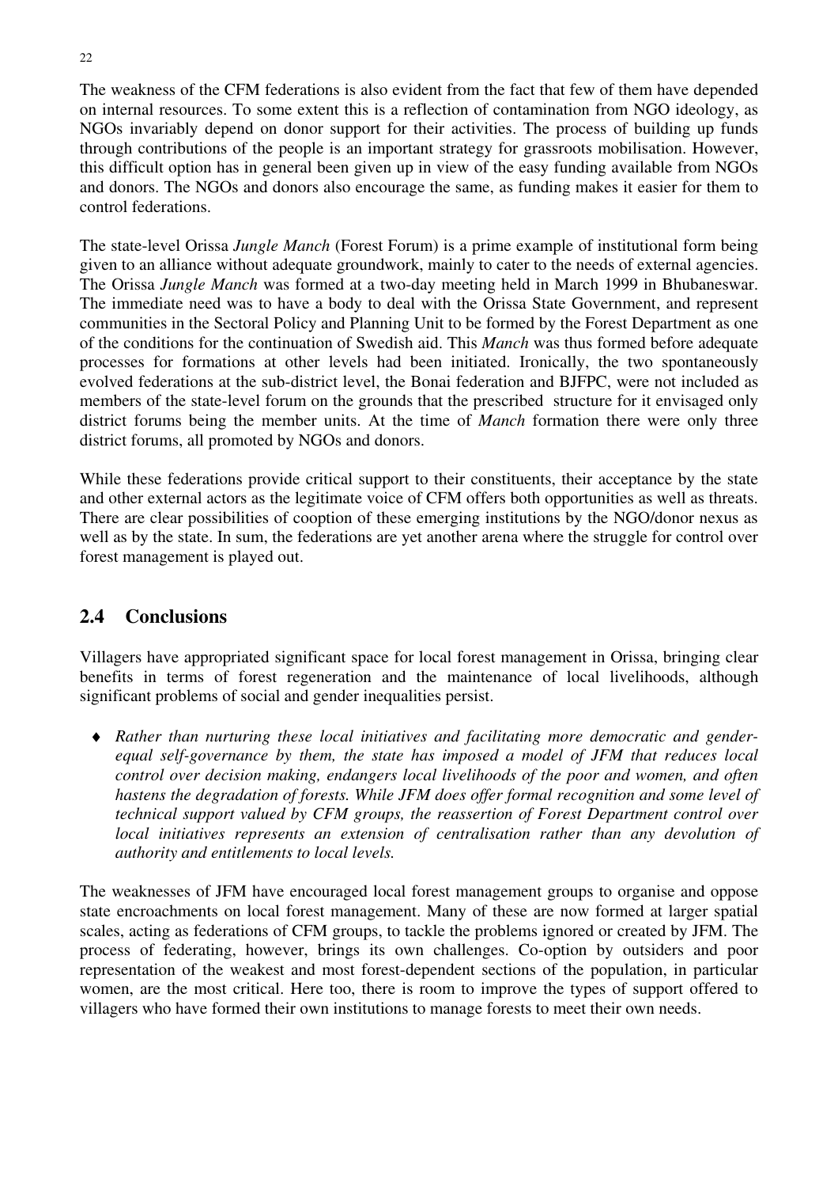The weakness of the CFM federations is also evident from the fact that few of them have depended on internal resources. To some extent this is a reflection of contamination from NGO ideology, as NGOs invariably depend on donor support for their activities. The process of building up funds through contributions of the people is an important strategy for grassroots mobilisation. However, this difficult option has in general been given up in view of the easy funding available from NGOs and donors. The NGOs and donors also encourage the same, as funding makes it easier for them to control federations.

The state-level Orissa *Jungle Manch* (Forest Forum) is a prime example of institutional form being given to an alliance without adequate groundwork, mainly to cater to the needs of external agencies. The Orissa *Jungle Manch* was formed at a two-day meeting held in March 1999 in Bhubaneswar. The immediate need was to have a body to deal with the Orissa State Government, and represent communities in the Sectoral Policy and Planning Unit to be formed by the Forest Department as one of the conditions for the continuation of Swedish aid. This *Manch* was thus formed before adequate processes for formations at other levels had been initiated. Ironically, the two spontaneously evolved federations at the sub-district level, the Bonai federation and BJFPC, were not included as members of the state-level forum on the grounds that the prescribed structure for it envisaged only district forums being the member units. At the time of *Manch* formation there were only three district forums, all promoted by NGOs and donors.

While these federations provide critical support to their constituents, their acceptance by the state and other external actors as the legitimate voice of CFM offers both opportunities as well as threats. There are clear possibilities of cooption of these emerging institutions by the NGO/donor nexus as well as by the state. In sum, the federations are yet another arena where the struggle for control over forest management is played out.

## 2.4 Conclusions

Villagers have appropriated significant space for local forest management in Orissa, bringing clear benefits in terms of forest regeneration and the maintenance of local livelihoods, although significant problems of social and gender inequalities persist.

- *Rather than nurturing these local initiatives and facilitating more democratic and gender-equal self-governance by them, the state has imposed a model of JFM that reduces local control over decision making, endangers local livelihoods of the poor and women, and often hastens the degradation of forests. While JFM does offer formal recognition and some level of technical support valued by CFM groups, the reassertion of Forest Department control over local initiatives represents an extension of centralisation rather than any devolution of authority and entitlements to local levels.*

The weaknesses of JFM have encouraged local forest management groups to organise and oppose state encroachments on local forest management. Many of these are now formed at larger spatial scales, acting as federations of CFM groups, to tackle the problems ignored or created by JFM. The process of federating, however, brings its own challenges. Co-option by outsiders and poor representation of the weakest and most forest-dependent sections of the population, in particular women, are the most critical. Here too, there is room to improve the types of support offered to villagers who have formed their own institutions to manage forests to meet their own needs.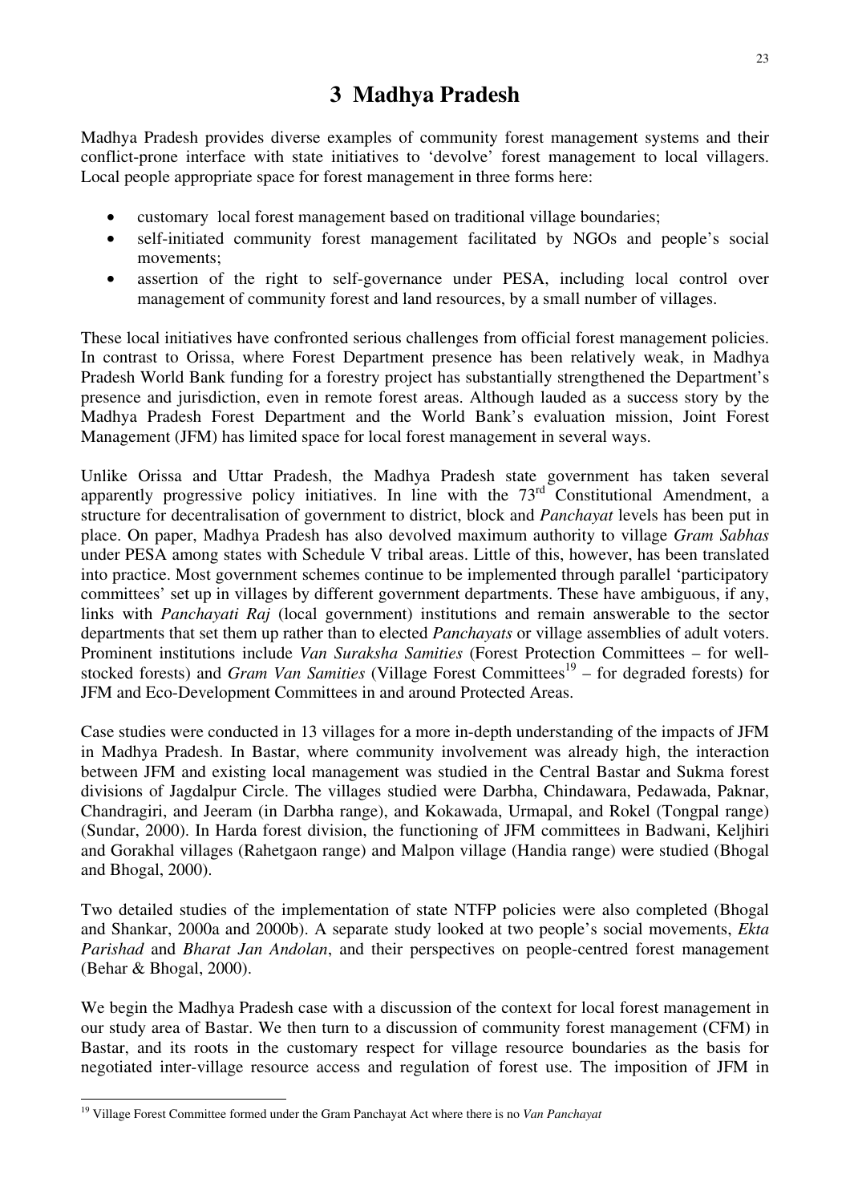# 3 Madhya Pradesh

Madhya Pradesh provides diverse examples of community forest management systems and their conflict-prone interface with state initiatives to 'devolve' forest management to local villagers. Local people appropriate space for forest management in three forms here:

- customary local forest management based on traditional village boundaries;
- self-initiated community forest management facilitated by NGOs and people's social movements;
- assertion of the right to self-governance under PESA, including local control over management of community forest and land resources, by a small number of villages.

These local initiatives have confronted serious challenges from official forest management policies. In contrast to Orissa, where Forest Department presence has been relatively weak, in Madhya Pradesh World Bank funding for a forestry project has substantially strengthened the Department's presence and jurisdiction, even in remote forest areas. Although lauded as a success story by the Madhya Pradesh Forest Department and the World Bank's evaluation mission, Joint Forest Management (JFM) has limited space for local forest management in several ways.

Unlike Orissa and Uttar Pradesh, the Madhya Pradesh state government has taken several apparently progressive policy initiatives. In line with the 73rd Constitutional Amendment, a structure for decentralisation of government to district, block and *Panchayat* levels has been put in place. On paper, Madhya Pradesh has also devolved maximum authority to village *Gram Sabhas* under PESA among states with Schedule V tribal areas. Little of this, however, has been translated into practice. Most government schemes continue to be implemented through parallel 'participatory committees' set up in villages by different government departments. These have ambiguous, if any, links with *Panchayati Raj* (local government) institutions and remain answerable to the sector departments that set them up rather than to elected *Panchayats* or village assemblies of adult voters. Prominent institutions include *Van Suraksha Samities* (Forest Protection Committees – for well-stocked forests) and *Gram Van Samities* (Village Forest Committees[19] – for degraded forests) for JFM and Eco-Development Committees in and around Protected Areas.

Case studies were conducted in 13 villages for a more in-depth understanding of the impacts of JFM in Madhya Pradesh. In Bastar, where community involvement was already high, the interaction between JFM and existing local management was studied in the Central Bastar and Sukma forest divisions of Jagdalpur Circle. The villages studied were Darbha, Chindawara, Pedawada, Paknar, Chandragiri, and Jeeram (in Darbha range), and Kokawada, Urmapal, and Rokel (Tongpal range) (Sundar, 2000). In Harda forest division, the functioning of JFM committees in Badwani, Keljhiri and Gorakhal villages (Rahetgaon range) and Malpon village (Handia range) were studied (Bhogal and Bhogal, 2000).

Two detailed studies of the implementation of state NTFP policies were also completed (Bhogal and Shankar, 2000a and 2000b). A separate study looked at two people's social movements, *Ekta Parishad* and *Bharat Jan Andolan*, and their perspectives on people-centred forest management (Behar & Bhogal, 2000).

We begin the Madhya Pradesh case with a discussion of the context for local forest management in our study area of Bastar. We then turn to a discussion of community forest management (CFM) in Bastar, and its roots in the customary respect for village resource boundaries as the basis for negotiated inter-village resource access and regulation of forest use. The imposition of JFM in

[19] Village Forest Committee formed under the Gram Panchayat Act where there is no *Van Panchayat*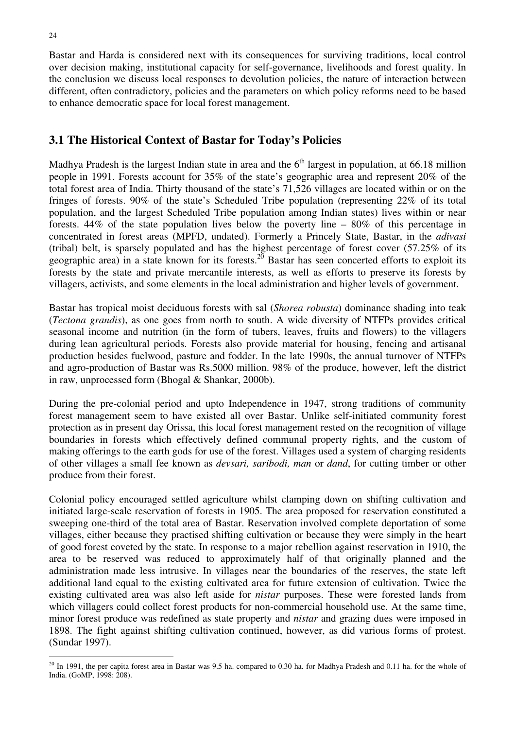Bastar and Harda is considered next with its consequences for surviving traditions, local control over decision making, institutional capacity for self-governance, livelihoods and forest quality. In the conclusion we discuss local responses to devolution policies, the nature of interaction between different, often contradictory, policies and the parameters on which policy reforms need to be based to enhance democratic space for local forest management.

## 3.1 The Historical Context of Bastar for Today's Policies

Madhya Pradesh is the largest Indian state in area and the 6th largest in population, at 66.18 million people in 1991. Forests account for 35% of the state's geographic area and represent 20% of the total forest area of India. Thirty thousand of the state's 71,526 villages are located within or on the fringes of forests. 90% of the state's Scheduled Tribe population (representing 22% of its total population, and the largest Scheduled Tribe population among Indian states) lives within or near forests. 44% of the state population lives below the poverty line – 80% of this percentage in concentrated in forest areas (MPFD, undated). Formerly a Princely State, Bastar, in the *adivasi* (tribal) belt, is sparsely populated and has the highest percentage of forest cover (57.25% of its geographic area) in a state known for its forests.[20] Bastar has seen concerted efforts to exploit its forests by the state and private mercantile interests, as well as efforts to preserve its forests by villagers, activists, and some elements in the local administration and higher levels of government.

Bastar has tropical moist deciduous forests with sal (*Shorea robusta*) dominance shading into teak (*Tectona grandis*), as one goes from north to south. A wide diversity of NTFPs provides critical seasonal income and nutrition (in the form of tubers, leaves, fruits and flowers) to the villagers during lean agricultural periods. Forests also provide material for housing, fencing and artisanal production besides fuelwood, pasture and fodder. In the late 1990s, the annual turnover of NTFPs and agro-production of Bastar was Rs.5000 million. 98% of the produce, however, left the district in raw, unprocessed form (Bhogal & Shankar, 2000b).

During the pre-colonial period and upto Independence in 1947, strong traditions of community forest management seem to have existed all over Bastar. Unlike self-initiated community forest protection as in present day Orissa, this local forest management rested on the recognition of village boundaries in forests which effectively defined communal property rights, and the custom of making offerings to the earth gods for use of the forest. Villages used a system of charging residents of other villages a small fee known as *devsari, saribodi, man* or *dand*, for cutting timber or other produce from their forest.

Colonial policy encouraged settled agriculture whilst clamping down on shifting cultivation and initiated large-scale reservation of forests in 1905. The area proposed for reservation constituted a sweeping one-third of the total area of Bastar. Reservation involved complete deportation of some villages, either because they practised shifting cultivation or because they were simply in the heart of good forest coveted by the state. In response to a major rebellion against reservation in 1910, the area to be reserved was reduced to approximately half of that originally planned and the administration made less intrusive. In villages near the boundaries of the reserves, the state left additional land equal to the existing cultivated area for future extension of cultivation. Twice the existing cultivated area was also left aside for *nistar* purposes. These were forested lands from which villagers could collect forest products for non-commercial household use. At the same time, minor forest produce was redefined as state property and *nistar* and grazing dues were imposed in 1898. The fight against shifting cultivation continued, however, as did various forms of protest. (Sundar 1997).

---

[20] In 1991, the per capita forest area in Bastar was 9.5 ha. compared to 0.30 ha. for Madhya Pradesh and 0.11 ha. for the whole of India. (GoMP, 1998: 208).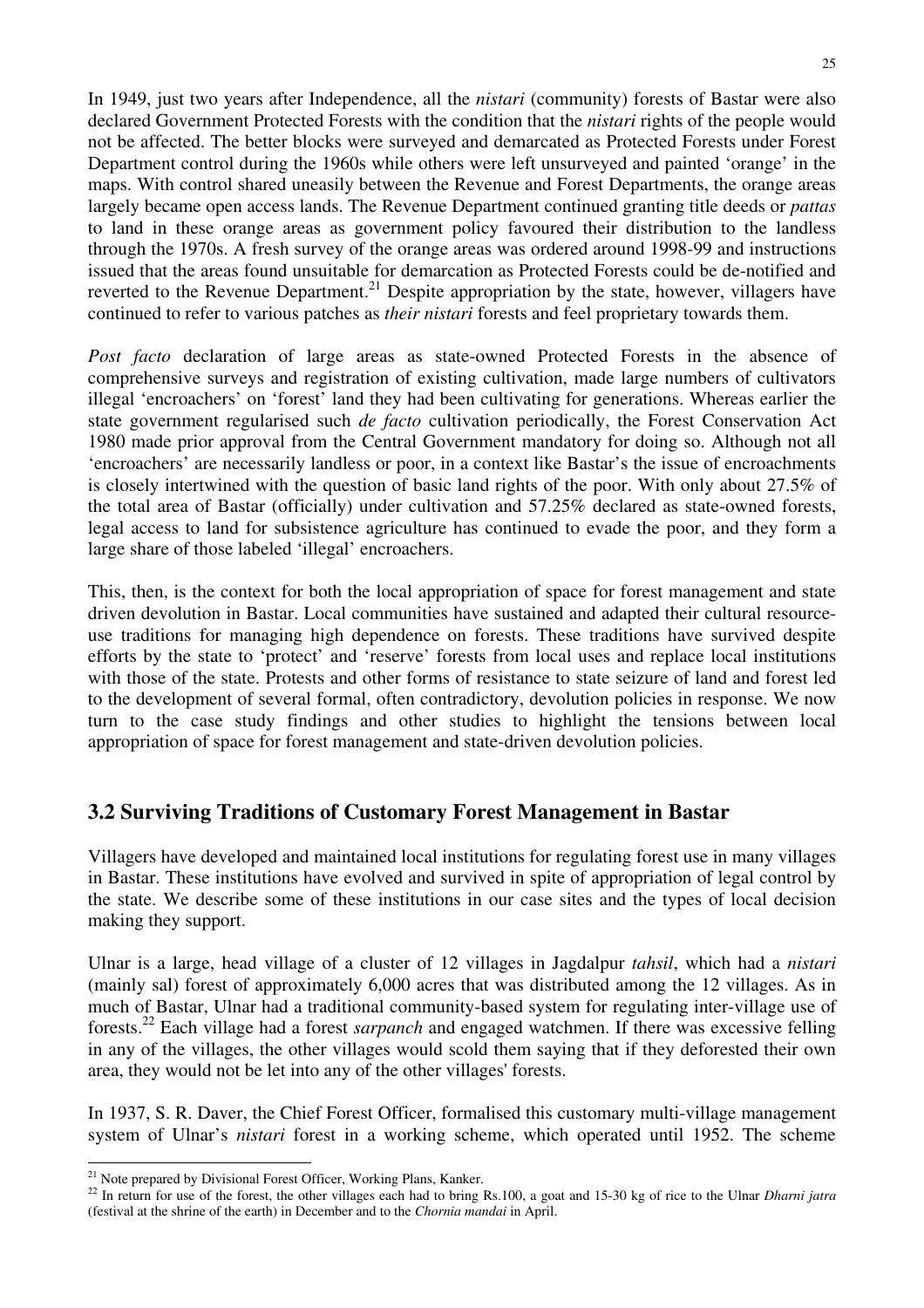In 1949, just two years after Independence, all the *nistari* (community) forests of Bastar were also declared Government Protected Forests with the condition that the *nistari* rights of the people would not be affected. The better blocks were surveyed and demarcated as Protected Forests under Forest Department control during the 1960s while others were left unsurveyed and painted 'orange' in the maps. With control shared uneasily between the Revenue and Forest Departments, the orange areas largely became open access lands. The Revenue Department continued granting title deeds or *pattas* to land in these orange areas as government policy favoured their distribution to the landless through the 1970s. A fresh survey of the orange areas was ordered around 1998-99 and instructions issued that the areas found unsuitable for demarcation as Protected Forests could be de-notified and reverted to the Revenue Department.[21] Despite appropriation by the state, however, villagers have continued to refer to various patches as *their nistari* forests and feel proprietary towards them.

*Post facto* declaration of large areas as state-owned Protected Forests in the absence of comprehensive surveys and registration of existing cultivation, made large numbers of cultivators illegal 'encroachers' on 'forest' land they had been cultivating for generations. Whereas earlier the state government regularised such *de facto* cultivation periodically, the Forest Conservation Act 1980 made prior approval from the Central Government mandatory for doing so. Although not all 'encroachers' are necessarily landless or poor, in a context like Bastar's the issue of encroachments is closely intertwined with the question of basic land rights of the poor. With only about 27.5% of the total area of Bastar (officially) under cultivation and 57.25% declared as state-owned forests, legal access to land for subsistence agriculture has continued to evade the poor, and they form a large share of those labeled 'illegal' encroachers.

This, then, is the context for both the local appropriation of space for forest management and state driven devolution in Bastar. Local communities have sustained and adapted their cultural resource-use traditions for managing high dependence on forests. These traditions have survived despite efforts by the state to 'protect' and 'reserve' forests from local uses and replace local institutions with those of the state. Protests and other forms of resistance to state seizure of land and forest led to the development of several formal, often contradictory, devolution policies in response. We now turn to the case study findings and other studies to highlight the tensions between local appropriation of space for forest management and state-driven devolution policies.

## 3.2 Surviving Traditions of Customary Forest Management in Bastar

Villagers have developed and maintained local institutions for regulating forest use in many villages in Bastar. These institutions have evolved and survived in spite of appropriation of legal control by the state. We describe some of these institutions in our case sites and the types of local decision making they support.

Ulnar is a large, head village of a cluster of 12 villages in Jagdalpur *tahsil*, which had a *nistari* (mainly sal) forest of approximately 6,000 acres that was distributed among the 12 villages. As in much of Bastar, Ulnar had a traditional community-based system for regulating inter-village use of forests.[22] Each village had a forest *sarpanch* and engaged watchmen. If there was excessive felling in any of the villages, the other villages would scold them saying that if they deforested their own area, they would not be let into any of the other villages' forests.

In 1937, S. R. Daver, the Chief Forest Officer, formalised this customary multi-village management system of Ulnar's *nistari* forest in a working scheme, which operated until 1952. The scheme

[21] Note prepared by Divisional Forest Officer, Working Plans, Kanker.

[22] In return for use of the forest, the other villages each had to bring Rs.100, a goat and 15-30 kg of rice to the Ulnar *Dharni jatra* (festival at the shrine of the earth) in December and to the *Chornia mandai* in April.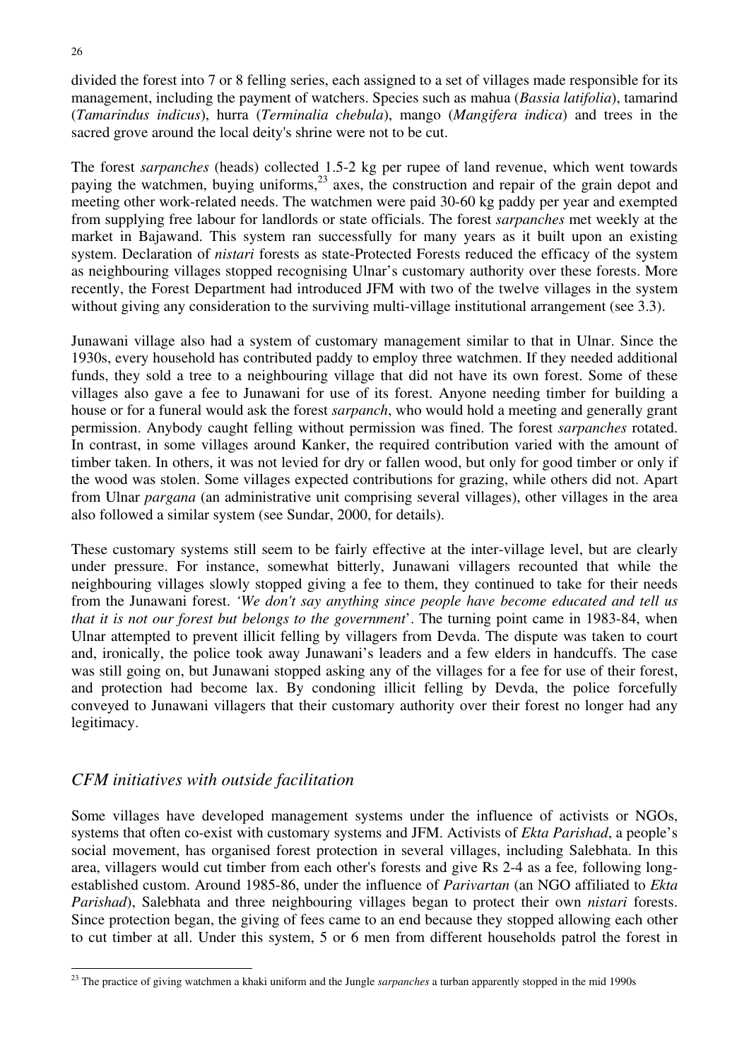divided the forest into 7 or 8 felling series, each assigned to a set of villages made responsible for its management, including the payment of watchers. Species such as mahua (*Bassia latifolia*), tamarind (*Tamarindus indicus*), hurra (*Terminalia chebula*), mango (*Mangifera indica*) and trees in the sacred grove around the local deity's shrine were not to be cut.

The forest *sarpanches* (heads) collected 1.5-2 kg per rupee of land revenue, which went towards paying the watchmen, buying uniforms,[23] axes, the construction and repair of the grain depot and meeting other work-related needs. The watchmen were paid 30-60 kg paddy per year and exempted from supplying free labour for landlords or state officials. The forest *sarpanches* met weekly at the market in Bajawand. This system ran successfully for many years as it built upon an existing system. Declaration of *nistari* forests as state-Protected Forests reduced the efficacy of the system as neighbouring villages stopped recognising Ulnar's customary authority over these forests. More recently, the Forest Department had introduced JFM with two of the twelve villages in the system without giving any consideration to the surviving multi-village institutional arrangement (see 3.3).

Junawani village also had a system of customary management similar to that in Ulnar. Since the 1930s, every household has contributed paddy to employ three watchmen. If they needed additional funds, they sold a tree to a neighbouring village that did not have its own forest. Some of these villages also gave a fee to Junawani for use of its forest. Anyone needing timber for building a house or for a funeral would ask the forest *sarpanch*, who would hold a meeting and generally grant permission. Anybody caught felling without permission was fined. The forest *sarpanches* rotated. In contrast, in some villages around Kanker, the required contribution varied with the amount of timber taken. In others, it was not levied for dry or fallen wood, but only for good timber or only if the wood was stolen. Some villages expected contributions for grazing, while others did not. Apart from Ulnar *pargana* (an administrative unit comprising several villages), other villages in the area also followed a similar system (see Sundar, 2000, for details).

These customary systems still seem to be fairly effective at the inter-village level, but are clearly under pressure. For instance, somewhat bitterly, Junawani villagers recounted that while the neighbouring villages slowly stopped giving a fee to them, they continued to take for their needs from the Junawani forest. *'We don't say anything since people have become educated and tell us that it is not our forest but belongs to the government*'. The turning point came in 1983-84, when Ulnar attempted to prevent illicit felling by villagers from Devda. The dispute was taken to court and, ironically, the police took away Junawani's leaders and a few elders in handcuffs. The case was still going on, but Junawani stopped asking any of the villages for a fee for use of their forest, and protection had become lax. By condoning illicit felling by Devda, the police forcefully conveyed to Junawani villagers that their customary authority over their forest no longer had any legitimacy.

### *CFM initiatives with outside facilitation*

Some villages have developed management systems under the influence of activists or NGOs, systems that often co-exist with customary systems and JFM. Activists of *Ekta Parishad*, a people's social movement, has organised forest protection in several villages, including Salebhata. In this area, villagers would cut timber from each other's forests and give Rs 2-4 as a fee, following long-established custom. Around 1985-86, under the influence of *Parivartan* (an NGO affiliated to *Ekta Parishad*), Salebhata and three neighbouring villages began to protect their own *nistari* forests. Since protection began, the giving of fees came to an end because they stopped allowing each other to cut timber at all. Under this system, 5 or 6 men from different households patrol the forest in

---

[23] The practice of giving watchmen a khaki uniform and the Jungle *sarpanches* a turban apparently stopped in the mid 1990s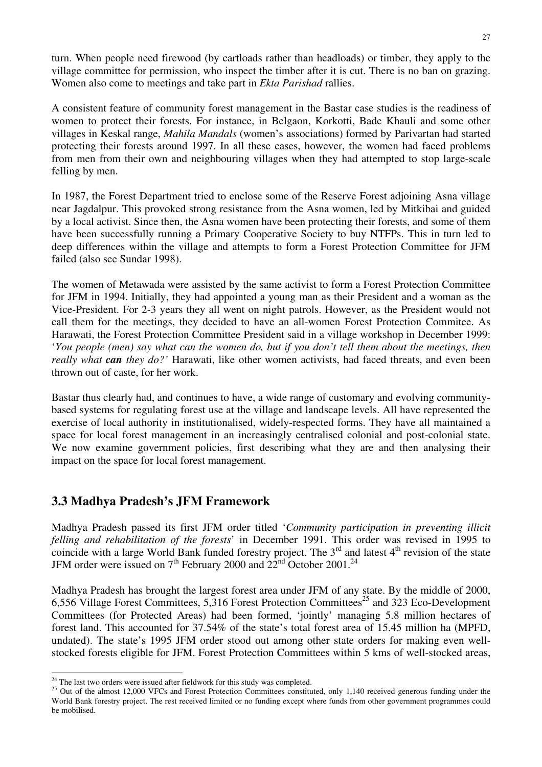turn. When people need firewood (by cartloads rather than headloads) or timber, they apply to the village committee for permission, who inspect the timber after it is cut. There is no ban on grazing. Women also come to meetings and take part in *Ekta Parishad* rallies.

A consistent feature of community forest management in the Bastar case studies is the readiness of women to protect their forests. For instance, in Belgaon, Korkotti, Bade Khauli and some other villages in Keskal range, *Mahila Mandals* (women's associations) formed by Parivartan had started protecting their forests around 1997. In all these cases, however, the women had faced problems from men from their own and neighbouring villages when they had attempted to stop large-scale felling by men.

In 1987, the Forest Department tried to enclose some of the Reserve Forest adjoining Asna village near Jagdalpur. This provoked strong resistance from the Asna women, led by Mitkibai and guided by a local activist. Since then, the Asna women have been protecting their forests, and some of them have been successfully running a Primary Cooperative Society to buy NTFPs. This in turn led to deep differences within the village and attempts to form a Forest Protection Committee for JFM failed (also see Sundar 1998).

The women of Metawada were assisted by the same activist to form a Forest Protection Committee for JFM in 1994. Initially, they had appointed a young man as their President and a woman as the Vice-President. For 2-3 years they all went on night patrols. However, as the President would not call them for the meetings, they decided to have an all-women Forest Protection Commitee. As Harawati, the Forest Protection Committee President said in a village workshop in December 1999: '*You people (men) say what can the women do, but if you don't tell them about the meetings, then really what **can** they do?'* Harawati, like other women activists, had faced threats, and even been thrown out of caste, for her work.

Bastar thus clearly had, and continues to have, a wide range of customary and evolving community-based systems for regulating forest use at the village and landscape levels. All have represented the exercise of local authority in institutionalised, widely-respected forms. They have all maintained a space for local forest management in an increasingly centralised colonial and post-colonial state. We now examine government policies, first describing what they are and then analysing their impact on the space for local forest management.

## 3.3 Madhya Pradesh's JFM Framework

Madhya Pradesh passed its first JFM order titled '*Community participation in preventing illicit felling and rehabilitation of the forests*' in December 1991. This order was revised in 1995 to coincide with a large World Bank funded forestry project. The 3rd and latest 4th revision of the state JFM order were issued on 7th February 2000 and 22nd October 2001.[24]

Madhya Pradesh has brought the largest forest area under JFM of any state. By the middle of 2000, 6,556 Village Forest Committees, 5,316 Forest Protection Committees[25] and 323 Eco-Development Committees (for Protected Areas) had been formed, 'jointly' managing 5.8 million hectares of forest land. This accounted for 37.54% of the state's total forest area of 15.45 million ha (MPFD, undated). The state's 1995 JFM order stood out among other state orders for making even well-stocked forests eligible for JFM. Forest Protection Committees within 5 kms of well-stocked areas,

---

[24] The last two orders were issued after fieldwork for this study was completed.

[25] Out of the almost 12,000 VFCs and Forest Protection Committees constituted, only 1,140 received generous funding under the World Bank forestry project. The rest received limited or no funding except where funds from other government programmes could be mobilised.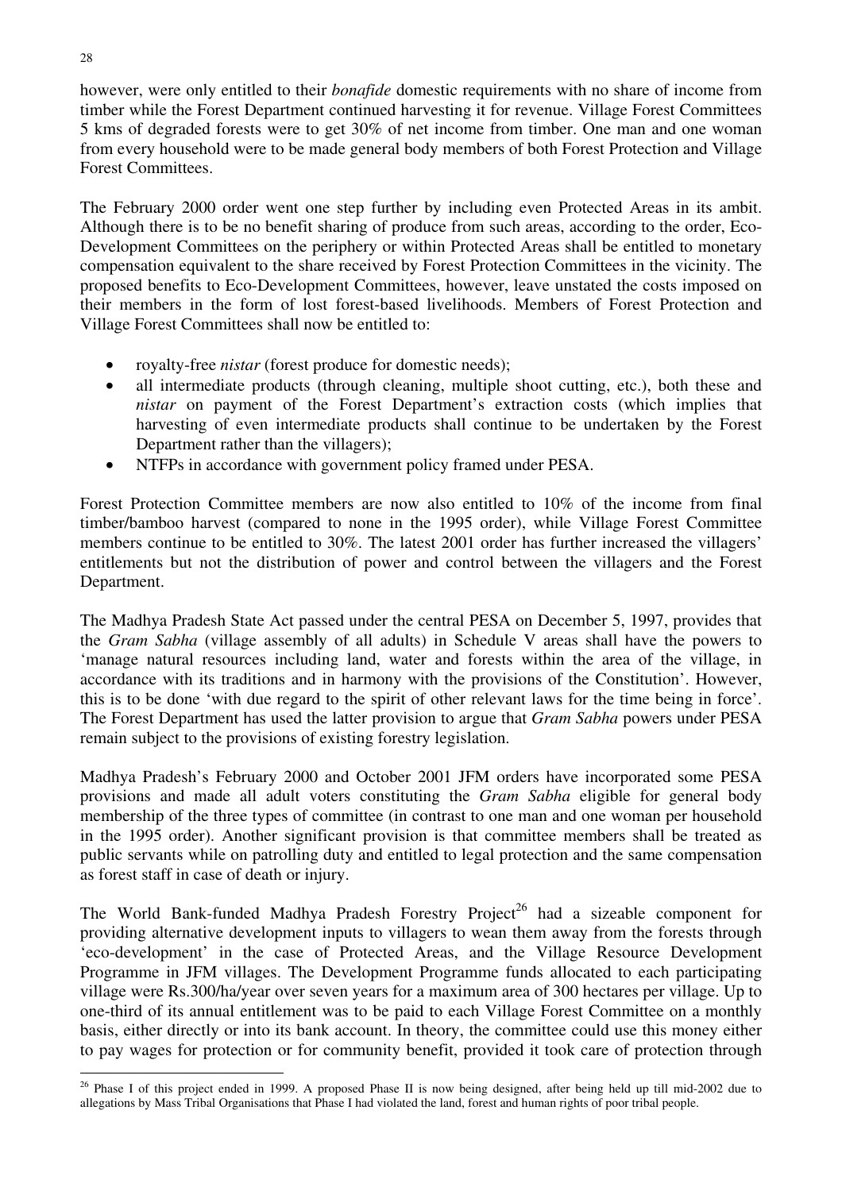however, were only entitled to their *bonafide* domestic requirements with no share of income from timber while the Forest Department continued harvesting it for revenue. Village Forest Committees 5 kms of degraded forests were to get 30% of net income from timber. One man and one woman from every household were to be made general body members of both Forest Protection and Village Forest Committees.

The February 2000 order went one step further by including even Protected Areas in its ambit. Although there is to be no benefit sharing of produce from such areas, according to the order, Eco-Development Committees on the periphery or within Protected Areas shall be entitled to monetary compensation equivalent to the share received by Forest Protection Committees in the vicinity. The proposed benefits to Eco-Development Committees, however, leave unstated the costs imposed on their members in the form of lost forest-based livelihoods. Members of Forest Protection and Village Forest Committees shall now be entitled to:

- royalty-free *nistar* (forest produce for domestic needs);
- all intermediate products (through cleaning, multiple shoot cutting, etc.), both these and *nistar* on payment of the Forest Department's extraction costs (which implies that harvesting of even intermediate products shall continue to be undertaken by the Forest Department rather than the villagers);
- NTFPs in accordance with government policy framed under PESA.

Forest Protection Committee members are now also entitled to 10% of the income from final timber/bamboo harvest (compared to none in the 1995 order), while Village Forest Committee members continue to be entitled to 30%. The latest 2001 order has further increased the villagers' entitlements but not the distribution of power and control between the villagers and the Forest Department.

The Madhya Pradesh State Act passed under the central PESA on December 5, 1997, provides that the *Gram Sabha* (village assembly of all adults) in Schedule V areas shall have the powers to 'manage natural resources including land, water and forests within the area of the village, in accordance with its traditions and in harmony with the provisions of the Constitution'. However, this is to be done 'with due regard to the spirit of other relevant laws for the time being in force'. The Forest Department has used the latter provision to argue that *Gram Sabha* powers under PESA remain subject to the provisions of existing forestry legislation.

Madhya Pradesh's February 2000 and October 2001 JFM orders have incorporated some PESA provisions and made all adult voters constituting the *Gram Sabha* eligible for general body membership of the three types of committee (in contrast to one man and one woman per household in the 1995 order). Another significant provision is that committee members shall be treated as public servants while on patrolling duty and entitled to legal protection and the same compensation as forest staff in case of death or injury.

The World Bank-funded Madhya Pradesh Forestry Project[26] had a sizeable component for providing alternative development inputs to villagers to wean them away from the forests through 'eco-development' in the case of Protected Areas, and the Village Resource Development Programme in JFM villages. The Development Programme funds allocated to each participating village were Rs.300/ha/year over seven years for a maximum area of 300 hectares per village. Up to one-third of its annual entitlement was to be paid to each Village Forest Committee on a monthly basis, either directly or into its bank account. In theory, the committee could use this money either to pay wages for protection or for community benefit, provided it took care of protection through

[26] Phase I of this project ended in 1999. A proposed Phase II is now being designed, after being held up till mid-2002 due to allegations by Mass Tribal Organisations that Phase I had violated the land, forest and human rights of poor tribal people.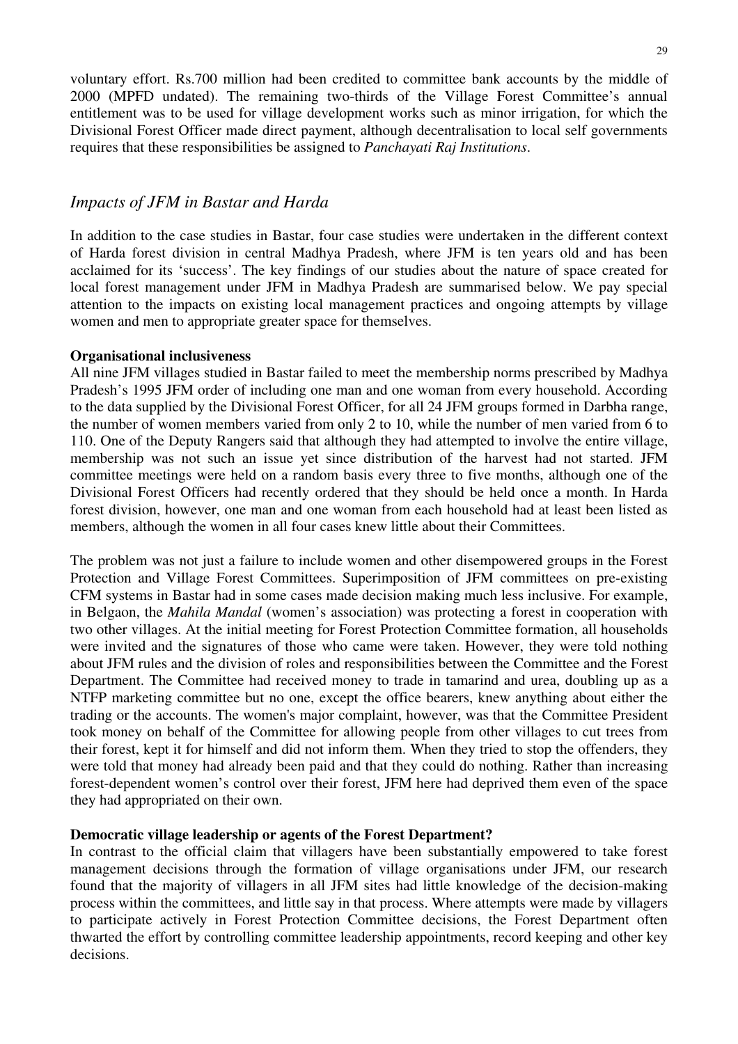voluntary effort. Rs.700 million had been credited to committee bank accounts by the middle of 2000 (MPFD undated). The remaining two-thirds of the Village Forest Committee's annual entitlement was to be used for village development works such as minor irrigation, for which the Divisional Forest Officer made direct payment, although decentralisation to local self governments requires that these responsibilities be assigned to *Panchayati Raj Institutions*.

## *Impacts of JFM in Bastar and Harda*

In addition to the case studies in Bastar, four case studies were undertaken in the different context of Harda forest division in central Madhya Pradesh, where JFM is ten years old and has been acclaimed for its 'success'. The key findings of our studies about the nature of space created for local forest management under JFM in Madhya Pradesh are summarised below. We pay special attention to the impacts on existing local management practices and ongoing attempts by village women and men to appropriate greater space for themselves.

**Organisational inclusiveness**

All nine JFM villages studied in Bastar failed to meet the membership norms prescribed by Madhya Pradesh's 1995 JFM order of including one man and one woman from every household. According to the data supplied by the Divisional Forest Officer, for all 24 JFM groups formed in Darbha range, the number of women members varied from only 2 to 10, while the number of men varied from 6 to 110. One of the Deputy Rangers said that although they had attempted to involve the entire village, membership was not such an issue yet since distribution of the harvest had not started. JFM committee meetings were held on a random basis every three to five months, although one of the Divisional Forest Officers had recently ordered that they should be held once a month. In Harda forest division, however, one man and one woman from each household had at least been listed as members, although the women in all four cases knew little about their Committees.

The problem was not just a failure to include women and other disempowered groups in the Forest Protection and Village Forest Committees. Superimposition of JFM committees on pre-existing CFM systems in Bastar had in some cases made decision making much less inclusive. For example, in Belgaon, the *Mahila Mandal* (women's association) was protecting a forest in cooperation with two other villages. At the initial meeting for Forest Protection Committee formation, all households were invited and the signatures of those who came were taken. However, they were told nothing about JFM rules and the division of roles and responsibilities between the Committee and the Forest Department. The Committee had received money to trade in tamarind and urea, doubling up as a NTFP marketing committee but no one, except the office bearers, knew anything about either the trading or the accounts. The women's major complaint, however, was that the Committee President took money on behalf of the Committee for allowing people from other villages to cut trees from their forest, kept it for himself and did not inform them. When they tried to stop the offenders, they were told that money had already been paid and that they could do nothing. Rather than increasing forest-dependent women's control over their forest, JFM here had deprived them even of the space they had appropriated on their own.

**Democratic village leadership or agents of the Forest Department?**

In contrast to the official claim that villagers have been substantially empowered to take forest management decisions through the formation of village organisations under JFM, our research found that the majority of villagers in all JFM sites had little knowledge of the decision-making process within the committees, and little say in that process. Where attempts were made by villagers to participate actively in Forest Protection Committee decisions, the Forest Department often thwarted the effort by controlling committee leadership appointments, record keeping and other key decisions.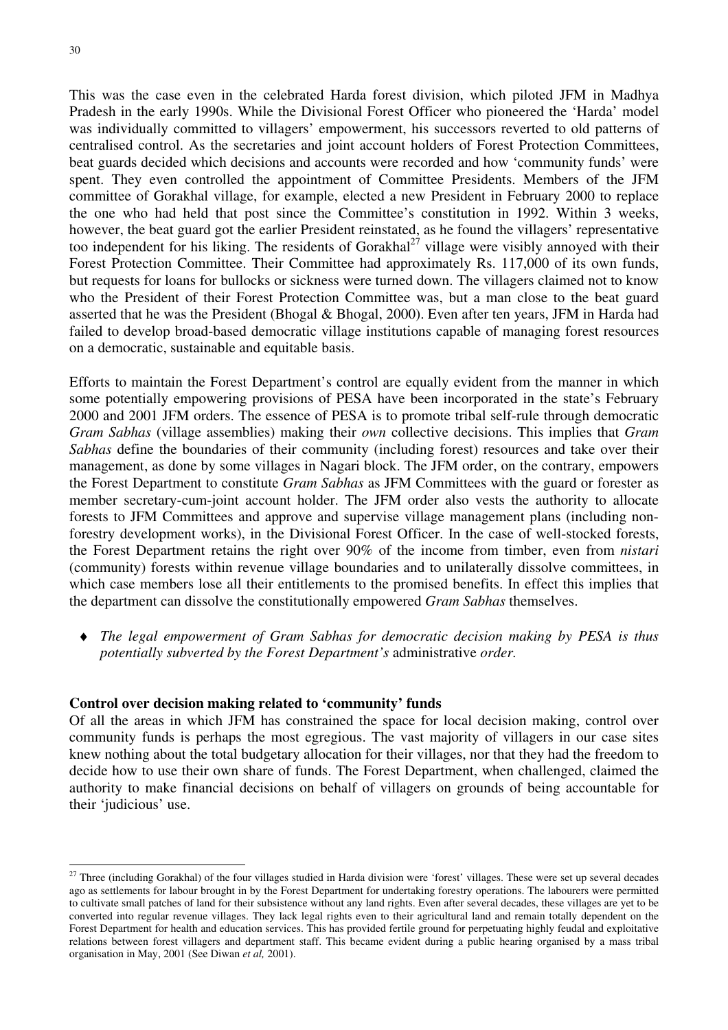This was the case even in the celebrated Harda forest division, which piloted JFM in Madhya Pradesh in the early 1990s. While the Divisional Forest Officer who pioneered the 'Harda' model was individually committed to villagers' empowerment, his successors reverted to old patterns of centralised control. As the secretaries and joint account holders of Forest Protection Committees, beat guards decided which decisions and accounts were recorded and how 'community funds' were spent. They even controlled the appointment of Committee Presidents. Members of the JFM committee of Gorakhal village, for example, elected a new President in February 2000 to replace the one who had held that post since the Committee's constitution in 1992. Within 3 weeks, however, the beat guard got the earlier President reinstated, as he found the villagers' representative too independent for his liking. The residents of Gorakhal[27] village were visibly annoyed with their Forest Protection Committee. Their Committee had approximately Rs. 117,000 of its own funds, but requests for loans for bullocks or sickness were turned down. The villagers claimed not to know who the President of their Forest Protection Committee was, but a man close to the beat guard asserted that he was the President (Bhogal & Bhogal, 2000). Even after ten years, JFM in Harda had failed to develop broad-based democratic village institutions capable of managing forest resources on a democratic, sustainable and equitable basis.

Efforts to maintain the Forest Department's control are equally evident from the manner in which some potentially empowering provisions of PESA have been incorporated in the state's February 2000 and 2001 JFM orders. The essence of PESA is to promote tribal self-rule through democratic *Gram Sabhas* (village assemblies) making their *own* collective decisions. This implies that *Gram Sabhas* define the boundaries of their community (including forest) resources and take over their management, as done by some villages in Nagari block. The JFM order, on the contrary, empowers the Forest Department to constitute *Gram Sabhas* as JFM Committees with the guard or forester as member secretary-cum-joint account holder. The JFM order also vests the authority to allocate forests to JFM Committees and approve and supervise village management plans (including non-forestry development works), in the Divisional Forest Officer. In the case of well-stocked forests, the Forest Department retains the right over 90% of the income from timber, even from *nistari* (community) forests within revenue village boundaries and to unilaterally dissolve committees, in which case members lose all their entitlements to the promised benefits. In effect this implies that the department can dissolve the constitutionally empowered *Gram Sabhas* themselves.

- *The legal empowerment of Gram Sabhas for democratic decision making by PESA is thus potentially subverted by the Forest Department's* administrative *order.*

**Control over decision making related to 'community' funds**

Of all the areas in which JFM has constrained the space for local decision making, control over community funds is perhaps the most egregious. The vast majority of villagers in our case sites knew nothing about the total budgetary allocation for their villages, nor that they had the freedom to decide how to use their own share of funds. The Forest Department, when challenged, claimed the authority to make financial decisions on behalf of villagers on grounds of being accountable for their 'judicious' use.

[27] Three (including Gorakhal) of the four villages studied in Harda division were 'forest' villages. These were set up several decades ago as settlements for labour brought in by the Forest Department for undertaking forestry operations. The labourers were permitted to cultivate small patches of land for their subsistence without any land rights. Even after several decades, these villages are yet to be converted into regular revenue villages. They lack legal rights even to their agricultural land and remain totally dependent on the Forest Department for health and education services. This has provided fertile ground for perpetuating highly feudal and exploitative relations between forest villagers and department staff. This became evident during a public hearing organised by a mass tribal organisation in May, 2001 (See Diwan *et al,* 2001).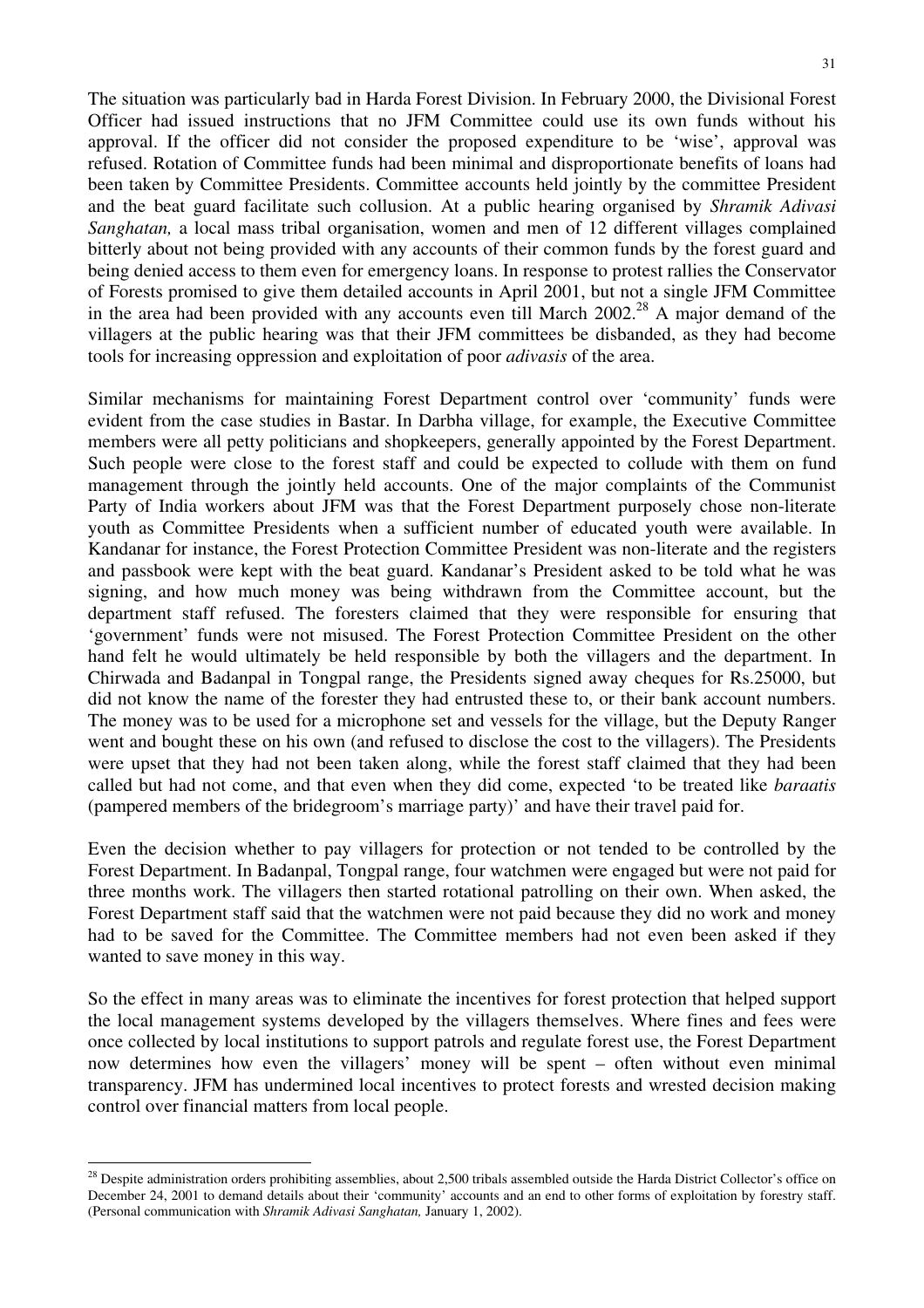The situation was particularly bad in Harda Forest Division. In February 2000, the Divisional Forest Officer had issued instructions that no JFM Committee could use its own funds without his approval. If the officer did not consider the proposed expenditure to be 'wise', approval was refused. Rotation of Committee funds had been minimal and disproportionate benefits of loans had been taken by Committee Presidents. Committee accounts held jointly by the committee President and the beat guard facilitate such collusion. At a public hearing organised by *Shramik Adivasi Sanghatan,* a local mass tribal organisation, women and men of 12 different villages complained bitterly about not being provided with any accounts of their common funds by the forest guard and being denied access to them even for emergency loans. In response to protest rallies the Conservator of Forests promised to give them detailed accounts in April 2001, but not a single JFM Committee in the area had been provided with any accounts even till March 2002.[28] A major demand of the villagers at the public hearing was that their JFM committees be disbanded, as they had become tools for increasing oppression and exploitation of poor *adivasis* of the area.

Similar mechanisms for maintaining Forest Department control over 'community' funds were evident from the case studies in Bastar. In Darbha village, for example, the Executive Committee members were all petty politicians and shopkeepers, generally appointed by the Forest Department. Such people were close to the forest staff and could be expected to collude with them on fund management through the jointly held accounts. One of the major complaints of the Communist Party of India workers about JFM was that the Forest Department purposely chose non-literate youth as Committee Presidents when a sufficient number of educated youth were available. In Kandanar for instance, the Forest Protection Committee President was non-literate and the registers and passbook were kept with the beat guard. Kandanar's President asked to be told what he was signing, and how much money was being withdrawn from the Committee account, but the department staff refused. The foresters claimed that they were responsible for ensuring that 'government' funds were not misused. The Forest Protection Committee President on the other hand felt he would ultimately be held responsible by both the villagers and the department. In Chirwada and Badanpal in Tongpal range, the Presidents signed away cheques for Rs.25000, but did not know the name of the forester they had entrusted these to, or their bank account numbers. The money was to be used for a microphone set and vessels for the village, but the Deputy Ranger went and bought these on his own (and refused to disclose the cost to the villagers). The Presidents were upset that they had not been taken along, while the forest staff claimed that they had been called but had not come, and that even when they did come, expected 'to be treated like *baraatis* (pampered members of the bridegroom's marriage party)' and have their travel paid for.

Even the decision whether to pay villagers for protection or not tended to be controlled by the Forest Department. In Badanpal, Tongpal range, four watchmen were engaged but were not paid for three months work. The villagers then started rotational patrolling on their own. When asked, the Forest Department staff said that the watchmen were not paid because they did no work and money had to be saved for the Committee. The Committee members had not even been asked if they wanted to save money in this way.

So the effect in many areas was to eliminate the incentives for forest protection that helped support the local management systems developed by the villagers themselves. Where fines and fees were once collected by local institutions to support patrols and regulate forest use, the Forest Department now determines how even the villagers' money will be spent – often without even minimal transparency. JFM has undermined local incentives to protect forests and wrested decision making control over financial matters from local people.

---

[28] Despite administration orders prohibiting assemblies, about 2,500 tribals assembled outside the Harda District Collector's office on December 24, 2001 to demand details about their 'community' accounts and an end to other forms of exploitation by forestry staff. (Personal communication with *Shramik Adivasi Sanghatan,* January 1, 2002).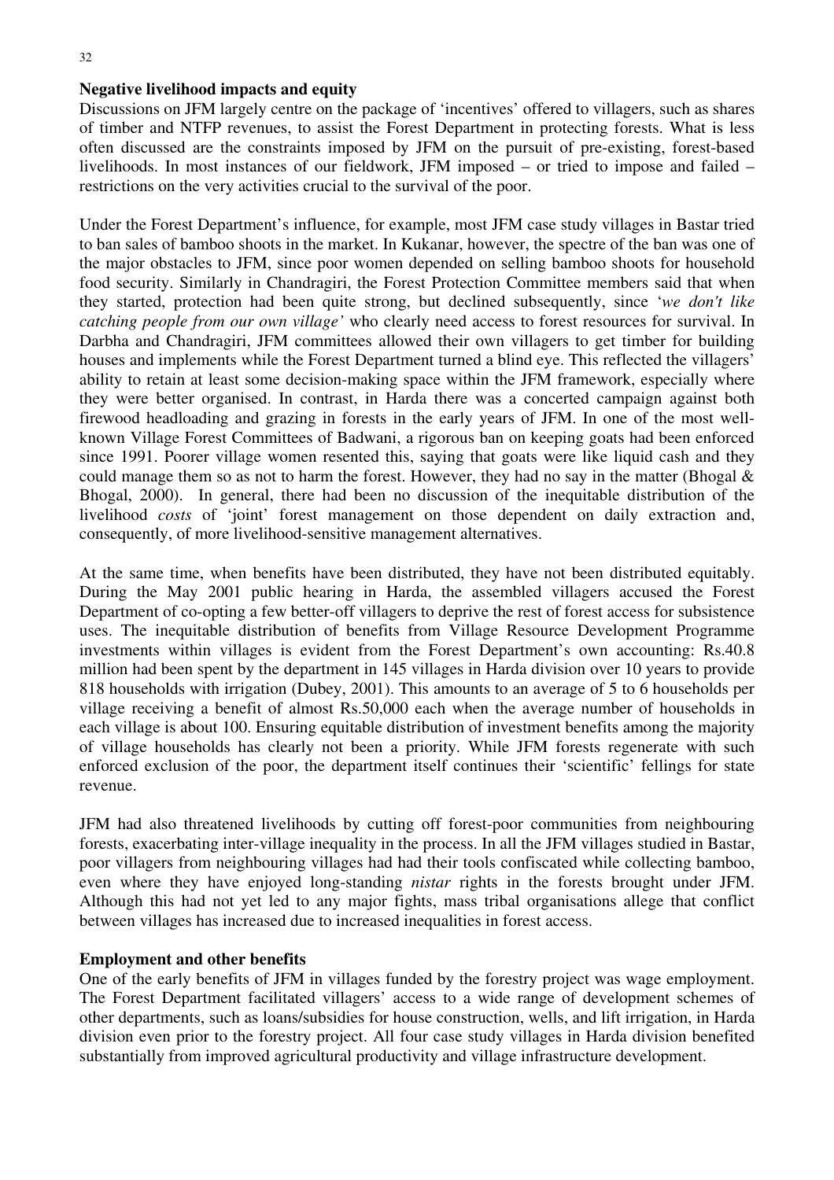**Negative livelihood impacts and equity**

Discussions on JFM largely centre on the package of 'incentives' offered to villagers, such as shares of timber and NTFP revenues, to assist the Forest Department in protecting forests. What is less often discussed are the constraints imposed by JFM on the pursuit of pre-existing, forest-based livelihoods. In most instances of our fieldwork, JFM imposed – or tried to impose and failed – restrictions on the very activities crucial to the survival of the poor.

Under the Forest Department's influence, for example, most JFM case study villages in Bastar tried to ban sales of bamboo shoots in the market. In Kukanar, however, the spectre of the ban was one of the major obstacles to JFM, since poor women depended on selling bamboo shoots for household food security. Similarly in Chandragiri, the Forest Protection Committee members said that when they started, protection had been quite strong, but declined subsequently, since '*we don't like catching people from our own village'* who clearly need access to forest resources for survival. In Darbha and Chandragiri, JFM committees allowed their own villagers to get timber for building houses and implements while the Forest Department turned a blind eye. This reflected the villagers' ability to retain at least some decision-making space within the JFM framework, especially where they were better organised. In contrast, in Harda there was a concerted campaign against both firewood headloading and grazing in forests in the early years of JFM. In one of the most well-known Village Forest Committees of Badwani, a rigorous ban on keeping goats had been enforced since 1991. Poorer village women resented this, saying that goats were like liquid cash and they could manage them so as not to harm the forest. However, they had no say in the matter (Bhogal & Bhogal, 2000). In general, there had been no discussion of the inequitable distribution of the livelihood *costs* of 'joint' forest management on those dependent on daily extraction and, consequently, of more livelihood-sensitive management alternatives.

At the same time, when benefits have been distributed, they have not been distributed equitably. During the May 2001 public hearing in Harda, the assembled villagers accused the Forest Department of co-opting a few better-off villagers to deprive the rest of forest access for subsistence uses. The inequitable distribution of benefits from Village Resource Development Programme investments within villages is evident from the Forest Department's own accounting: Rs.40.8 million had been spent by the department in 145 villages in Harda division over 10 years to provide 818 households with irrigation (Dubey, 2001). This amounts to an average of 5 to 6 households per village receiving a benefit of almost Rs.50,000 each when the average number of households in each village is about 100. Ensuring equitable distribution of investment benefits among the majority of village households has clearly not been a priority. While JFM forests regenerate with such enforced exclusion of the poor, the department itself continues their 'scientific' fellings for state revenue.

JFM had also threatened livelihoods by cutting off forest-poor communities from neighbouring forests, exacerbating inter-village inequality in the process. In all the JFM villages studied in Bastar, poor villagers from neighbouring villages had had their tools confiscated while collecting bamboo, even where they have enjoyed long-standing *nistar* rights in the forests brought under JFM. Although this had not yet led to any major fights, mass tribal organisations allege that conflict between villages has increased due to increased inequalities in forest access.

**Employment and other benefits**

One of the early benefits of JFM in villages funded by the forestry project was wage employment. The Forest Department facilitated villagers' access to a wide range of development schemes of other departments, such as loans/subsidies for house construction, wells, and lift irrigation, in Harda division even prior to the forestry project. All four case study villages in Harda division benefited substantially from improved agricultural productivity and village infrastructure development.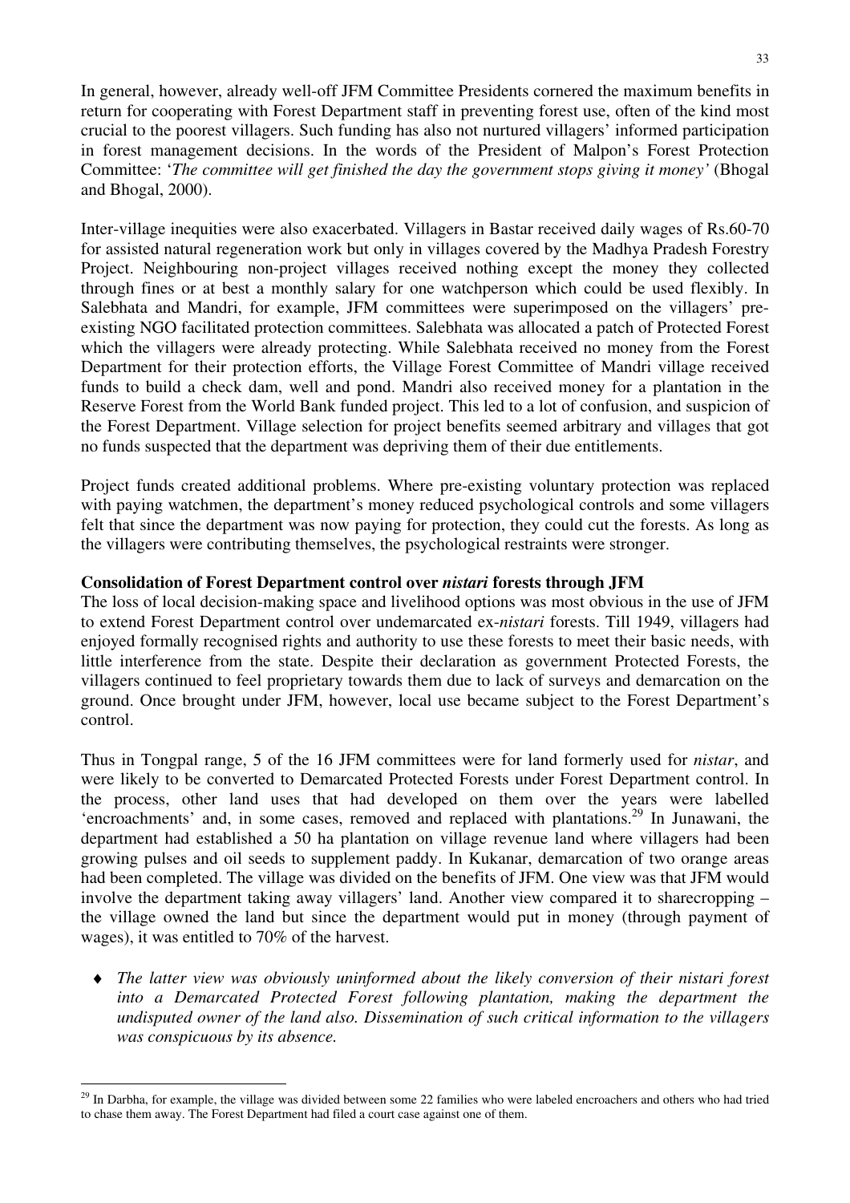In general, however, already well-off JFM Committee Presidents cornered the maximum benefits in return for cooperating with Forest Department staff in preventing forest use, often of the kind most crucial to the poorest villagers. Such funding has also not nurtured villagers' informed participation in forest management decisions. In the words of the President of Malpon's Forest Protection Committee: '*The committee will get finished the day the government stops giving it money'* (Bhogal and Bhogal, 2000).

Inter-village inequities were also exacerbated. Villagers in Bastar received daily wages of Rs.60-70 for assisted natural regeneration work but only in villages covered by the Madhya Pradesh Forestry Project. Neighbouring non-project villages received nothing except the money they collected through fines or at best a monthly salary for one watchperson which could be used flexibly. In Salebhata and Mandri, for example, JFM committees were superimposed on the villagers' pre-existing NGO facilitated protection committees. Salebhata was allocated a patch of Protected Forest which the villagers were already protecting. While Salebhata received no money from the Forest Department for their protection efforts, the Village Forest Committee of Mandri village received funds to build a check dam, well and pond. Mandri also received money for a plantation in the Reserve Forest from the World Bank funded project. This led to a lot of confusion, and suspicion of the Forest Department. Village selection for project benefits seemed arbitrary and villages that got no funds suspected that the department was depriving them of their due entitlements.

Project funds created additional problems. Where pre-existing voluntary protection was replaced with paying watchmen, the department's money reduced psychological controls and some villagers felt that since the department was now paying for protection, they could cut the forests. As long as the villagers were contributing themselves, the psychological restraints were stronger.

**Consolidation of Forest Department control over *nistari* forests through JFM**

The loss of local decision-making space and livelihood options was most obvious in the use of JFM to extend Forest Department control over undemarcated ex-*nistari* forests. Till 1949, villagers had enjoyed formally recognised rights and authority to use these forests to meet their basic needs, with little interference from the state. Despite their declaration as government Protected Forests, the villagers continued to feel proprietary towards them due to lack of surveys and demarcation on the ground. Once brought under JFM, however, local use became subject to the Forest Department's control.

Thus in Tongpal range, 5 of the 16 JFM committees were for land formerly used for *nistar*, and were likely to be converted to Demarcated Protected Forests under Forest Department control. In the process, other land uses that had developed on them over the years were labelled 'encroachments' and, in some cases, removed and replaced with plantations.[29] In Junawani, the department had established a 50 ha plantation on village revenue land where villagers had been growing pulses and oil seeds to supplement paddy. In Kukanar, demarcation of two orange areas had been completed. The village was divided on the benefits of JFM. One view was that JFM would involve the department taking away villagers' land. Another view compared it to sharecropping – the village owned the land but since the department would put in money (through payment of wages), it was entitled to 70% of the harvest.

- *The latter view was obviously uninformed about the likely conversion of their nistari forest into a Demarcated Protected Forest following plantation, making the department the undisputed owner of the land also. Dissemination of such critical information to the villagers was conspicuous by its absence.*

---

[29] In Darbha, for example, the village was divided between some 22 families who were labeled encroachers and others who had tried to chase them away. The Forest Department had filed a court case against one of them.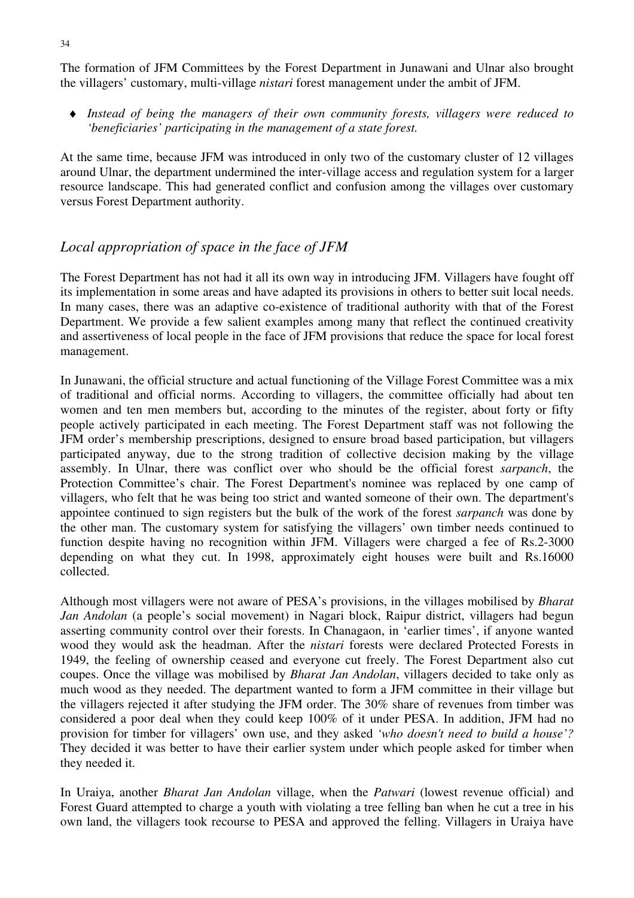The formation of JFM Committees by the Forest Department in Junawani and Ulnar also brought the villagers' customary, multi-village *nistari* forest management under the ambit of JFM.

- *Instead of being the managers of their own community forests, villagers were reduced to 'beneficiaries' participating in the management of a state forest.*

At the same time, because JFM was introduced in only two of the customary cluster of 12 villages around Ulnar, the department undermined the inter-village access and regulation system for a larger resource landscape. This had generated conflict and confusion among the villages over customary versus Forest Department authority.

## *Local appropriation of space in the face of JFM*

The Forest Department has not had it all its own way in introducing JFM. Villagers have fought off its implementation in some areas and have adapted its provisions in others to better suit local needs. In many cases, there was an adaptive co-existence of traditional authority with that of the Forest Department. We provide a few salient examples among many that reflect the continued creativity and assertiveness of local people in the face of JFM provisions that reduce the space for local forest management.

In Junawani, the official structure and actual functioning of the Village Forest Committee was a mix of traditional and official norms. According to villagers, the committee officially had about ten women and ten men members but, according to the minutes of the register, about forty or fifty people actively participated in each meeting. The Forest Department staff was not following the JFM order's membership prescriptions, designed to ensure broad based participation, but villagers participated anyway, due to the strong tradition of collective decision making by the village assembly. In Ulnar, there was conflict over who should be the official forest *sarpanch*, the Protection Committee's chair. The Forest Department's nominee was replaced by one camp of villagers, who felt that he was being too strict and wanted someone of their own. The department's appointee continued to sign registers but the bulk of the work of the forest *sarpanch* was done by the other man. The customary system for satisfying the villagers' own timber needs continued to function despite having no recognition within JFM. Villagers were charged a fee of Rs.2-3000 depending on what they cut. In 1998, approximately eight houses were built and Rs.16000 collected.

Although most villagers were not aware of PESA's provisions, in the villages mobilised by *Bharat Jan Andolan* (a people's social movement) in Nagari block, Raipur district, villagers had begun asserting community control over their forests. In Chanagaon, in 'earlier times', if anyone wanted wood they would ask the headman. After the *nistari* forests were declared Protected Forests in 1949, the feeling of ownership ceased and everyone cut freely. The Forest Department also cut coupes. Once the village was mobilised by *Bharat Jan Andolan*, villagers decided to take only as much wood as they needed. The department wanted to form a JFM committee in their village but the villagers rejected it after studying the JFM order. The 30% share of revenues from timber was considered a poor deal when they could keep 100% of it under PESA. In addition, JFM had no provision for timber for villagers' own use, and they asked *'who doesn't need to build a house'?* They decided it was better to have their earlier system under which people asked for timber when they needed it.

In Uraiya, another *Bharat Jan Andolan* village, when the *Patwari* (lowest revenue official) and Forest Guard attempted to charge a youth with violating a tree felling ban when he cut a tree in his own land, the villagers took recourse to PESA and approved the felling. Villagers in Uraiya have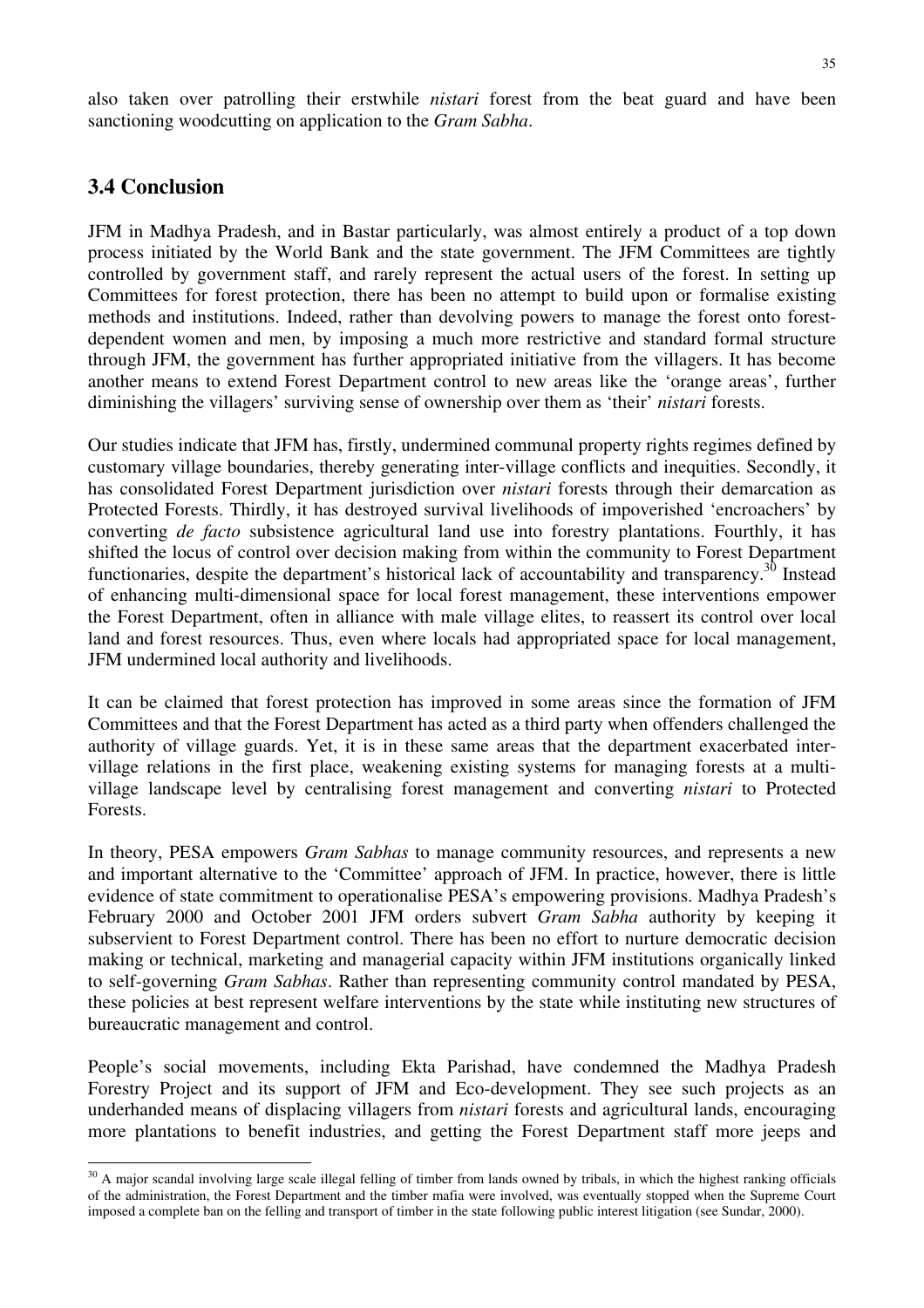also taken over patrolling their erstwhile *nistari* forest from the beat guard and have been sanctioning woodcutting on application to the *Gram Sabha*.

## 3.4 Conclusion

JFM in Madhya Pradesh, and in Bastar particularly, was almost entirely a product of a top down process initiated by the World Bank and the state government. The JFM Committees are tightly controlled by government staff, and rarely represent the actual users of the forest. In setting up Committees for forest protection, there has been no attempt to build upon or formalise existing methods and institutions. Indeed, rather than devolving powers to manage the forest onto forest-dependent women and men, by imposing a much more restrictive and standard formal structure through JFM, the government has further appropriated initiative from the villagers. It has become another means to extend Forest Department control to new areas like the 'orange areas', further diminishing the villagers' surviving sense of ownership over them as 'their' *nistari* forests.

Our studies indicate that JFM has, firstly, undermined communal property rights regimes defined by customary village boundaries, thereby generating inter-village conflicts and inequities. Secondly, it has consolidated Forest Department jurisdiction over *nistari* forests through their demarcation as Protected Forests. Thirdly, it has destroyed survival livelihoods of impoverished 'encroachers' by converting *de facto* subsistence agricultural land use into forestry plantations. Fourthly, it has shifted the locus of control over decision making from within the community to Forest Department functionaries, despite the department's historical lack of accountability and transparency.[30] Instead of enhancing multi-dimensional space for local forest management, these interventions empower the Forest Department, often in alliance with male village elites, to reassert its control over local land and forest resources. Thus, even where locals had appropriated space for local management, JFM undermined local authority and livelihoods.

It can be claimed that forest protection has improved in some areas since the formation of JFM Committees and that the Forest Department has acted as a third party when offenders challenged the authority of village guards. Yet, it is in these same areas that the department exacerbated inter-village relations in the first place, weakening existing systems for managing forests at a multi-village landscape level by centralising forest management and converting *nistari* to Protected Forests.

In theory, PESA empowers *Gram Sabhas* to manage community resources, and represents a new and important alternative to the 'Committee' approach of JFM. In practice, however, there is little evidence of state commitment to operationalise PESA's empowering provisions. Madhya Pradesh's February 2000 and October 2001 JFM orders subvert *Gram Sabha* authority by keeping it subservient to Forest Department control. There has been no effort to nurture democratic decision making or technical, marketing and managerial capacity within JFM institutions organically linked to self-governing *Gram Sabhas*. Rather than representing community control mandated by PESA, these policies at best represent welfare interventions by the state while instituting new structures of bureaucratic management and control.

People's social movements, including Ekta Parishad, have condemned the Madhya Pradesh Forestry Project and its support of JFM and Eco-development. They see such projects as an underhanded means of displacing villagers from *nistari* forests and agricultural lands, encouraging more plantations to benefit industries, and getting the Forest Department staff more jeeps and

---

[30] A major scandal involving large scale illegal felling of timber from lands owned by tribals, in which the highest ranking officials of the administration, the Forest Department and the timber mafia were involved, was eventually stopped when the Supreme Court imposed a complete ban on the felling and transport of timber in the state following public interest litigation (see Sundar, 2000).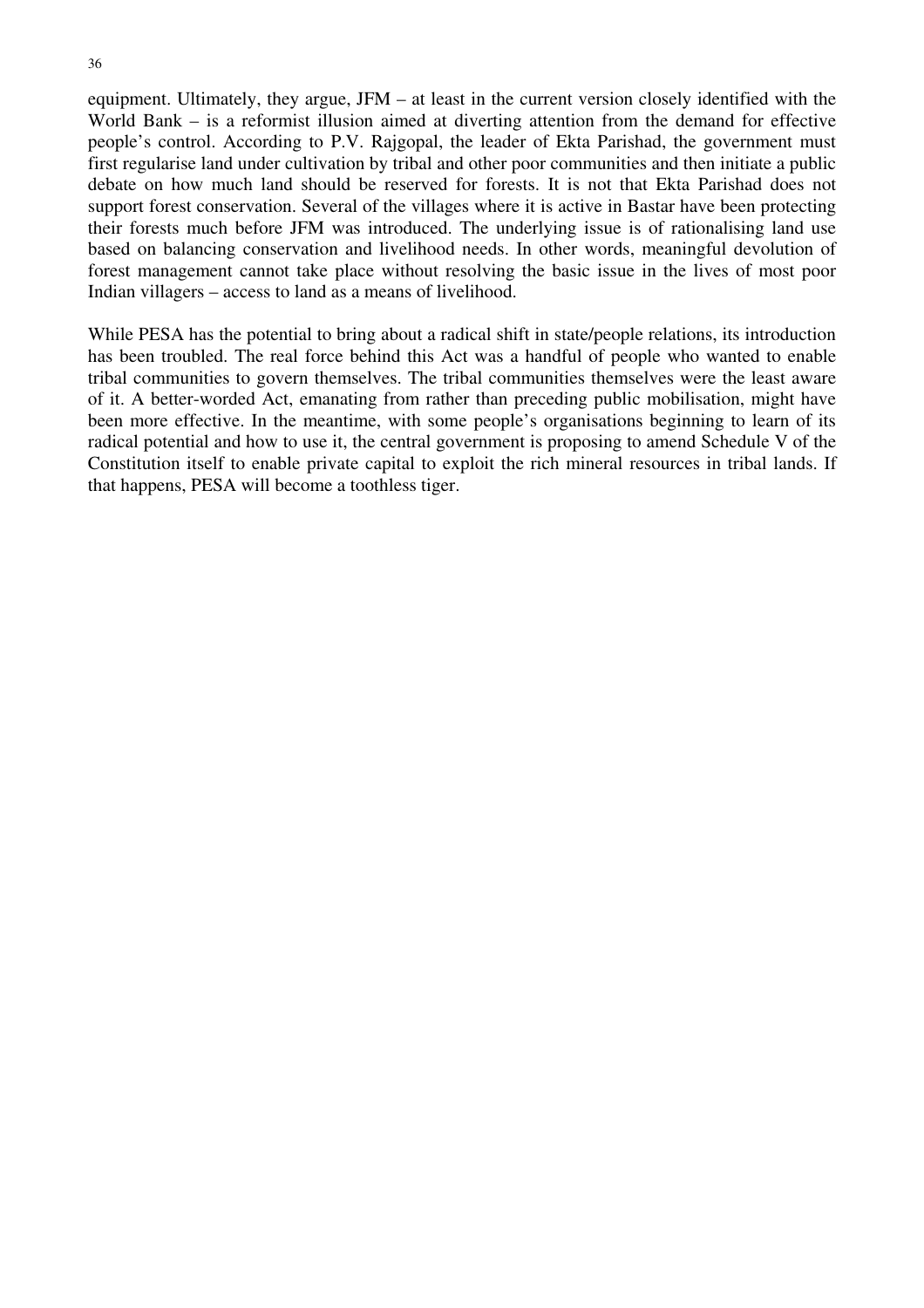equipment. Ultimately, they argue, JFM – at least in the current version closely identified with the World Bank – is a reformist illusion aimed at diverting attention from the demand for effective people's control. According to P.V. Rajgopal, the leader of Ekta Parishad, the government must first regularise land under cultivation by tribal and other poor communities and then initiate a public debate on how much land should be reserved for forests. It is not that Ekta Parishad does not support forest conservation. Several of the villages where it is active in Bastar have been protecting their forests much before JFM was introduced. The underlying issue is of rationalising land use based on balancing conservation and livelihood needs. In other words, meaningful devolution of forest management cannot take place without resolving the basic issue in the lives of most poor Indian villagers – access to land as a means of livelihood.

While PESA has the potential to bring about a radical shift in state/people relations, its introduction has been troubled. The real force behind this Act was a handful of people who wanted to enable tribal communities to govern themselves. The tribal communities themselves were the least aware of it. A better-worded Act, emanating from rather than preceding public mobilisation, might have been more effective. In the meantime, with some people's organisations beginning to learn of its radical potential and how to use it, the central government is proposing to amend Schedule V of the Constitution itself to enable private capital to exploit the rich mineral resources in tribal lands. If that happens, PESA will become a toothless tiger.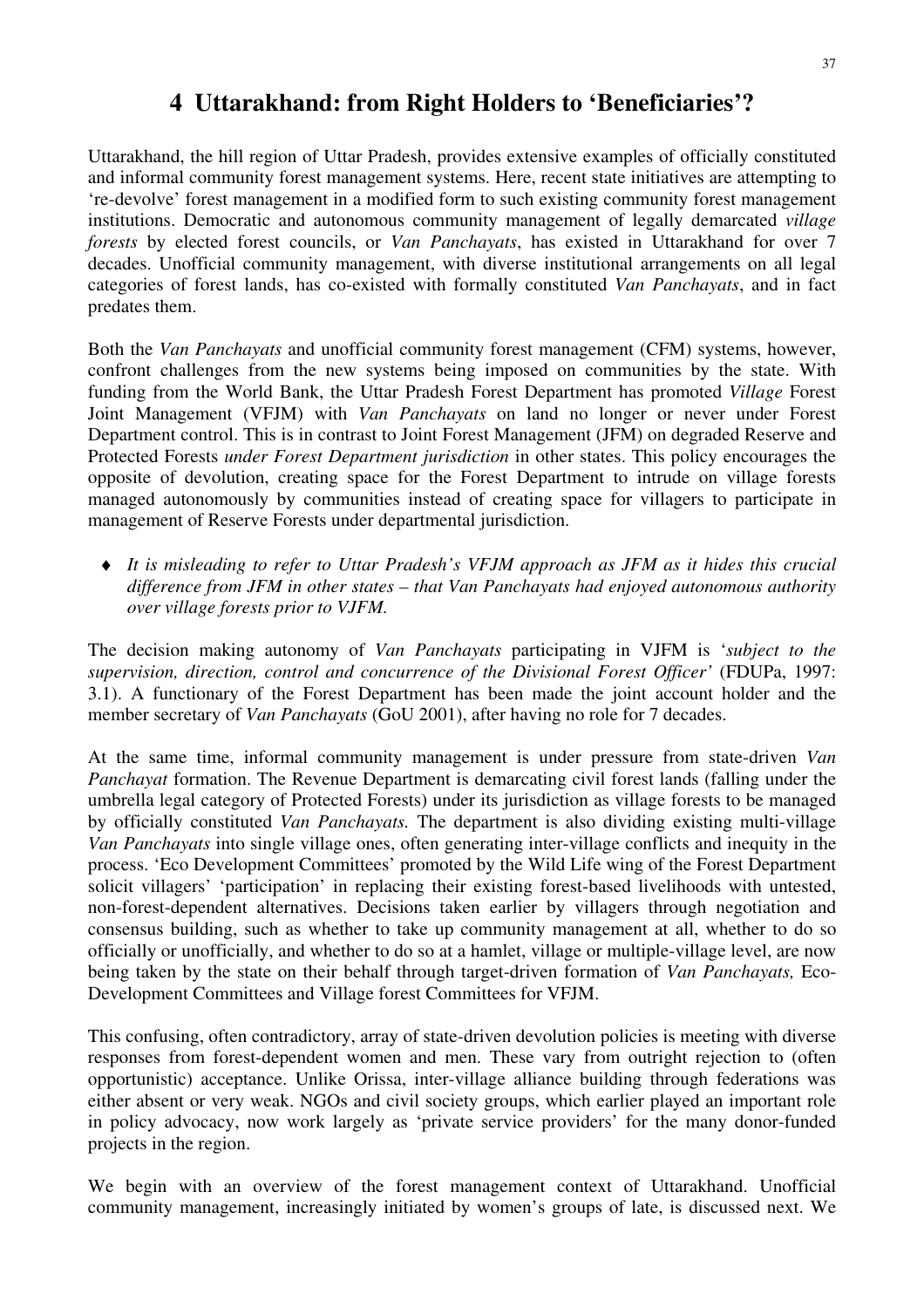# 4 Uttarakhand: from Right Holders to 'Beneficiaries'?

Uttarakhand, the hill region of Uttar Pradesh, provides extensive examples of officially constituted and informal community forest management systems. Here, recent state initiatives are attempting to 're-devolve' forest management in a modified form to such existing community forest management institutions. Democratic and autonomous community management of legally demarcated *village forests* by elected forest councils, or *Van Panchayats*, has existed in Uttarakhand for over 7 decades. Unofficial community management, with diverse institutional arrangements on all legal categories of forest lands, has co-existed with formally constituted *Van Panchayats*, and in fact predates them.

Both the *Van Panchayats* and unofficial community forest management (CFM) systems, however, confront challenges from the new systems being imposed on communities by the state. With funding from the World Bank, the Uttar Pradesh Forest Department has promoted *Village* Forest Joint Management (VFJM) with *Van Panchayats* on land no longer or never under Forest Department control. This is in contrast to Joint Forest Management (JFM) on degraded Reserve and Protected Forests *under Forest Department jurisdiction* in other states. This policy encourages the opposite of devolution, creating space for the Forest Department to intrude on village forests managed autonomously by communities instead of creating space for villagers to participate in management of Reserve Forests under departmental jurisdiction.

- *It is misleading to refer to Uttar Pradesh's VFJM approach as JFM as it hides this crucial difference from JFM in other states – that Van Panchayats had enjoyed autonomous authority over village forests prior to VJFM.*

The decision making autonomy of *Van Panchayats* participating in VJFM is '*subject to the supervision, direction, control and concurrence of the Divisional Forest Officer'* (FDUPa, 1997: 3.1). A functionary of the Forest Department has been made the joint account holder and the member secretary of *Van Panchayats* (GoU 2001), after having no role for 7 decades.

At the same time, informal community management is under pressure from state-driven *Van Panchayat* formation. The Revenue Department is demarcating civil forest lands (falling under the umbrella legal category of Protected Forests) under its jurisdiction as village forests to be managed by officially constituted *Van Panchayats.* The department is also dividing existing multi-village *Van Panchayats* into single village ones, often generating inter-village conflicts and inequity in the process. 'Eco Development Committees' promoted by the Wild Life wing of the Forest Department solicit villagers' 'participation' in replacing their existing forest-based livelihoods with untested, non-forest-dependent alternatives. Decisions taken earlier by villagers through negotiation and consensus building, such as whether to take up community management at all, whether to do so officially or unofficially, and whether to do so at a hamlet, village or multiple-village level, are now being taken by the state on their behalf through target-driven formation of *Van Panchayats,* Eco-Development Committees and Village forest Committees for VFJM.

This confusing, often contradictory, array of state-driven devolution policies is meeting with diverse responses from forest-dependent women and men. These vary from outright rejection to (often opportunistic) acceptance. Unlike Orissa, inter-village alliance building through federations was either absent or very weak. NGOs and civil society groups, which earlier played an important role in policy advocacy, now work largely as 'private service providers' for the many donor-funded projects in the region.

We begin with an overview of the forest management context of Uttarakhand. Unofficial community management, increasingly initiated by women's groups of late, is discussed next. We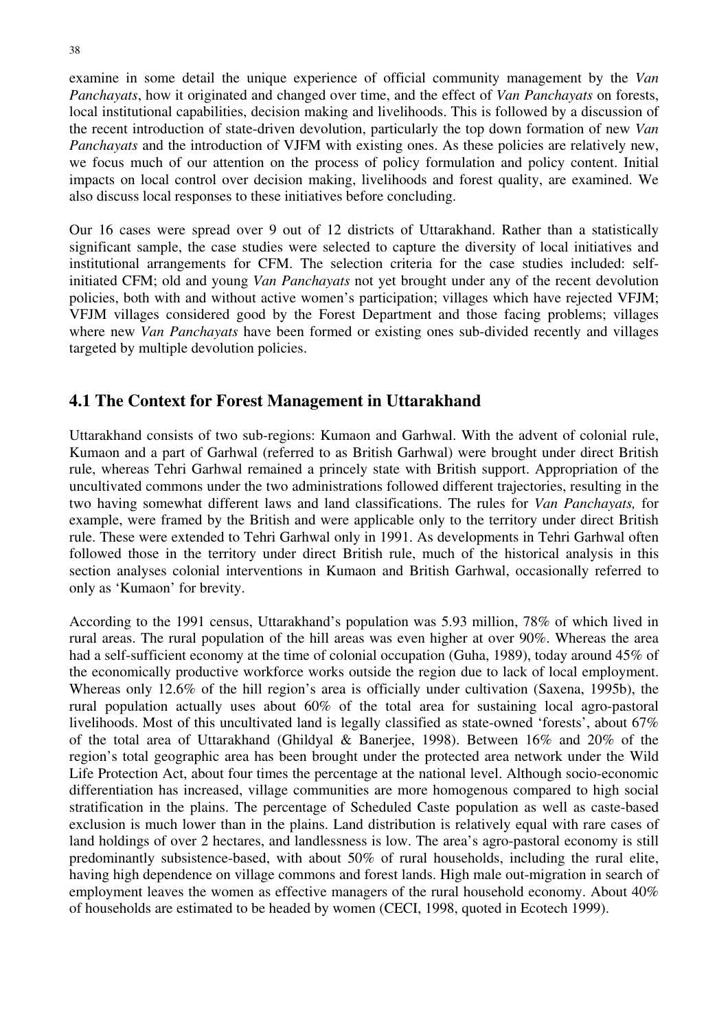examine in some detail the unique experience of official community management by the *Van Panchayats*, how it originated and changed over time, and the effect of *Van Panchayats* on forests, local institutional capabilities, decision making and livelihoods. This is followed by a discussion of the recent introduction of state-driven devolution, particularly the top down formation of new *Van Panchayats* and the introduction of VJFM with existing ones. As these policies are relatively new, we focus much of our attention on the process of policy formulation and policy content. Initial impacts on local control over decision making, livelihoods and forest quality, are examined. We also discuss local responses to these initiatives before concluding.

Our 16 cases were spread over 9 out of 12 districts of Uttarakhand. Rather than a statistically significant sample, the case studies were selected to capture the diversity of local initiatives and institutional arrangements for CFM. The selection criteria for the case studies included: self-initiated CFM; old and young *Van Panchayats* not yet brought under any of the recent devolution policies, both with and without active women's participation; villages which have rejected VFJM; VFJM villages considered good by the Forest Department and those facing problems; villages where new *Van Panchayats* have been formed or existing ones sub-divided recently and villages targeted by multiple devolution policies.

## 4.1 The Context for Forest Management in Uttarakhand

Uttarakhand consists of two sub-regions: Kumaon and Garhwal. With the advent of colonial rule, Kumaon and a part of Garhwal (referred to as British Garhwal) were brought under direct British rule, whereas Tehri Garhwal remained a princely state with British support. Appropriation of the uncultivated commons under the two administrations followed different trajectories, resulting in the two having somewhat different laws and land classifications. The rules for *Van Panchayats,* for example, were framed by the British and were applicable only to the territory under direct British rule. These were extended to Tehri Garhwal only in 1991. As developments in Tehri Garhwal often followed those in the territory under direct British rule, much of the historical analysis in this section analyses colonial interventions in Kumaon and British Garhwal, occasionally referred to only as 'Kumaon' for brevity.

According to the 1991 census, Uttarakhand's population was 5.93 million, 78% of which lived in rural areas. The rural population of the hill areas was even higher at over 90%. Whereas the area had a self-sufficient economy at the time of colonial occupation (Guha, 1989), today around 45% of the economically productive workforce works outside the region due to lack of local employment. Whereas only 12.6% of the hill region's area is officially under cultivation (Saxena, 1995b), the rural population actually uses about 60% of the total area for sustaining local agro-pastoral livelihoods. Most of this uncultivated land is legally classified as state-owned 'forests', about 67% of the total area of Uttarakhand (Ghildyal & Banerjee, 1998). Between 16% and 20% of the region's total geographic area has been brought under the protected area network under the Wild Life Protection Act, about four times the percentage at the national level. Although socio-economic differentiation has increased, village communities are more homogenous compared to high social stratification in the plains. The percentage of Scheduled Caste population as well as caste-based exclusion is much lower than in the plains. Land distribution is relatively equal with rare cases of land holdings of over 2 hectares, and landlessness is low. The area's agro-pastoral economy is still predominantly subsistence-based, with about 50% of rural households, including the rural elite, having high dependence on village commons and forest lands. High male out-migration in search of employment leaves the women as effective managers of the rural household economy. About 40% of households are estimated to be headed by women (CECI, 1998, quoted in Ecotech 1999).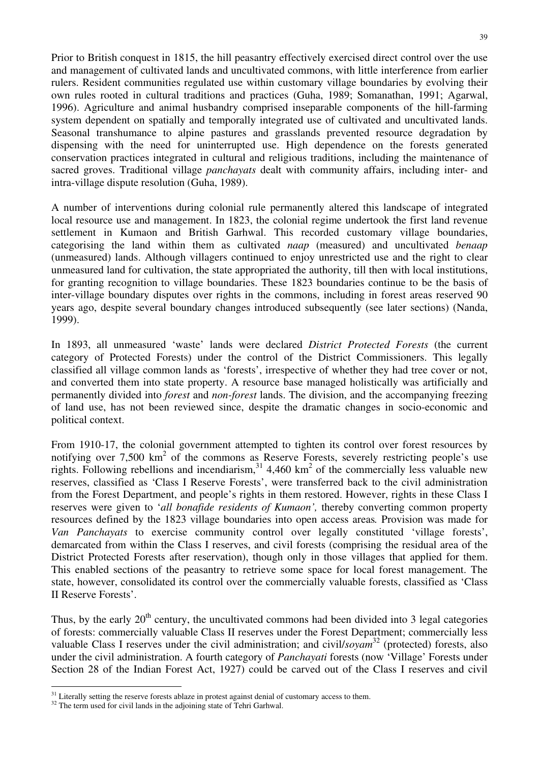Prior to British conquest in 1815, the hill peasantry effectively exercised direct control over the use and management of cultivated lands and uncultivated commons, with little interference from earlier rulers. Resident communities regulated use within customary village boundaries by evolving their own rules rooted in cultural traditions and practices (Guha, 1989; Somanathan, 1991; Agarwal, 1996). Agriculture and animal husbandry comprised inseparable components of the hill-farming system dependent on spatially and temporally integrated use of cultivated and uncultivated lands. Seasonal transhumance to alpine pastures and grasslands prevented resource degradation by dispensing with the need for uninterrupted use. High dependence on the forests generated conservation practices integrated in cultural and religious traditions, including the maintenance of sacred groves. Traditional village *panchayats* dealt with community affairs, including inter- and intra-village dispute resolution (Guha, 1989).

A number of interventions during colonial rule permanently altered this landscape of integrated local resource use and management. In 1823, the colonial regime undertook the first land revenue settlement in Kumaon and British Garhwal. This recorded customary village boundaries, categorising the land within them as cultivated *naap* (measured) and uncultivated *benaap* (unmeasured) lands. Although villagers continued to enjoy unrestricted use and the right to clear unmeasured land for cultivation, the state appropriated the authority, till then with local institutions, for granting recognition to village boundaries. These 1823 boundaries continue to be the basis of inter-village boundary disputes over rights in the commons, including in forest areas reserved 90 years ago, despite several boundary changes introduced subsequently (see later sections) (Nanda, 1999).

In 1893, all unmeasured 'waste' lands were declared *District Protected Forests* (the current category of Protected Forests) under the control of the District Commissioners. This legally classified all village common lands as 'forests', irrespective of whether they had tree cover or not, and converted them into state property. A resource base managed holistically was artificially and permanently divided into *forest* and *non-forest* lands. The division, and the accompanying freezing of land use, has not been reviewed since, despite the dramatic changes in socio-economic and political context.

From 1910-17, the colonial government attempted to tighten its control over forest resources by notifying over 7,500 km$^2$ of the commons as Reserve Forests, severely restricting people's use rights. Following rebellions and incendiarism,[31] 4,460 km$^2$ of the commercially less valuable new reserves, classified as 'Class I Reserve Forests', were transferred back to the civil administration from the Forest Department, and people's rights in them restored. However, rights in these Class I reserves were given to '*all bonafide residents of Kumaon',* thereby converting common property resources defined by the 1823 village boundaries into open access areas*.* Provision was made for *Van Panchayats* to exercise community control over legally constituted 'village forests', demarcated from within the Class I reserves, and civil forests (comprising the residual area of the District Protected Forests after reservation), though only in those villages that applied for them. This enabled sections of the peasantry to retrieve some space for local forest management. The state, however, consolidated its control over the commercially valuable forests, classified as 'Class II Reserve Forests'.

Thus, by the early 20$^{th}$ century, the uncultivated commons had been divided into 3 legal categories of forests: commercially valuable Class II reserves under the Forest Department; commercially less valuable Class I reserves under the civil administration; and civil/*soyam*[32] (protected) forests, also under the civil administration. A fourth category of *Panchayati* forests (now 'Village' Forests under Section 28 of the Indian Forest Act, 1927) could be carved out of the Class I reserves and civil

---

[31] Literally setting the reserve forests ablaze in protest against denial of customary access to them.

[32] The term used for civil lands in the adjoining state of Tehri Garhwal.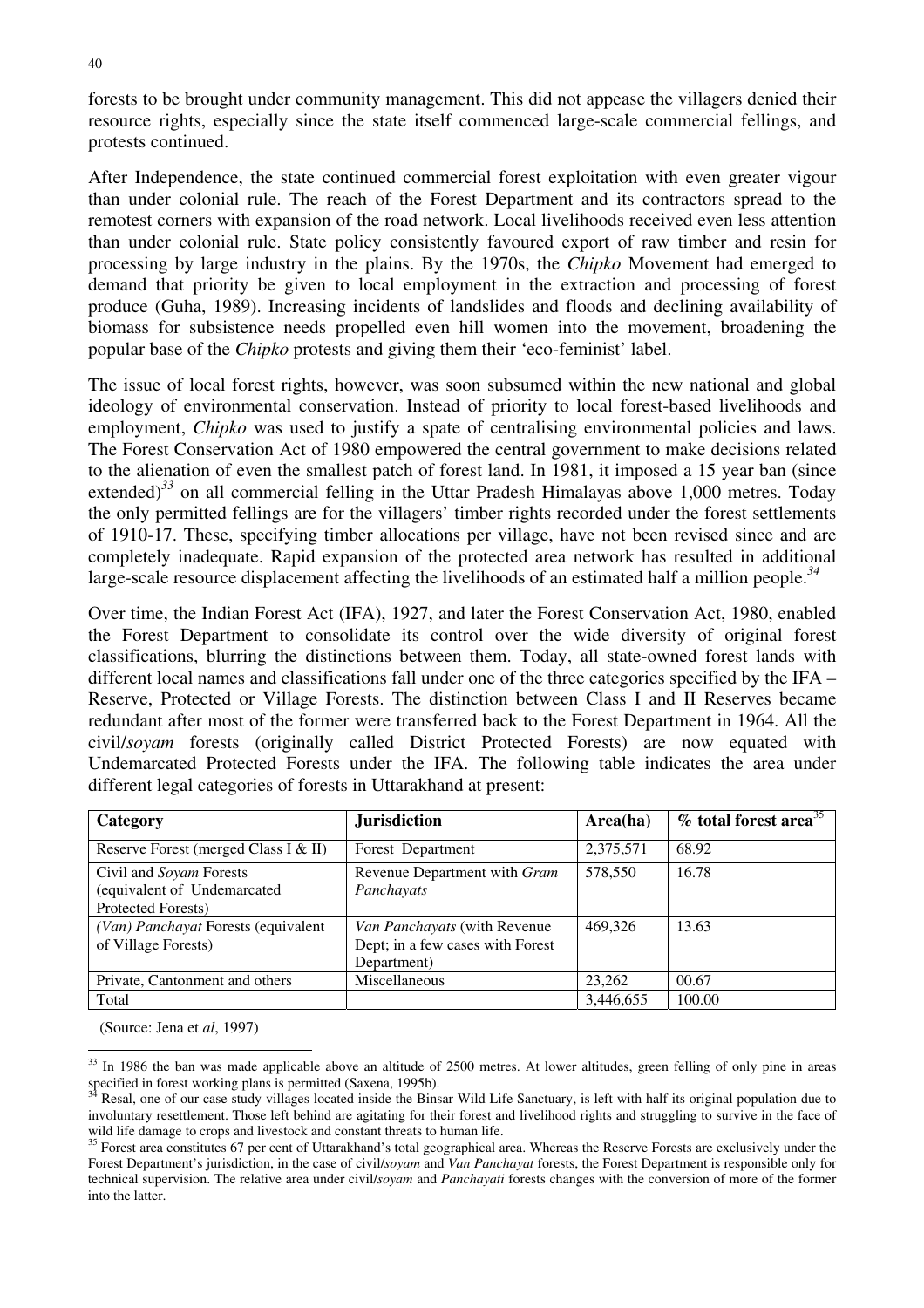forests to be brought under community management. This did not appease the villagers denied their resource rights, especially since the state itself commenced large-scale commercial fellings, and protests continued.

After Independence, the state continued commercial forest exploitation with even greater vigour than under colonial rule. The reach of the Forest Department and its contractors spread to the remotest corners with expansion of the road network. Local livelihoods received even less attention than under colonial rule. State policy consistently favoured export of raw timber and resin for processing by large industry in the plains. By the 1970s, the *Chipko* Movement had emerged to demand that priority be given to local employment in the extraction and processing of forest produce (Guha, 1989). Increasing incidents of landslides and floods and declining availability of biomass for subsistence needs propelled even hill women into the movement, broadening the popular base of the *Chipko* protests and giving them their 'eco-feminist' label.

The issue of local forest rights, however, was soon subsumed within the new national and global ideology of environmental conservation. Instead of priority to local forest-based livelihoods and employment, *Chipko* was used to justify a spate of centralising environmental policies and laws. The Forest Conservation Act of 1980 empowered the central government to make decisions related to the alienation of even the smallest patch of forest land. In 1981, it imposed a 15 year ban (since extended)[33] on all commercial felling in the Uttar Pradesh Himalayas above 1,000 metres. Today the only permitted fellings are for the villagers' timber rights recorded under the forest settlements of 1910-17. These, specifying timber allocations per village, have not been revised since and are completely inadequate. Rapid expansion of the protected area network has resulted in additional large-scale resource displacement affecting the livelihoods of an estimated half a million people.[34]

Over time, the Indian Forest Act (IFA), 1927, and later the Forest Conservation Act, 1980, enabled the Forest Department to consolidate its control over the wide diversity of original forest classifications, blurring the distinctions between them. Today, all state-owned forest lands with different local names and classifications fall under one of the three categories specified by the IFA – Reserve, Protected or Village Forests. The distinction between Class I and II Reserves became redundant after most of the former were transferred back to the Forest Department in 1964. All the civil/*soyam* forests (originally called District Protected Forests) are now equated with Undemarcated Protected Forests under the IFA. The following table indicates the area under different legal categories of forests in Uttarakhand at present:

| Category | Jurisdiction | Area(ha) | % total forest area[35] |
|---|---|---|---|
| Reserve Forest (merged Class I & II) | Forest Department | 2,375,571 | 68.92 |
| Civil and *Soyam* Forests (equivalent of Undemarcated Protected Forests) | Revenue Department with *Gram Panchayats* | 578,550 | 16.78 |
| *(Van) Panchayat* Forests (equivalent of Village Forests) | *Van Panchayats* (with Revenue Dept; in a few cases with Forest Department) | 469,326 | 13.63 |
| Private, Cantonment and others | Miscellaneous | 23,262 | 00.67 |
| Total | | 3,446,655 | 100.00 |

(Source: Jena et *al*, 1997)

[33] In 1986 the ban was made applicable above an altitude of 2500 metres. At lower altitudes, green felling of only pine in areas specified in forest working plans is permitted (Saxena, 1995b).

[34] Resal, one of our case study villages located inside the Binsar Wild Life Sanctuary, is left with half its original population due to involuntary resettlement. Those left behind are agitating for their forest and livelihood rights and struggling to survive in the face of wild life damage to crops and livestock and constant threats to human life.

[35] Forest area constitutes 67 per cent of Uttarakhand's total geographical area. Whereas the Reserve Forests are exclusively under the Forest Department's jurisdiction, in the case of civil/*soyam* and *Van Panchayat* forests, the Forest Department is responsible only for technical supervision. The relative area under civil/*soyam* and *Panchayati* forests changes with the conversion of more of the former into the latter.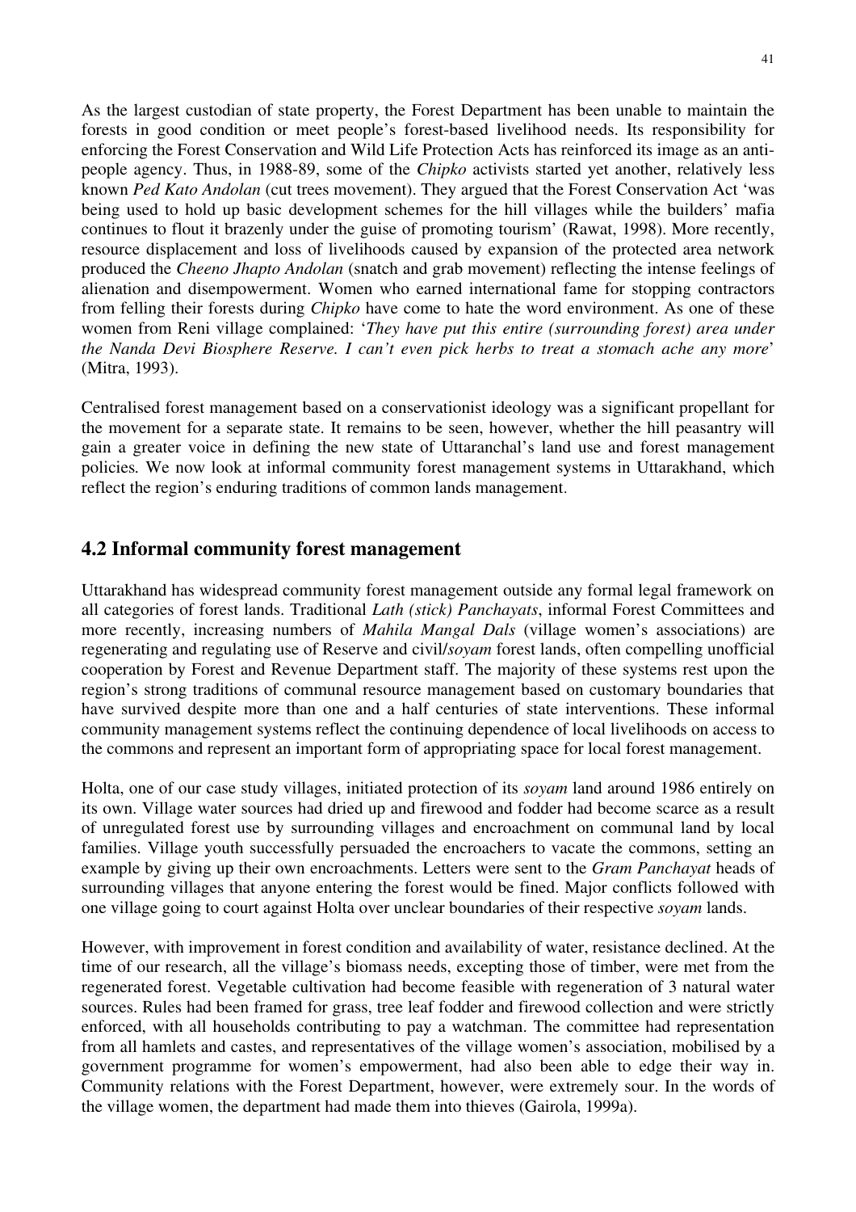As the largest custodian of state property, the Forest Department has been unable to maintain the forests in good condition or meet people's forest-based livelihood needs. Its responsibility for enforcing the Forest Conservation and Wild Life Protection Acts has reinforced its image as an anti-people agency. Thus, in 1988-89, some of the *Chipko* activists started yet another, relatively less known *Ped Kato Andolan* (cut trees movement). They argued that the Forest Conservation Act 'was being used to hold up basic development schemes for the hill villages while the builders' mafia continues to flout it brazenly under the guise of promoting tourism' (Rawat, 1998). More recently, resource displacement and loss of livelihoods caused by expansion of the protected area network produced the *Cheeno Jhapto Andolan* (snatch and grab movement) reflecting the intense feelings of alienation and disempowerment. Women who earned international fame for stopping contractors from felling their forests during *Chipko* have come to hate the word environment. As one of these women from Reni village complained: '*They have put this entire (surrounding forest) area under the Nanda Devi Biosphere Reserve. I can't even pick herbs to treat a stomach ache any more*' (Mitra, 1993).

Centralised forest management based on a conservationist ideology was a significant propellant for the movement for a separate state. It remains to be seen, however, whether the hill peasantry will gain a greater voice in defining the new state of Uttaranchal's land use and forest management policies. We now look at informal community forest management systems in Uttarakhand, which reflect the region's enduring traditions of common lands management.

## 4.2 Informal community forest management

Uttarakhand has widespread community forest management outside any formal legal framework on all categories of forest lands. Traditional *Lath (stick) Panchayats*, informal Forest Committees and more recently, increasing numbers of *Mahila Mangal Dals* (village women's associations) are regenerating and regulating use of Reserve and civil/*soyam* forest lands, often compelling unofficial cooperation by Forest and Revenue Department staff. The majority of these systems rest upon the region's strong traditions of communal resource management based on customary boundaries that have survived despite more than one and a half centuries of state interventions. These informal community management systems reflect the continuing dependence of local livelihoods on access to the commons and represent an important form of appropriating space for local forest management.

Holta, one of our case study villages, initiated protection of its *soyam* land around 1986 entirely on its own. Village water sources had dried up and firewood and fodder had become scarce as a result of unregulated forest use by surrounding villages and encroachment on communal land by local families. Village youth successfully persuaded the encroachers to vacate the commons, setting an example by giving up their own encroachments. Letters were sent to the *Gram Panchayat* heads of surrounding villages that anyone entering the forest would be fined. Major conflicts followed with one village going to court against Holta over unclear boundaries of their respective *soyam* lands.

However, with improvement in forest condition and availability of water, resistance declined. At the time of our research, all the village's biomass needs, excepting those of timber, were met from the regenerated forest. Vegetable cultivation had become feasible with regeneration of 3 natural water sources. Rules had been framed for grass, tree leaf fodder and firewood collection and were strictly enforced, with all households contributing to pay a watchman. The committee had representation from all hamlets and castes, and representatives of the village women's association, mobilised by a government programme for women's empowerment, had also been able to edge their way in. Community relations with the Forest Department, however, were extremely sour. In the words of the village women, the department had made them into thieves (Gairola, 1999a).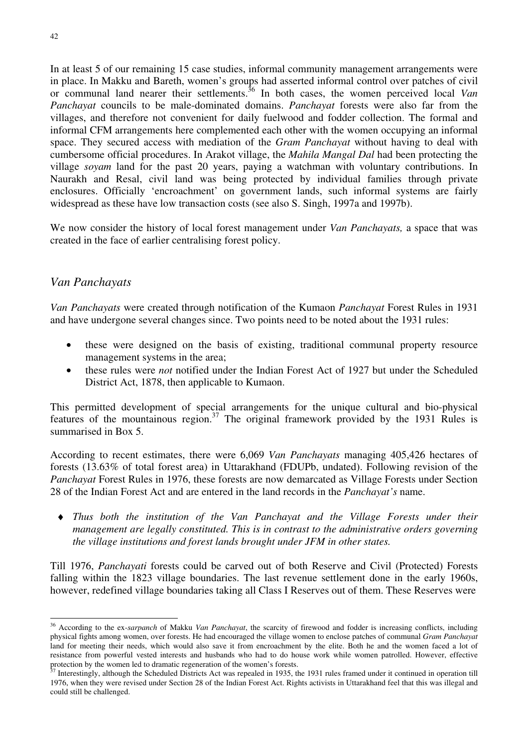In at least 5 of our remaining 15 case studies, informal community management arrangements were in place. In Makku and Bareth, women's groups had asserted informal control over patches of civil or communal land nearer their settlements.[36] In both cases, the women perceived local *Van Panchayat* councils to be male-dominated domains. *Panchayat* forests were also far from the villages, and therefore not convenient for daily fuelwood and fodder collection. The formal and informal CFM arrangements here complemented each other with the women occupying an informal space. They secured access with mediation of the *Gram Panchayat* without having to deal with cumbersome official procedures. In Arakot village, the *Mahila Mangal Dal* had been protecting the village *soyam* land for the past 20 years, paying a watchman with voluntary contributions. In Naurakh and Resal, civil land was being protected by individual families through private enclosures. Officially 'encroachment' on government lands, such informal systems are fairly widespread as these have low transaction costs (see also S. Singh, 1997a and 1997b).

We now consider the history of local forest management under *Van Panchayats,* a space that was created in the face of earlier centralising forest policy.

## *Van Panchayats*

*Van Panchayats* were created through notification of the Kumaon *Panchayat* Forest Rules in 1931 and have undergone several changes since. Two points need to be noted about the 1931 rules:

- these were designed on the basis of existing, traditional communal property resource management systems in the area;
- these rules were *not* notified under the Indian Forest Act of 1927 but under the Scheduled District Act, 1878, then applicable to Kumaon.

This permitted development of special arrangements for the unique cultural and bio-physical features of the mountainous region.[37] The original framework provided by the 1931 Rules is summarised in Box 5.

According to recent estimates, there were 6,069 *Van Panchayats* managing 405,426 hectares of forests (13.63% of total forest area) in Uttarakhand (FDUPb, undated). Following revision of the *Panchayat* Forest Rules in 1976, these forests are now demarcated as Village Forests under Section 28 of the Indian Forest Act and are entered in the land records in the *Panchayat's* name.

- ♦ *Thus both the institution of the Van Panchayat and the Village Forests under their management are legally constituted. This is in contrast to the administrative orders governing the village institutions and forest lands brought under JFM in other states.*

Till 1976, *Panchayati* forests could be carved out of both Reserve and Civil (Protected) Forests falling within the 1823 village boundaries. The last revenue settlement done in the early 1960s, however, redefined village boundaries taking all Class I Reserves out of them. These Reserves were

---

[36] According to the ex-*sarpanch* of Makku *Van Panchayat*, the scarcity of firewood and fodder is increasing conflicts, including physical fights among women, over forests. He had encouraged the village women to enclose patches of communal *Gram Panchayat* land for meeting their needs, which would also save it from encroachment by the elite. Both he and the women faced a lot of resistance from powerful vested interests and husbands who had to do house work while women patrolled. However, effective protection by the women led to dramatic regeneration of the women's forests.

[37] Interestingly, although the Scheduled Districts Act was repealed in 1935, the 1931 rules framed under it continued in operation till 1976, when they were revised under Section 28 of the Indian Forest Act. Rights activists in Uttarakhand feel that this was illegal and could still be challenged.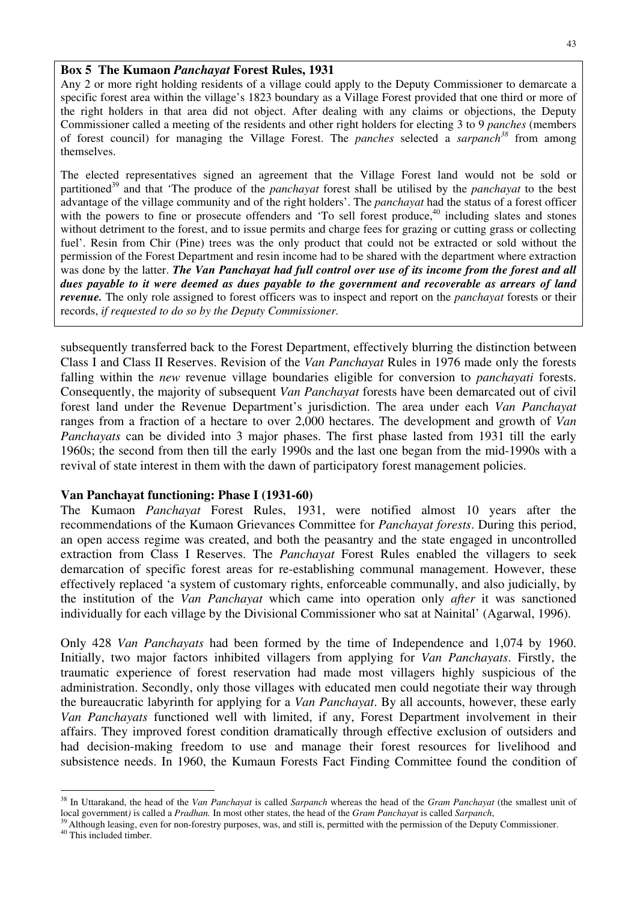**Box 5 The Kumaon *Panchayat* Forest Rules, 1931**

Any 2 or more right holding residents of a village could apply to the Deputy Commissioner to demarcate a specific forest area within the village's 1823 boundary as a Village Forest provided that one third or more of the right holders in that area did not object. After dealing with any claims or objections, the Deputy Commissioner called a meeting of the residents and other right holders for electing 3 to 9 *panches* (members of forest council) for managing the Village Forest. The *panches* selected a *sarpanch*[38] from among themselves.

The elected representatives signed an agreement that the Village Forest land would not be sold or partitioned[39] and that 'The produce of the *panchayat* forest shall be utilised by the *panchayat* to the best advantage of the village community and of the right holders'. The *panchayat* had the status of a forest officer with the powers to fine or prosecute offenders and 'To sell forest produce,[40] including slates and stones without detriment to the forest, and to issue permits and charge fees for grazing or cutting grass or collecting fuel'. Resin from Chir (Pine) trees was the only product that could not be extracted or sold without the permission of the Forest Department and resin income had to be shared with the department where extraction was done by the latter. ***The Van Panchayat had full control over use of its income from the forest and all dues payable to it were deemed as dues payable to the government and recoverable as arrears of land revenue.*** The only role assigned to forest officers was to inspect and report on the *panchayat* forests or their records, *if requested to do so by the Deputy Commissioner.*

subsequently transferred back to the Forest Department, effectively blurring the distinction between Class I and Class II Reserves. Revision of the *Van Panchayat* Rules in 1976 made only the forests falling within the *new* revenue village boundaries eligible for conversion to *panchayati* forests. Consequently, the majority of subsequent *Van Panchayat* forests have been demarcated out of civil forest land under the Revenue Department's jurisdiction. The area under each *Van Panchayat* ranges from a fraction of a hectare to over 2,000 hectares. The development and growth of *Van Panchayats* can be divided into 3 major phases. The first phase lasted from 1931 till the early 1960s; the second from then till the early 1990s and the last one began from the mid-1990s with a revival of state interest in them with the dawn of participatory forest management policies.

### Van Panchayat functioning: Phase I (1931-60)

The Kumaon *Panchayat* Forest Rules, 1931, were notified almost 10 years after the recommendations of the Kumaon Grievances Committee for *Panchayat forests*. During this period, an open access regime was created, and both the peasantry and the state engaged in uncontrolled extraction from Class I Reserves. The *Panchayat* Forest Rules enabled the villagers to seek demarcation of specific forest areas for re-establishing communal management. However, these effectively replaced 'a system of customary rights, enforceable communally, and also judicially, by the institution of the *Van Panchayat* which came into operation only *after* it was sanctioned individually for each village by the Divisional Commissioner who sat at Nainital' (Agarwal, 1996).

Only 428 *Van Panchayats* had been formed by the time of Independence and 1,074 by 1960. Initially, two major factors inhibited villagers from applying for *Van Panchayats*. Firstly, the traumatic experience of forest reservation had made most villagers highly suspicious of the administration. Secondly, only those villages with educated men could negotiate their way through the bureaucratic labyrinth for applying for a *Van Panchayat*. By all accounts, however, these early *Van Panchayats* functioned well with limited, if any, Forest Department involvement in their affairs. They improved forest condition dramatically through effective exclusion of outsiders and had decision-making freedom to use and manage their forest resources for livelihood and subsistence needs. In 1960, the Kumaun Forests Fact Finding Committee found the condition of

---

[38] In Uttarakand, the head of the *Van Panchayat* is called *Sarpanch* whereas the head of the *Gram Panchayat* (the smallest unit of local government*)* is called a *Pradhan.* In most other states, the head of the *Gram Panchayat* is called *Sarpanch*,

[39] Although leasing, even for non-forestry purposes, was, and still is, permitted with the permission of the Deputy Commissioner.

[40] This included timber.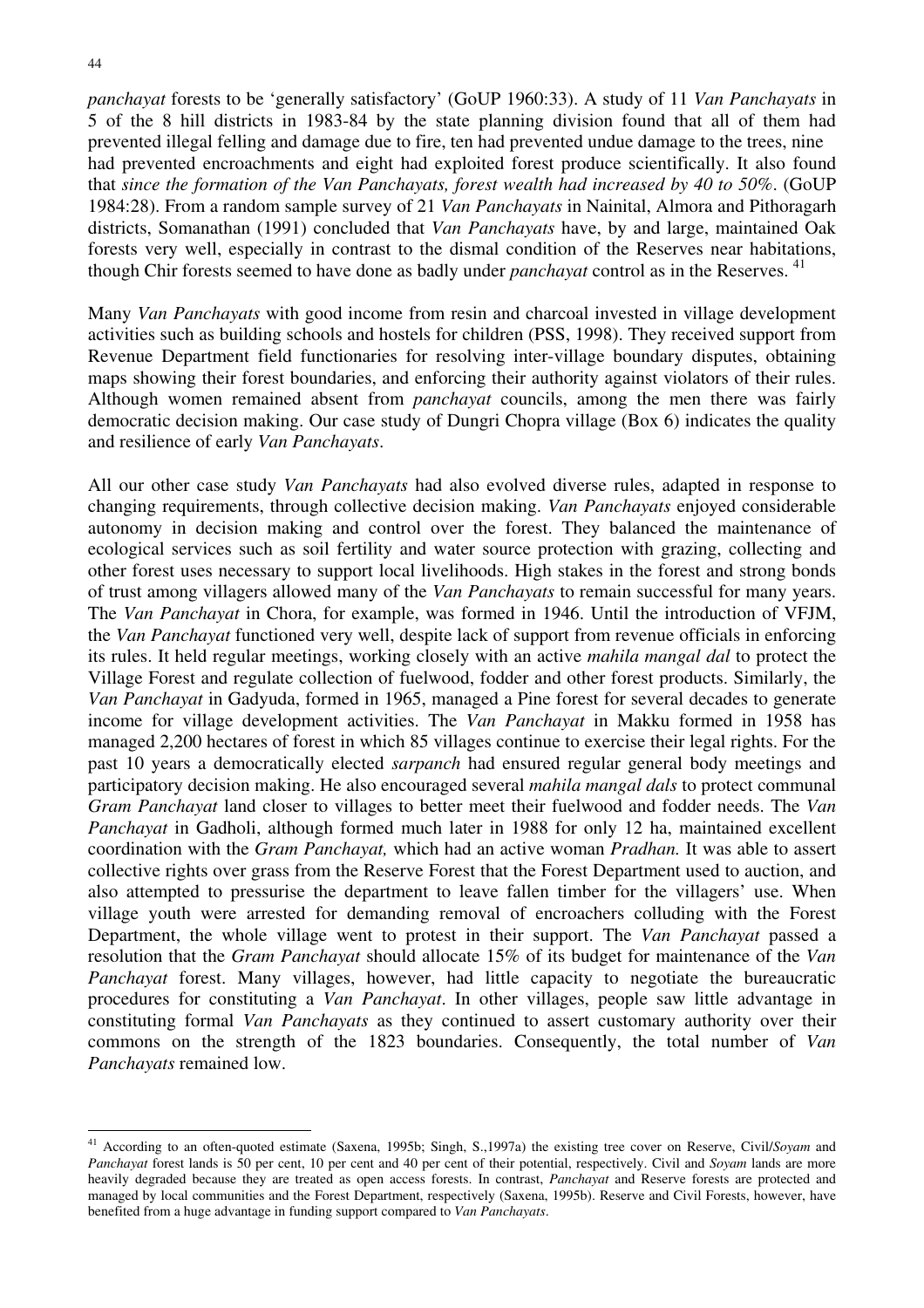*panchayat* forests to be 'generally satisfactory' (GoUP 1960:33). A study of 11 *Van Panchayats* in 5 of the 8 hill districts in 1983-84 by the state planning division found that all of them had prevented illegal felling and damage due to fire, ten had prevented undue damage to the trees, nine had prevented encroachments and eight had exploited forest produce scientifically. It also found that *since the formation of the Van Panchayats, forest wealth had increased by 40 to 50%*. (GoUP 1984:28). From a random sample survey of 21 *Van Panchayats* in Nainital, Almora and Pithoragarh districts, Somanathan (1991) concluded that *Van Panchayats* have, by and large, maintained Oak forests very well, especially in contrast to the dismal condition of the Reserves near habitations, though Chir forests seemed to have done as badly under *panchayat* control as in the Reserves. [41]

Many *Van Panchayats* with good income from resin and charcoal invested in village development activities such as building schools and hostels for children (PSS, 1998). They received support from Revenue Department field functionaries for resolving inter-village boundary disputes, obtaining maps showing their forest boundaries, and enforcing their authority against violators of their rules. Although women remained absent from *panchayat* councils, among the men there was fairly democratic decision making. Our case study of Dungri Chopra village (Box 6) indicates the quality and resilience of early *Van Panchayats*.

All our other case study *Van Panchayats* had also evolved diverse rules, adapted in response to changing requirements, through collective decision making. *Van Panchayats* enjoyed considerable autonomy in decision making and control over the forest. They balanced the maintenance of ecological services such as soil fertility and water source protection with grazing, collecting and other forest uses necessary to support local livelihoods. High stakes in the forest and strong bonds of trust among villagers allowed many of the *Van Panchayats* to remain successful for many years. The *Van Panchayat* in Chora, for example, was formed in 1946. Until the introduction of VFJM, the *Van Panchayat* functioned very well, despite lack of support from revenue officials in enforcing its rules. It held regular meetings, working closely with an active *mahila mangal dal* to protect the Village Forest and regulate collection of fuelwood, fodder and other forest products. Similarly, the *Van Panchayat* in Gadyuda, formed in 1965, managed a Pine forest for several decades to generate income for village development activities. The *Van Panchayat* in Makku formed in 1958 has managed 2,200 hectares of forest in which 85 villages continue to exercise their legal rights. For the past 10 years a democratically elected *sarpanch* had ensured regular general body meetings and participatory decision making. He also encouraged several *mahila mangal dals* to protect communal *Gram Panchayat* land closer to villages to better meet their fuelwood and fodder needs. The *Van Panchayat* in Gadholi, although formed much later in 1988 for only 12 ha, maintained excellent coordination with the *Gram Panchayat,* which had an active woman *Pradhan.* It was able to assert collective rights over grass from the Reserve Forest that the Forest Department used to auction, and also attempted to pressurise the department to leave fallen timber for the villagers' use. When village youth were arrested for demanding removal of encroachers colluding with the Forest Department, the whole village went to protest in their support. The *Van Panchayat* passed a resolution that the *Gram Panchayat* should allocate 15% of its budget for maintenance of the *Van Panchayat* forest. Many villages, however, had little capacity to negotiate the bureaucratic procedures for constituting a *Van Panchayat*. In other villages, people saw little advantage in constituting formal *Van Panchayats* as they continued to assert customary authority over their commons on the strength of the 1823 boundaries. Consequently, the total number of *Van Panchayats* remained low.

---

[41] According to an often-quoted estimate (Saxena, 1995b; Singh, S.,1997a) the existing tree cover on Reserve, Civil/*Soyam* and *Panchayat* forest lands is 50 per cent, 10 per cent and 40 per cent of their potential, respectively. Civil and *Soyam* lands are more heavily degraded because they are treated as open access forests. In contrast, *Panchayat* and Reserve forests are protected and managed by local communities and the Forest Department, respectively (Saxena, 1995b). Reserve and Civil Forests, however, have benefited from a huge advantage in funding support compared to *Van Panchayats*.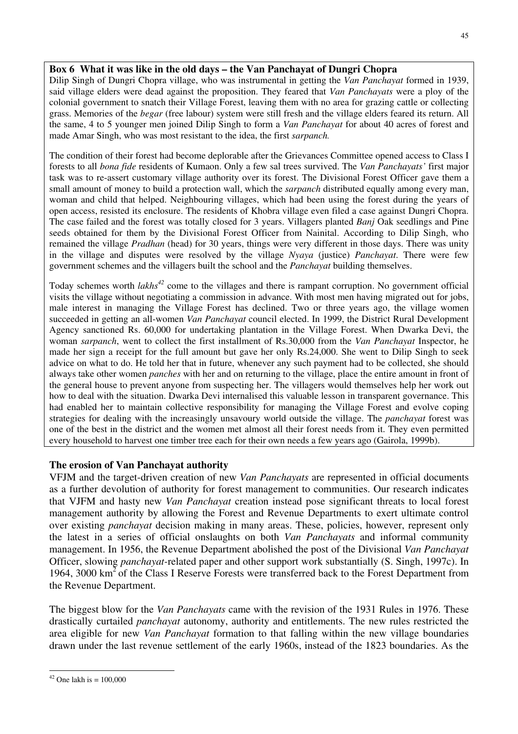**Box 6 What it was like in the old days – the Van Panchayat of Dungri Chopra**

Dilip Singh of Dungri Chopra village, who was instrumental in getting the *Van Panchayat* formed in 1939, said village elders were dead against the proposition. They feared that *Van Panchayats* were a ploy of the colonial government to snatch their Village Forest, leaving them with no area for grazing cattle or collecting grass. Memories of the *begar* (free labour) system were still fresh and the village elders feared its return. All the same, 4 to 5 younger men joined Dilip Singh to form a *Van Panchayat* for about 40 acres of forest and made Amar Singh, who was most resistant to the idea, the first *sarpanch.*

The condition of their forest had become deplorable after the Grievances Committee opened access to Class I forests to all *bona fide* residents of Kumaon. Only a few sal trees survived. The *Van Panchayats'* first major task was to re-assert customary village authority over its forest. The Divisional Forest Officer gave them a small amount of money to build a protection wall, which the *sarpanch* distributed equally among every man, woman and child that helped. Neighbouring villages, which had been using the forest during the years of open access, resisted its enclosure. The residents of Khobra village even filed a case against Dungri Chopra. The case failed and the forest was totally closed for 3 years. Villagers planted *Banj* Oak seedlings and Pine seeds obtained for them by the Divisional Forest Officer from Nainital. According to Dilip Singh, who remained the village *Pradhan* (head) for 30 years, things were very different in those days. There was unity in the village and disputes were resolved by the village *Nyaya* (justice) *Panchayat*. There were few government schemes and the villagers built the school and the *Panchayat* building themselves.

Today schemes worth *lakhs*[42] come to the villages and there is rampant corruption. No government official visits the village without negotiating a commission in advance. With most men having migrated out for jobs, male interest in managing the Village Forest has declined. Two or three years ago, the village women succeeded in getting an all-women *Van Panchayat* council elected. In 1999, the District Rural Development Agency sanctioned Rs. 60,000 for undertaking plantation in the Village Forest. When Dwarka Devi, the woman *sarpanch*, went to collect the first installment of Rs.30,000 from the *Van Panchayat* Inspector, he made her sign a receipt for the full amount but gave her only Rs.24,000. She went to Dilip Singh to seek advice on what to do. He told her that in future, whenever any such payment had to be collected, she should always take other women *panches* with her and on returning to the village, place the entire amount in front of the general house to prevent anyone from suspecting her. The villagers would themselves help her work out how to deal with the situation. Dwarka Devi internalised this valuable lesson in transparent governance. This had enabled her to maintain collective responsibility for managing the Village Forest and evolve coping strategies for dealing with the increasingly unsavoury world outside the village. The *panchayat* forest was one of the best in the district and the women met almost all their forest needs from it. They even permitted every household to harvest one timber tree each for their own needs a few years ago (Gairola, 1999b).

**The erosion of Van Panchayat authority**

VFJM and the target-driven creation of new *Van Panchayats* are represented in official documents as a further devolution of authority for forest management to communities. Our research indicates that VJFM and hasty new *Van Panchayat* creation instead pose significant threats to local forest management authority by allowing the Forest and Revenue Departments to exert ultimate control over existing *panchayat* decision making in many areas. These, policies, however, represent only the latest in a series of official onslaughts on both *Van Panchayats* and informal community management. In 1956, the Revenue Department abolished the post of the Divisional *Van Panchayat* Officer, slowing *panchayat*-related paper and other support work substantially (S. Singh, 1997c). In 1964, 3000 km$^2$ of the Class I Reserve Forests were transferred back to the Forest Department from the Revenue Department.

The biggest blow for the *Van Panchayats* came with the revision of the 1931 Rules in 1976. These drastically curtailed *panchayat* autonomy, authority and entitlements. The new rules restricted the area eligible for new *Van Panchayat* formation to that falling within the new village boundaries drawn under the last revenue settlement of the early 1960s, instead of the 1823 boundaries. As the

[42] One lakh is = 100,000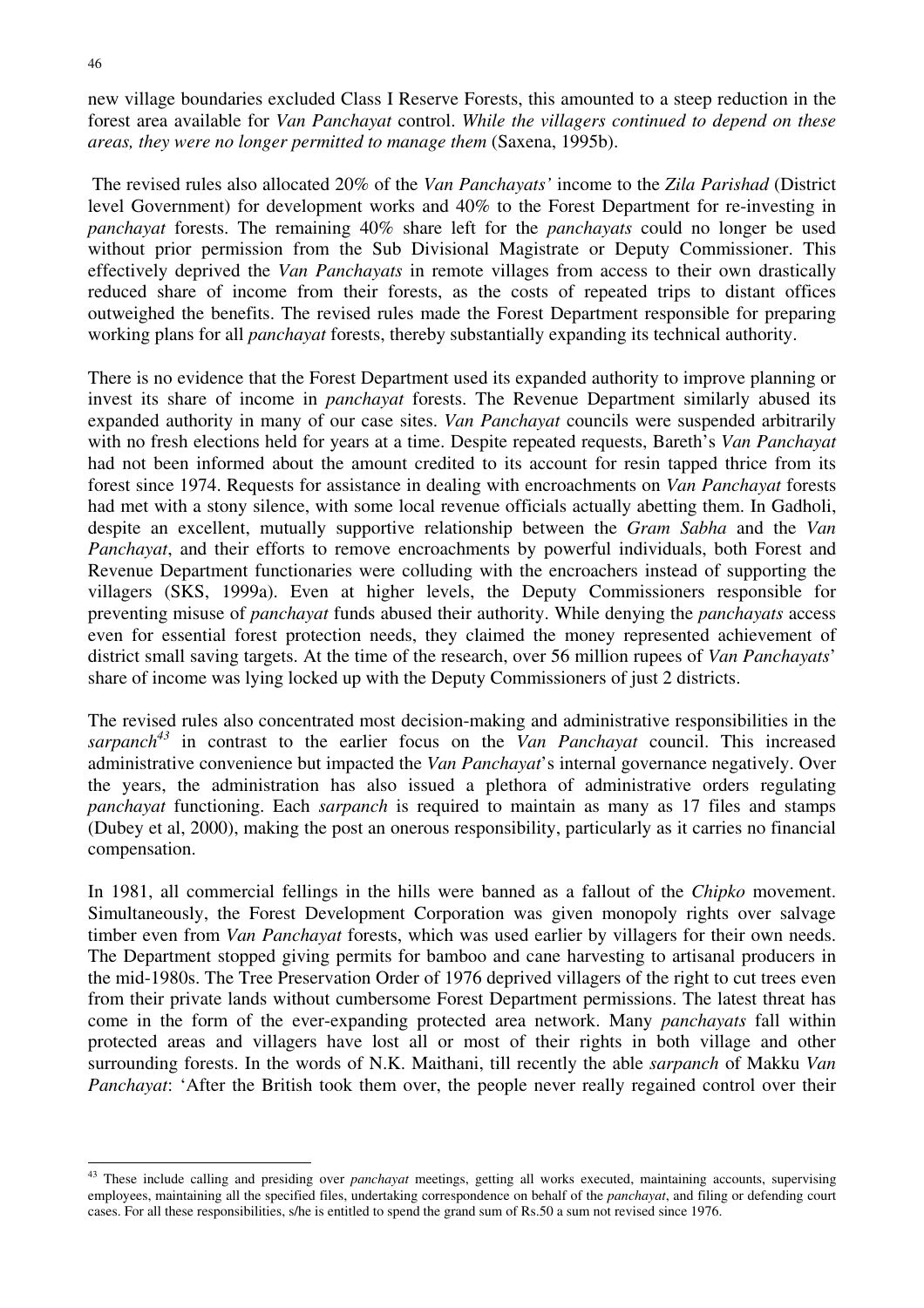new village boundaries excluded Class I Reserve Forests, this amounted to a steep reduction in the forest area available for *Van Panchayat* control. *While the villagers continued to depend on these areas, they were no longer permitted to manage them* (Saxena, 1995b).

The revised rules also allocated 20% of the *Van Panchayats'* income to the *Zila Parishad* (District level Government) for development works and 40% to the Forest Department for re-investing in *panchayat* forests. The remaining 40% share left for the *panchayats* could no longer be used without prior permission from the Sub Divisional Magistrate or Deputy Commissioner. This effectively deprived the *Van Panchayats* in remote villages from access to their own drastically reduced share of income from their forests, as the costs of repeated trips to distant offices outweighed the benefits. The revised rules made the Forest Department responsible for preparing working plans for all *panchayat* forests, thereby substantially expanding its technical authority.

There is no evidence that the Forest Department used its expanded authority to improve planning or invest its share of income in *panchayat* forests. The Revenue Department similarly abused its expanded authority in many of our case sites. *Van Panchayat* councils were suspended arbitrarily with no fresh elections held for years at a time. Despite repeated requests, Bareth's *Van Panchayat* had not been informed about the amount credited to its account for resin tapped thrice from its forest since 1974. Requests for assistance in dealing with encroachments on *Van Panchayat* forests had met with a stony silence, with some local revenue officials actually abetting them. In Gadholi, despite an excellent, mutually supportive relationship between the *Gram Sabha* and the *Van Panchayat*, and their efforts to remove encroachments by powerful individuals, both Forest and Revenue Department functionaries were colluding with the encroachers instead of supporting the villagers (SKS, 1999a). Even at higher levels, the Deputy Commissioners responsible for preventing misuse of *panchayat* funds abused their authority. While denying the *panchayats* access even for essential forest protection needs, they claimed the money represented achievement of district small saving targets. At the time of the research, over 56 million rupees of *Van Panchayats*' share of income was lying locked up with the Deputy Commissioners of just 2 districts.

The revised rules also concentrated most decision-making and administrative responsibilities in the *sarpanch*[43] in contrast to the earlier focus on the *Van Panchayat* council. This increased administrative convenience but impacted the *Van Panchayat*'s internal governance negatively. Over the years, the administration has also issued a plethora of administrative orders regulating *panchayat* functioning. Each *sarpanch* is required to maintain as many as 17 files and stamps (Dubey et al, 2000), making the post an onerous responsibility, particularly as it carries no financial compensation.

In 1981, all commercial fellings in the hills were banned as a fallout of the *Chipko* movement. Simultaneously, the Forest Development Corporation was given monopoly rights over salvage timber even from *Van Panchayat* forests, which was used earlier by villagers for their own needs. The Department stopped giving permits for bamboo and cane harvesting to artisanal producers in the mid-1980s. The Tree Preservation Order of 1976 deprived villagers of the right to cut trees even from their private lands without cumbersome Forest Department permissions. The latest threat has come in the form of the ever-expanding protected area network. Many *panchayats* fall within protected areas and villagers have lost all or most of their rights in both village and other surrounding forests. In the words of N.K. Maithani, till recently the able *sarpanch* of Makku *Van Panchayat*: 'After the British took them over, the people never really regained control over their

---

[43] These include calling and presiding over *panchayat* meetings, getting all works executed, maintaining accounts, supervising employees, maintaining all the specified files, undertaking correspondence on behalf of the *panchayat*, and filing or defending court cases. For all these responsibilities, s/he is entitled to spend the grand sum of Rs.50 a sum not revised since 1976.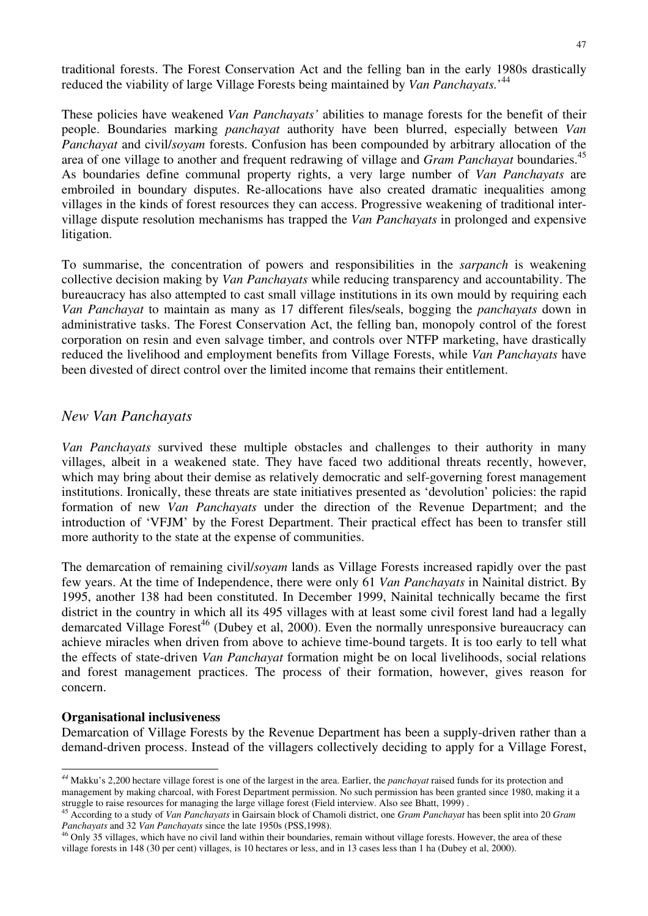traditional forests. The Forest Conservation Act and the felling ban in the early 1980s drastically reduced the viability of large Village Forests being maintained by *Van Panchayats*.'[44]

These policies have weakened *Van Panchayats'* abilities to manage forests for the benefit of their people. Boundaries marking *panchayat* authority have been blurred, especially between *Van Panchayat* and civil/*soyam* forests. Confusion has been compounded by arbitrary allocation of the area of one village to another and frequent redrawing of village and *Gram Panchayat* boundaries.[45] As boundaries define communal property rights, a very large number of *Van Panchayats* are embroiled in boundary disputes. Re-allocations have also created dramatic inequalities among villages in the kinds of forest resources they can access. Progressive weakening of traditional inter-village dispute resolution mechanisms has trapped the *Van Panchayats* in prolonged and expensive litigation.

To summarise, the concentration of powers and responsibilities in the *sarpanch* is weakening collective decision making by *Van Panchayats* while reducing transparency and accountability. The bureaucracy has also attempted to cast small village institutions in its own mould by requiring each *Van Panchayat* to maintain as many as 17 different files/seals, bogging the *panchayats* down in administrative tasks. The Forest Conservation Act, the felling ban, monopoly control of the forest corporation on resin and even salvage timber, and controls over NTFP marketing, have drastically reduced the livelihood and employment benefits from Village Forests, while *Van Panchayats* have been divested of direct control over the limited income that remains their entitlement.

## *New Van Panchayats*

*Van Panchayats* survived these multiple obstacles and challenges to their authority in many villages, albeit in a weakened state. They have faced two additional threats recently, however, which may bring about their demise as relatively democratic and self-governing forest management institutions. Ironically, these threats are state initiatives presented as 'devolution' policies: the rapid formation of new *Van Panchayats* under the direction of the Revenue Department; and the introduction of 'VFJM' by the Forest Department. Their practical effect has been to transfer still more authority to the state at the expense of communities.

The demarcation of remaining civil/*soyam* lands as Village Forests increased rapidly over the past few years. At the time of Independence, there were only 61 *Van Panchayats* in Nainital district. By 1995, another 138 had been constituted. In December 1999, Nainital technically became the first district in the country in which all its 495 villages with at least some civil forest land had a legally demarcated Village Forest[46] (Dubey et al, 2000). Even the normally unresponsive bureaucracy can achieve miracles when driven from above to achieve time-bound targets. It is too early to tell what the effects of state-driven *Van Panchayat* formation might be on local livelihoods, social relations and forest management practices. The process of their formation, however, gives reason for concern.

**Organisational inclusiveness**

Demarcation of Village Forests by the Revenue Department has been a supply-driven rather than a demand-driven process. Instead of the villagers collectively deciding to apply for a Village Forest,

---

[44] Makku's 2,200 hectare village forest is one of the largest in the area. Earlier, the *panchayat* raised funds for its protection and management by making charcoal, with Forest Department permission. No such permission has been granted since 1980, making it a struggle to raise resources for managing the large village forest (Field interview. Also see Bhatt, 1999) .

[45] According to a study of *Van Panchayats* in Gairsain block of Chamoli district, one *Gram Panchayat* has been split into 20 *Gram Panchayats* and 32 *Van Panchayats* since the late 1950s (PSS,1998).

[46] Only 35 villages, which have no civil land within their boundaries, remain without village forests. However, the area of these village forests in 148 (30 per cent) villages, is 10 hectares or less, and in 13 cases less than 1 ha (Dubey et al, 2000).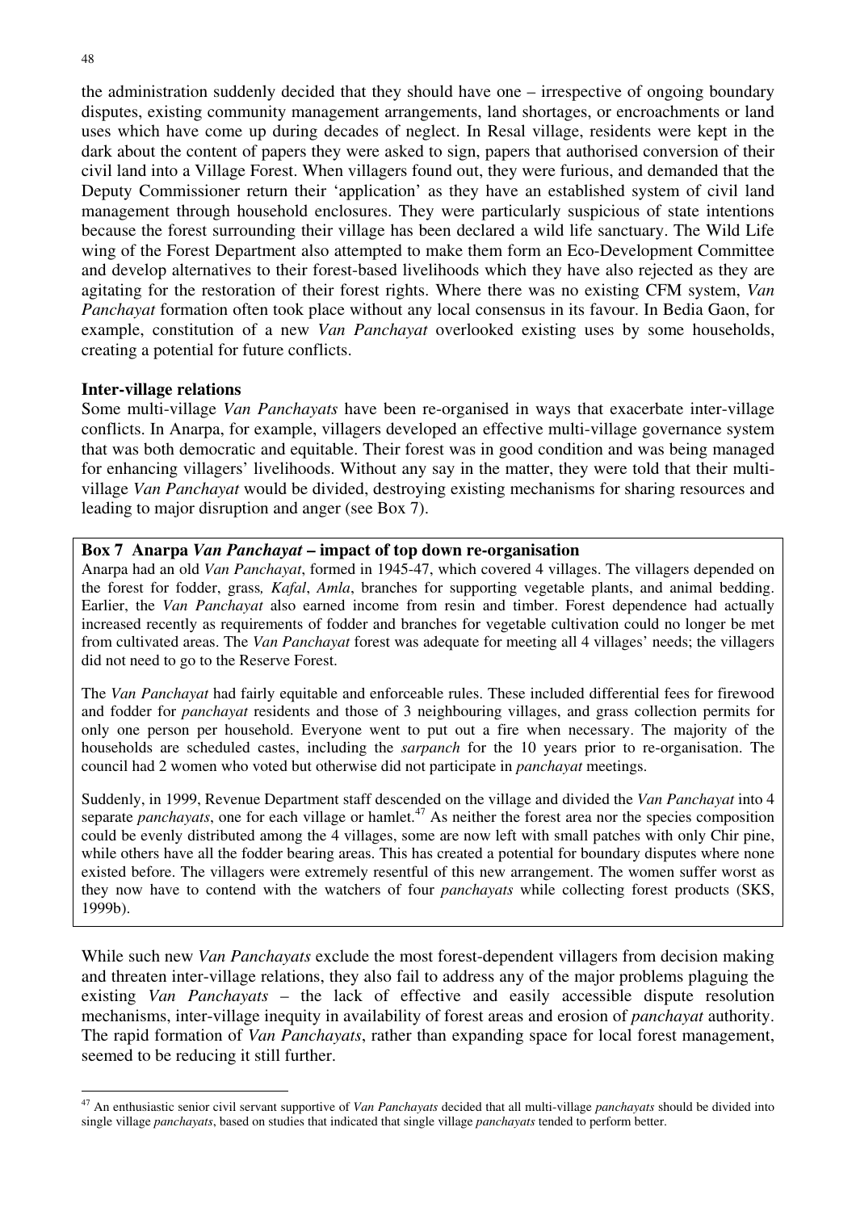the administration suddenly decided that they should have one – irrespective of ongoing boundary disputes, existing community management arrangements, land shortages, or encroachments or land uses which have come up during decades of neglect. In Resal village, residents were kept in the dark about the content of papers they were asked to sign, papers that authorised conversion of their civil land into a Village Forest. When villagers found out, they were furious, and demanded that the Deputy Commissioner return their 'application' as they have an established system of civil land management through household enclosures. They were particularly suspicious of state intentions because the forest surrounding their village has been declared a wild life sanctuary. The Wild Life wing of the Forest Department also attempted to make them form an Eco-Development Committee and develop alternatives to their forest-based livelihoods which they have also rejected as they are agitating for the restoration of their forest rights. Where there was no existing CFM system, *Van Panchayat* formation often took place without any local consensus in its favour. In Bedia Gaon, for example, constitution of a new *Van Panchayat* overlooked existing uses by some households, creating a potential for future conflicts.

**Inter-village relations**

Some multi-village *Van Panchayats* have been re-organised in ways that exacerbate inter-village conflicts. In Anarpa, for example, villagers developed an effective multi-village governance system that was both democratic and equitable. Their forest was in good condition and was being managed for enhancing villagers' livelihoods. Without any say in the matter, they were told that their multi-village *Van Panchayat* would be divided, destroying existing mechanisms for sharing resources and leading to major disruption and anger (see Box 7).

> **Box 7 Anarpa *Van Panchayat* – impact of top down re-organisation**
>
> Anarpa had an old *Van Panchayat*, formed in 1945-47, which covered 4 villages. The villagers depended on the forest for fodder, grass, *Kafal*, *Amla*, branches for supporting vegetable plants, and animal bedding. Earlier, the *Van Panchayat* also earned income from resin and timber. Forest dependence had actually increased recently as requirements of fodder and branches for vegetable cultivation could no longer be met from cultivated areas. The *Van Panchayat* forest was adequate for meeting all 4 villages' needs; the villagers did not need to go to the Reserve Forest.
>
> The *Van Panchayat* had fairly equitable and enforceable rules. These included differential fees for firewood and fodder for *panchayat* residents and those of 3 neighbouring villages, and grass collection permits for only one person per household. Everyone went to put out a fire when necessary. The majority of the households are scheduled castes, including the *sarpanch* for the 10 years prior to re-organisation. The council had 2 women who voted but otherwise did not participate in *panchayat* meetings.
>
> Suddenly, in 1999, Revenue Department staff descended on the village and divided the *Van Panchayat* into 4 separate *panchayats*, one for each village or hamlet.[47] As neither the forest area nor the species composition could be evenly distributed among the 4 villages, some are now left with small patches with only Chir pine, while others have all the fodder bearing areas. This has created a potential for boundary disputes where none existed before. The villagers were extremely resentful of this new arrangement. The women suffer worst as they now have to contend with the watchers of four *panchayats* while collecting forest products (SKS, 1999b).

While such new *Van Panchayats* exclude the most forest-dependent villagers from decision making and threaten inter-village relations, they also fail to address any of the major problems plaguing the existing *Van Panchayats* – the lack of effective and easily accessible dispute resolution mechanisms, inter-village inequity in availability of forest areas and erosion of *panchayat* authority. The rapid formation of *Van Panchayats*, rather than expanding space for local forest management, seemed to be reducing it still further.

---

[47] An enthusiastic senior civil servant supportive of *Van Panchayats* decided that all multi-village *panchayats* should be divided into single village *panchayats*, based on studies that indicated that single village *panchayats* tended to perform better.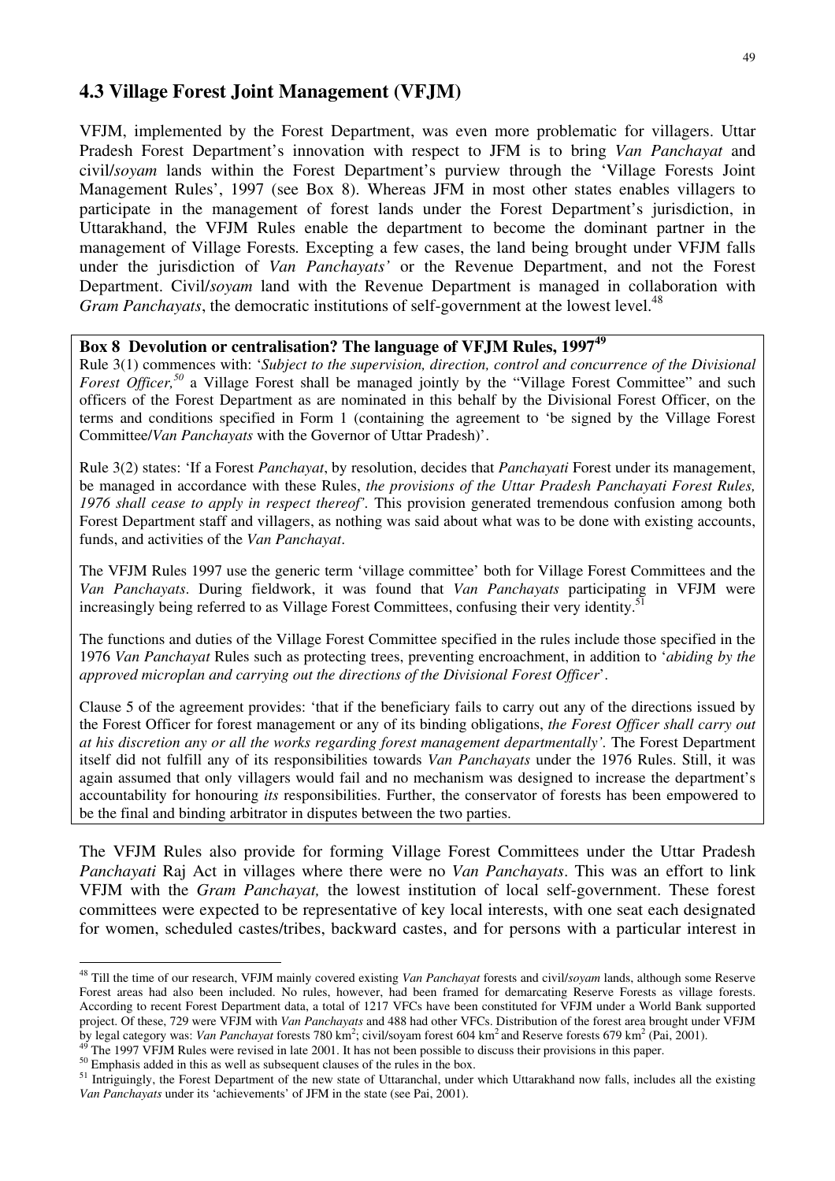## 4.3 Village Forest Joint Management (VFJM)

VFJM, implemented by the Forest Department, was even more problematic for villagers. Uttar Pradesh Forest Department's innovation with respect to JFM is to bring *Van Panchayat* and civil/*soyam* lands within the Forest Department's purview through the 'Village Forests Joint Management Rules', 1997 (see Box 8). Whereas JFM in most other states enables villagers to participate in the management of forest lands under the Forest Department's jurisdiction, in Uttarakhand, the VFJM Rules enable the department to become the dominant partner in the management of Village Forests. Excepting a few cases, the land being brought under VFJM falls under the jurisdiction of *Van Panchayats'* or the Revenue Department, and not the Forest Department. Civil/*soyam* land with the Revenue Department is managed in collaboration with *Gram Panchayats*, the democratic institutions of self-government at the lowest level.[48]

**Box 8 Devolution or centralisation? The language of VFJM Rules, 1997[49]**

Rule 3(1) commences with: '*Subject to the supervision, direction, control and concurrence of the Divisional Forest Officer,[50]* a Village Forest shall be managed jointly by the "Village Forest Committee" and such officers of the Forest Department as are nominated in this behalf by the Divisional Forest Officer, on the terms and conditions specified in Form 1 (containing the agreement to 'be signed by the Village Forest Committee/*Van Panchayats* with the Governor of Uttar Pradesh)'.

Rule 3(2) states: 'If a Forest *Panchayat*, by resolution, decides that *Panchayati* Forest under its management, be managed in accordance with these Rules, *the provisions of the Uttar Pradesh Panchayati Forest Rules, 1976 shall cease to apply in respect thereof*'. This provision generated tremendous confusion among both Forest Department staff and villagers, as nothing was said about what was to be done with existing accounts, funds, and activities of the *Van Panchayat*.

The VFJM Rules 1997 use the generic term 'village committee' both for Village Forest Committees and the *Van Panchayats*. During fieldwork, it was found that *Van Panchayats* participating in VFJM were increasingly being referred to as Village Forest Committees, confusing their very identity.[51]

The functions and duties of the Village Forest Committee specified in the rules include those specified in the 1976 *Van Panchayat* Rules such as protecting trees, preventing encroachment, in addition to '*abiding by the approved microplan and carrying out the directions of the Divisional Forest Officer*'.

Clause 5 of the agreement provides: 'that if the beneficiary fails to carry out any of the directions issued by the Forest Officer for forest management or any of its binding obligations, *the Forest Officer shall carry out at his discretion any or all the works regarding forest management departmentally'*. The Forest Department itself did not fulfill any of its responsibilities towards *Van Panchayats* under the 1976 Rules. Still, it was again assumed that only villagers would fail and no mechanism was designed to increase the department's accountability for honouring *its* responsibilities. Further, the conservator of forests has been empowered to be the final and binding arbitrator in disputes between the two parties.

The VFJM Rules also provide for forming Village Forest Committees under the Uttar Pradesh *Panchayati* Raj Act in villages where there were no *Van Panchayats*. This was an effort to link VFJM with the *Gram Panchayat,* the lowest institution of local self-government. These forest committees were expected to be representative of key local interests, with one seat each designated for women, scheduled castes/tribes, backward castes, and for persons with a particular interest in

---

[48] Till the time of our research, VFJM mainly covered existing *Van Panchayat* forests and civil/*soyam* lands, although some Reserve Forest areas had also been included. No rules, however, had been framed for demarcating Reserve Forests as village forests. According to recent Forest Department data, a total of 1217 VFCs have been constituted for VFJM under a World Bank supported project. Of these, 729 were VFJM with *Van Panchayats* and 488 had other VFCs. Distribution of the forest area brought under VFJM by legal category was: *Van Panchayat* forests 780 km$^2$; civil/soyam forest 604 km$^2$ and Reserve forests 679 km$^2$ (Pai, 2001).

[49] The 1997 VFJM Rules were revised in late 2001. It has not been possible to discuss their provisions in this paper.

[50] Emphasis added in this as well as subsequent clauses of the rules in the box.

[51] Intriguingly, the Forest Department of the new state of Uttaranchal, under which Uttarakhand now falls, includes all the existing *Van Panchayats* under its 'achievements' of JFM in the state (see Pai, 2001).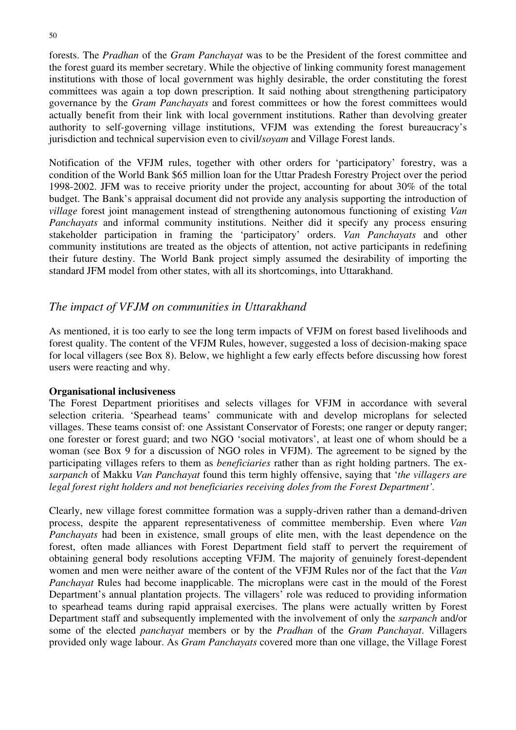forests. The *Pradhan* of the *Gram Panchayat* was to be the President of the forest committee and the forest guard its member secretary. While the objective of linking community forest management institutions with those of local government was highly desirable, the order constituting the forest committees was again a top down prescription. It said nothing about strengthening participatory governance by the *Gram Panchayats* and forest committees or how the forest committees would actually benefit from their link with local government institutions. Rather than devolving greater authority to self-governing village institutions, VFJM was extending the forest bureaucracy's jurisdiction and technical supervision even to civil/*soyam* and Village Forest lands.

Notification of the VFJM rules, together with other orders for 'participatory' forestry, was a condition of the World Bank $65 million loan for the Uttar Pradesh Forestry Project over the period 1998-2002. JFM was to receive priority under the project, accounting for about 30% of the total budget. The Bank's appraisal document did not provide any analysis supporting the introduction of *village* forest joint management instead of strengthening autonomous functioning of existing *Van Panchayats* and informal community institutions. Neither did it specify any process ensuring stakeholder participation in framing the 'participatory' orders. *Van Panchayats* and other community institutions are treated as the objects of attention, not active participants in redefining their future destiny. The World Bank project simply assumed the desirability of importing the standard JFM model from other states, with all its shortcomings, into Uttarakhand.

## *The impact of VFJM on communities in Uttarakhand*

As mentioned, it is too early to see the long term impacts of VFJM on forest based livelihoods and forest quality. The content of the VFJM Rules, however, suggested a loss of decision-making space for local villagers (see Box 8). Below, we highlight a few early effects before discussing how forest users were reacting and why.

**Organisational inclusiveness**

The Forest Department prioritises and selects villages for VFJM in accordance with several selection criteria. 'Spearhead teams' communicate with and develop microplans for selected villages. These teams consist of: one Assistant Conservator of Forests; one ranger or deputy ranger; one forester or forest guard; and two NGO 'social motivators', at least one of whom should be a woman (see Box 9 for a discussion of NGO roles in VFJM). The agreement to be signed by the participating villages refers to them as *beneficiaries* rather than as right holding partners. The ex-*sarpanch* of Makku *Van Panchayat* found this term highly offensive, saying that '*the villagers are legal forest right holders and not beneficiaries receiving doles from the Forest Department'*.

Clearly, new village forest committee formation was a supply-driven rather than a demand-driven process, despite the apparent representativeness of committee membership. Even where *Van Panchayats* had been in existence, small groups of elite men, with the least dependence on the forest, often made alliances with Forest Department field staff to pervert the requirement of obtaining general body resolutions accepting VFJM. The majority of genuinely forest-dependent women and men were neither aware of the content of the VFJM Rules nor of the fact that the *Van Panchayat* Rules had become inapplicable. The microplans were cast in the mould of the Forest Department's annual plantation projects. The villagers' role was reduced to providing information to spearhead teams during rapid appraisal exercises. The plans were actually written by Forest Department staff and subsequently implemented with the involvement of only the *sarpanch* and/or some of the elected *panchayat* members or by the *Pradhan* of the *Gram Panchayat*. Villagers provided only wage labour. As *Gram Panchayats* covered more than one village, the Village Forest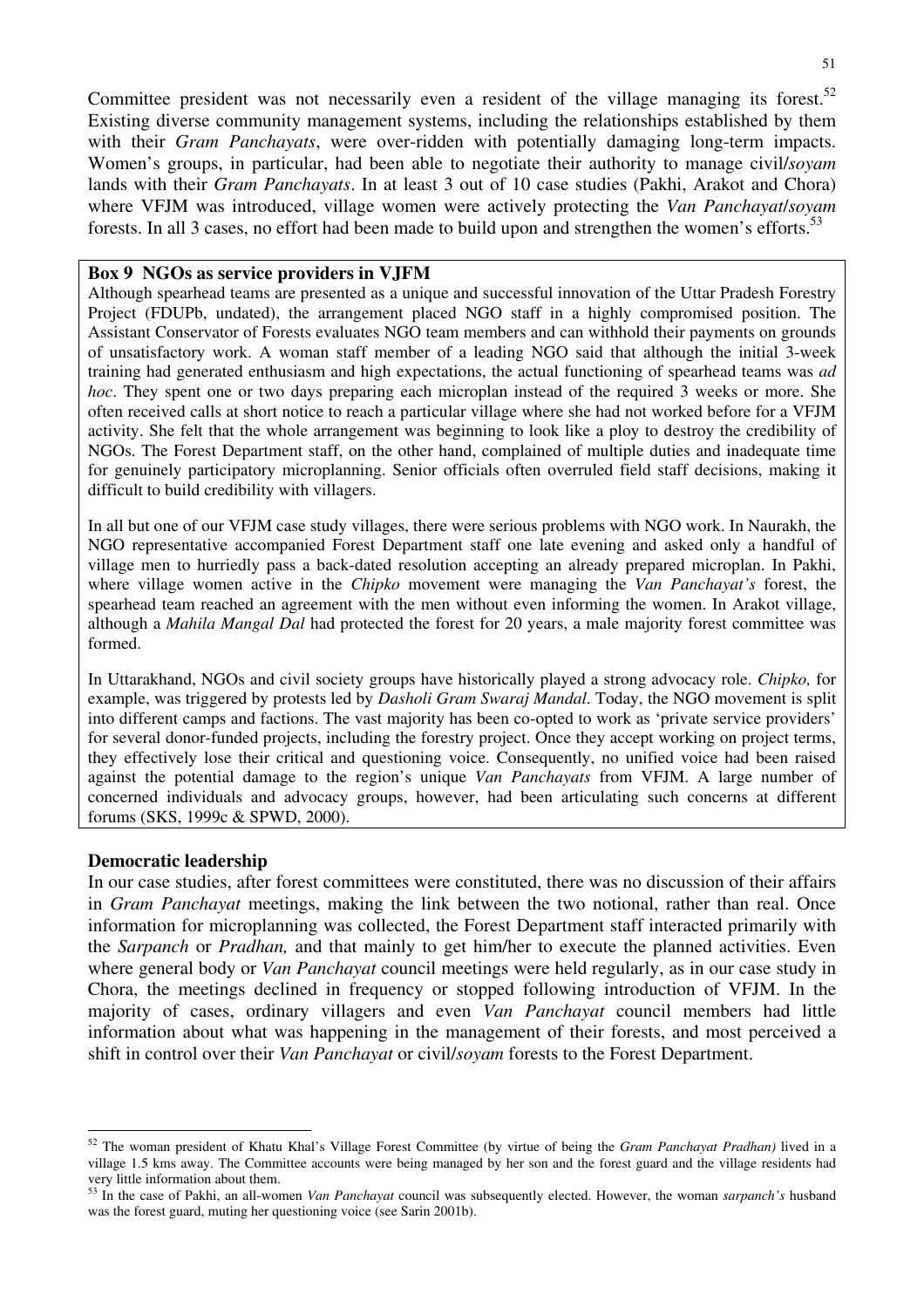Committee president was not necessarily even a resident of the village managing its forest.[52] Existing diverse community management systems, including the relationships established by them with their *Gram Panchayats*, were over-ridden with potentially damaging long-term impacts. Women's groups, in particular, had been able to negotiate their authority to manage civil/*soyam* lands with their *Gram Panchayats*. In at least 3 out of 10 case studies (Pakhi, Arakot and Chora) where VFJM was introduced, village women were actively protecting the *Van Panchayat/soyam* forests. In all 3 cases, no effort had been made to build upon and strengthen the women's efforts.[53]

**Box 9 NGOs as service providers in VJFM**

Although spearhead teams are presented as a unique and successful innovation of the Uttar Pradesh Forestry Project (FDUPb, undated), the arrangement placed NGO staff in a highly compromised position. The Assistant Conservator of Forests evaluates NGO team members and can withhold their payments on grounds of unsatisfactory work. A woman staff member of a leading NGO said that although the initial 3-week training had generated enthusiasm and high expectations, the actual functioning of spearhead teams was *ad hoc*. They spent one or two days preparing each microplan instead of the required 3 weeks or more. She often received calls at short notice to reach a particular village where she had not worked before for a VFJM activity. She felt that the whole arrangement was beginning to look like a ploy to destroy the credibility of NGOs. The Forest Department staff, on the other hand, complained of multiple duties and inadequate time for genuinely participatory microplanning. Senior officials often overruled field staff decisions, making it difficult to build credibility with villagers.

In all but one of our VFJM case study villages, there were serious problems with NGO work. In Naurakh, the NGO representative accompanied Forest Department staff one late evening and asked only a handful of village men to hurriedly pass a back-dated resolution accepting an already prepared microplan. In Pakhi, where village women active in the *Chipko* movement were managing the *Van Panchayat's* forest, the spearhead team reached an agreement with the men without even informing the women. In Arakot village, although a *Mahila Mangal Dal* had protected the forest for 20 years, a male majority forest committee was formed.

In Uttarakhand, NGOs and civil society groups have historically played a strong advocacy role. *Chipko,* for example, was triggered by protests led by *Dasholi Gram Swaraj Mandal*. Today, the NGO movement is split into different camps and factions. The vast majority has been co-opted to work as 'private service providers' for several donor-funded projects, including the forestry project. Once they accept working on project terms, they effectively lose their critical and questioning voice. Consequently, no unified voice had been raised against the potential damage to the region's unique *Van Panchayats* from VFJM. A large number of concerned individuals and advocacy groups, however, had been articulating such concerns at different forums (SKS, 1999c & SPWD, 2000).

**Democratic leadership**

In our case studies, after forest committees were constituted, there was no discussion of their affairs in *Gram Panchayat* meetings, making the link between the two notional, rather than real. Once information for microplanning was collected, the Forest Department staff interacted primarily with the *Sarpanch* or *Pradhan,* and that mainly to get him/her to execute the planned activities. Even where general body or *Van Panchayat* council meetings were held regularly, as in our case study in Chora, the meetings declined in frequency or stopped following introduction of VFJM. In the majority of cases, ordinary villagers and even *Van Panchayat* council members had little information about what was happening in the management of their forests, and most perceived a shift in control over their *Van Panchayat* or civil/*soyam* forests to the Forest Department.

---

[52] The woman president of Khatu Khal's Village Forest Committee (by virtue of being the *Gram Panchayat Pradhan)* lived in a village 1.5 kms away. The Committee accounts were being managed by her son and the forest guard and the village residents had very little information about them.

[53] In the case of Pakhi, an all-women *Van Panchayat* council was subsequently elected. However, the woman *sarpanch's* husband was the forest guard, muting her questioning voice (see Sarin 2001b).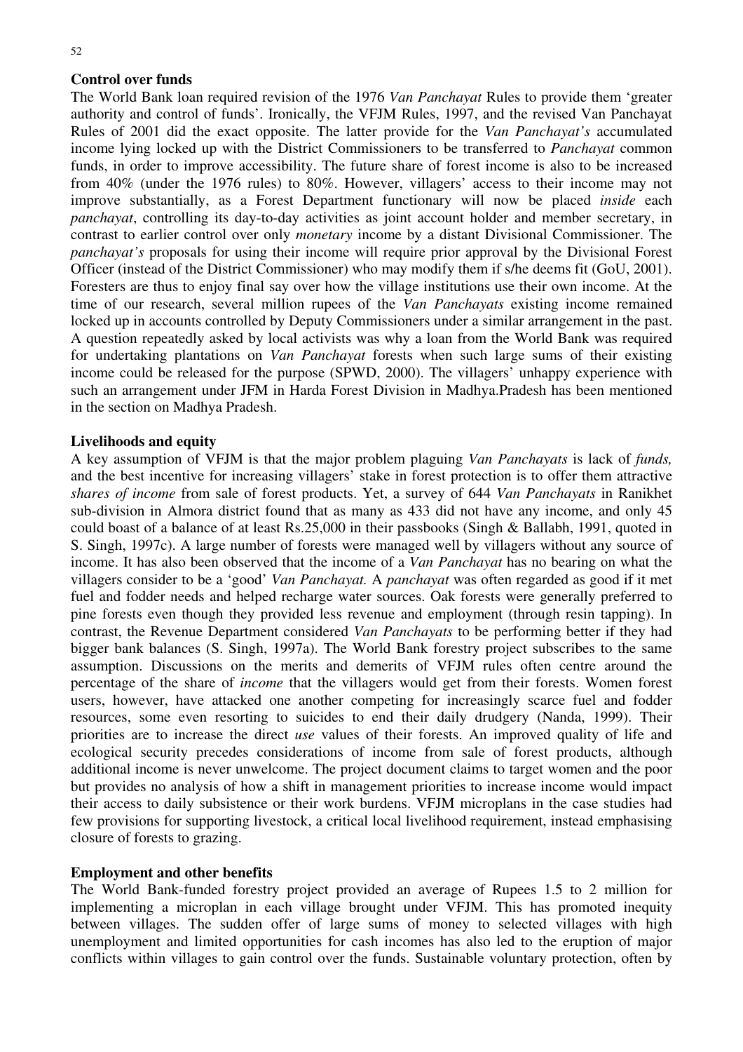**Control over funds**

The World Bank loan required revision of the 1976 *Van Panchayat* Rules to provide them 'greater authority and control of funds'. Ironically, the VFJM Rules, 1997, and the revised Van Panchayat Rules of 2001 did the exact opposite. The latter provide for the *Van Panchayat's* accumulated income lying locked up with the District Commissioners to be transferred to *Panchayat* common funds, in order to improve accessibility. The future share of forest income is also to be increased from 40% (under the 1976 rules) to 80%. However, villagers' access to their income may not improve substantially, as a Forest Department functionary will now be placed *inside* each *panchayat*, controlling its day-to-day activities as joint account holder and member secretary, in contrast to earlier control over only *monetary* income by a distant Divisional Commissioner. The *panchayat's* proposals for using their income will require prior approval by the Divisional Forest Officer (instead of the District Commissioner) who may modify them if s/he deems fit (GoU, 2001). Foresters are thus to enjoy final say over how the village institutions use their own income. At the time of our research, several million rupees of the *Van Panchayats* existing income remained locked up in accounts controlled by Deputy Commissioners under a similar arrangement in the past. A question repeatedly asked by local activists was why a loan from the World Bank was required for undertaking plantations on *Van Panchayat* forests when such large sums of their existing income could be released for the purpose (SPWD, 2000). The villagers' unhappy experience with such an arrangement under JFM in Harda Forest Division in Madhya.Pradesh has been mentioned in the section on Madhya Pradesh.

**Livelihoods and equity**

A key assumption of VFJM is that the major problem plaguing *Van Panchayats* is lack of *funds,* and the best incentive for increasing villagers' stake in forest protection is to offer them attractive *shares of income* from sale of forest products. Yet, a survey of 644 *Van Panchayats* in Ranikhet sub-division in Almora district found that as many as 433 did not have any income, and only 45 could boast of a balance of at least Rs.25,000 in their passbooks (Singh & Ballabh, 1991, quoted in S. Singh, 1997c). A large number of forests were managed well by villagers without any source of income. It has also been observed that the income of a *Van Panchayat* has no bearing on what the villagers consider to be a 'good' *Van Panchayat.* A *panchayat* was often regarded as good if it met fuel and fodder needs and helped recharge water sources. Oak forests were generally preferred to pine forests even though they provided less revenue and employment (through resin tapping). In contrast, the Revenue Department considered *Van Panchayats* to be performing better if they had bigger bank balances (S. Singh, 1997a). The World Bank forestry project subscribes to the same assumption. Discussions on the merits and demerits of VFJM rules often centre around the percentage of the share of *income* that the villagers would get from their forests. Women forest users, however, have attacked one another competing for increasingly scarce fuel and fodder resources, some even resorting to suicides to end their daily drudgery (Nanda, 1999). Their priorities are to increase the direct *use* values of their forests. An improved quality of life and ecological security precedes considerations of income from sale of forest products, although additional income is never unwelcome. The project document claims to target women and the poor but provides no analysis of how a shift in management priorities to increase income would impact their access to daily subsistence or their work burdens. VFJM microplans in the case studies had few provisions for supporting livestock, a critical local livelihood requirement, instead emphasising closure of forests to grazing.

**Employment and other benefits**

The World Bank-funded forestry project provided an average of Rupees 1.5 to 2 million for implementing a microplan in each village brought under VFJM. This has promoted inequity between villages. The sudden offer of large sums of money to selected villages with high unemployment and limited opportunities for cash incomes has also led to the eruption of major conflicts within villages to gain control over the funds. Sustainable voluntary protection, often by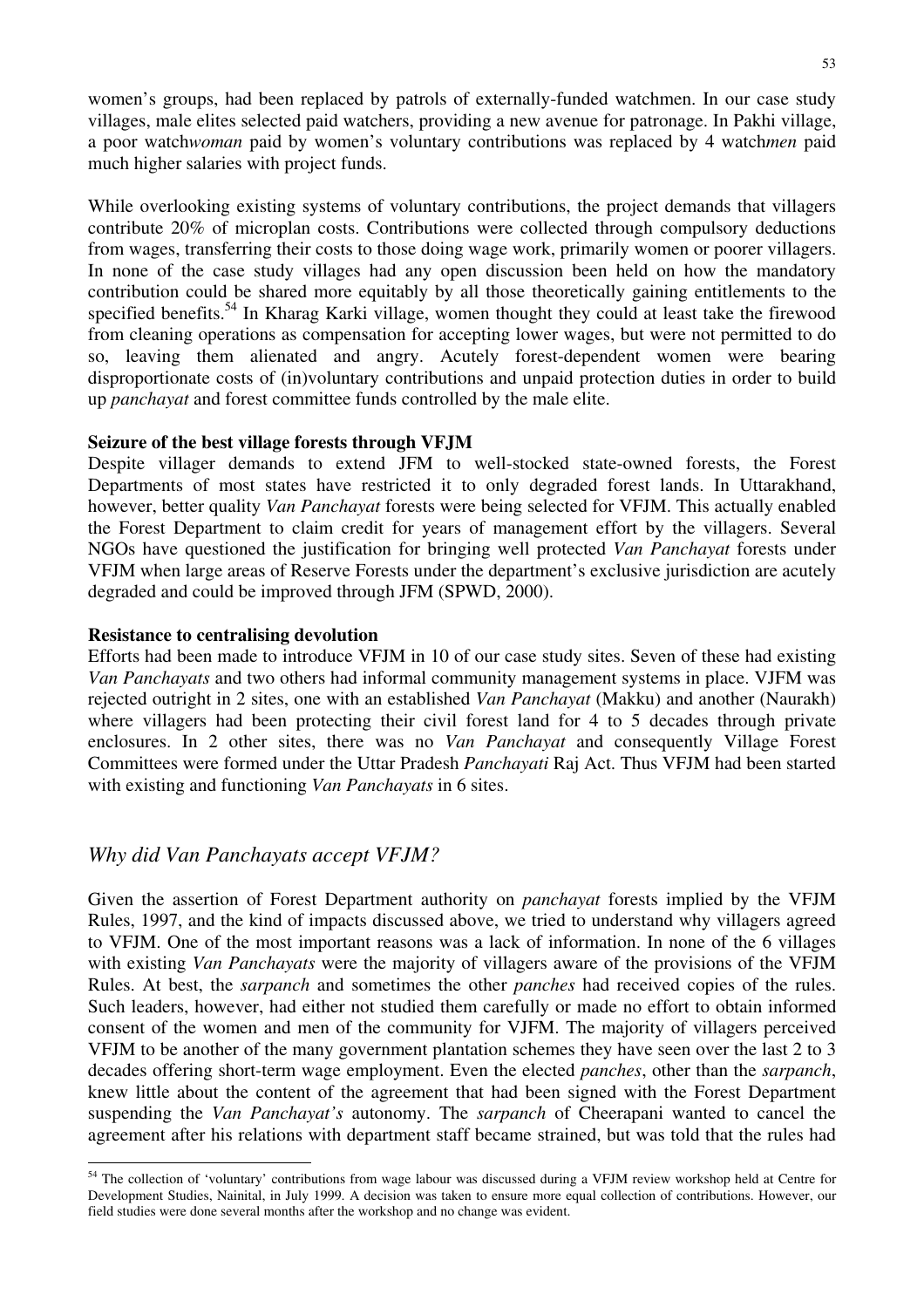women's groups, had been replaced by patrols of externally-funded watchmen. In our case study villages, male elites selected paid watchers, providing a new avenue for patronage. In Pakhi village, a poor watch*woman* paid by women's voluntary contributions was replaced by 4 watch*men* paid much higher salaries with project funds.

While overlooking existing systems of voluntary contributions, the project demands that villagers contribute 20% of microplan costs. Contributions were collected through compulsory deductions from wages, transferring their costs to those doing wage work, primarily women or poorer villagers. In none of the case study villages had any open discussion been held on how the mandatory contribution could be shared more equitably by all those theoretically gaining entitlements to the specified benefits.[54] In Kharag Karki village, women thought they could at least take the firewood from cleaning operations as compensation for accepting lower wages, but were not permitted to do so, leaving them alienated and angry. Acutely forest-dependent women were bearing disproportionate costs of (in)voluntary contributions and unpaid protection duties in order to build up *panchayat* and forest committee funds controlled by the male elite.

**Seizure of the best village forests through VFJM**

Despite villager demands to extend JFM to well-stocked state-owned forests, the Forest Departments of most states have restricted it to only degraded forest lands. In Uttarakhand, however, better quality *Van Panchayat* forests were being selected for VFJM. This actually enabled the Forest Department to claim credit for years of management effort by the villagers. Several NGOs have questioned the justification for bringing well protected *Van Panchayat* forests under VFJM when large areas of Reserve Forests under the department's exclusive jurisdiction are acutely degraded and could be improved through JFM (SPWD, 2000).

**Resistance to centralising devolution**

Efforts had been made to introduce VFJM in 10 of our case study sites. Seven of these had existing *Van Panchayats* and two others had informal community management systems in place. VJFM was rejected outright in 2 sites, one with an established *Van Panchayat* (Makku) and another (Naurakh) where villagers had been protecting their civil forest land for 4 to 5 decades through private enclosures. In 2 other sites, there was no *Van Panchayat* and consequently Village Forest Committees were formed under the Uttar Pradesh *Panchayati* Raj Act. Thus VFJM had been started with existing and functioning *Van Panchayats* in 6 sites.

## *Why did Van Panchayats accept VFJM?*

Given the assertion of Forest Department authority on *panchayat* forests implied by the VFJM Rules, 1997, and the kind of impacts discussed above, we tried to understand why villagers agreed to VFJM. One of the most important reasons was a lack of information. In none of the 6 villages with existing *Van Panchayats* were the majority of villagers aware of the provisions of the VFJM Rules. At best, the *sarpanch* and sometimes the other *panches* had received copies of the rules. Such leaders, however, had either not studied them carefully or made no effort to obtain informed consent of the women and men of the community for VJFM. The majority of villagers perceived VFJM to be another of the many government plantation schemes they have seen over the last 2 to 3 decades offering short-term wage employment. Even the elected *panches*, other than the *sarpanch*, knew little about the content of the agreement that had been signed with the Forest Department suspending the *Van Panchayat's* autonomy. The *sarpanch* of Cheerapani wanted to cancel the agreement after his relations with department staff became strained, but was told that the rules had

[54] The collection of 'voluntary' contributions from wage labour was discussed during a VFJM review workshop held at Centre for Development Studies, Nainital, in July 1999. A decision was taken to ensure more equal collection of contributions. However, our field studies were done several months after the workshop and no change was evident.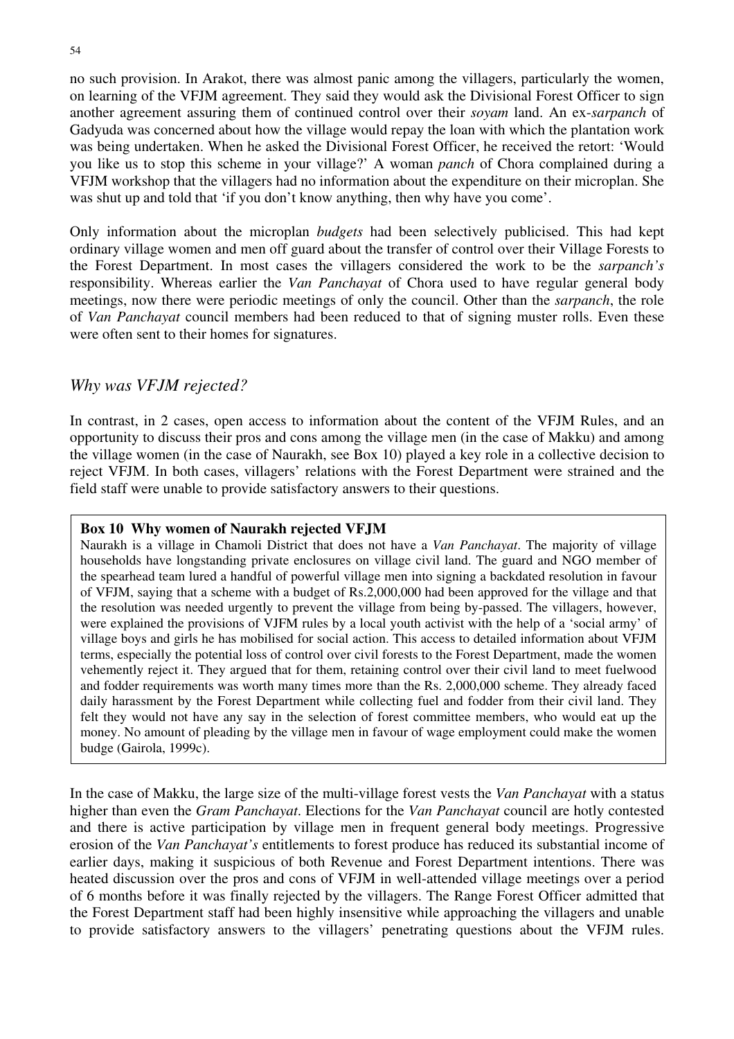no such provision. In Arakot, there was almost panic among the villagers, particularly the women, on learning of the VFJM agreement. They said they would ask the Divisional Forest Officer to sign another agreement assuring them of continued control over their *soyam* land. An ex-*sarpanch* of Gadyuda was concerned about how the village would repay the loan with which the plantation work was being undertaken. When he asked the Divisional Forest Officer, he received the retort: 'Would you like us to stop this scheme in your village?' A woman *panch* of Chora complained during a VFJM workshop that the villagers had no information about the expenditure on their microplan. She was shut up and told that 'if you don't know anything, then why have you come'.

Only information about the microplan *budgets* had been selectively publicised. This had kept ordinary village women and men off guard about the transfer of control over their Village Forests to the Forest Department. In most cases the villagers considered the work to be the *sarpanch's* responsibility. Whereas earlier the *Van Panchayat* of Chora used to have regular general body meetings, now there were periodic meetings of only the council. Other than the *sarpanch*, the role of *Van Panchayat* council members had been reduced to that of signing muster rolls. Even these were often sent to their homes for signatures.

## *Why was VFJM rejected?*

In contrast, in 2 cases, open access to information about the content of the VFJM Rules, and an opportunity to discuss their pros and cons among the village men (in the case of Makku) and among the village women (in the case of Naurakh, see Box 10) played a key role in a collective decision to reject VFJM. In both cases, villagers' relations with the Forest Department were strained and the field staff were unable to provide satisfactory answers to their questions.

> **Box 10 Why women of Naurakh rejected VFJM**
>
> Naurakh is a village in Chamoli District that does not have a *Van Panchayat*. The majority of village households have longstanding private enclosures on village civil land. The guard and NGO member of the spearhead team lured a handful of powerful village men into signing a backdated resolution in favour of VFJM, saying that a scheme with a budget of Rs.2,000,000 had been approved for the village and that the resolution was needed urgently to prevent the village from being by-passed. The villagers, however, were explained the provisions of VJFM rules by a local youth activist with the help of a 'social army' of village boys and girls he has mobilised for social action. This access to detailed information about VFJM terms, especially the potential loss of control over civil forests to the Forest Department, made the women vehemently reject it. They argued that for them, retaining control over their civil land to meet fuelwood and fodder requirements was worth many times more than the Rs. 2,000,000 scheme. They already faced daily harassment by the Forest Department while collecting fuel and fodder from their civil land. They felt they would not have any say in the selection of forest committee members, who would eat up the money. No amount of pleading by the village men in favour of wage employment could make the women budge (Gairola, 1999c).

In the case of Makku, the large size of the multi-village forest vests the *Van Panchayat* with a status higher than even the *Gram Panchayat*. Elections for the *Van Panchayat* council are hotly contested and there is active participation by village men in frequent general body meetings. Progressive erosion of the *Van Panchayat's* entitlements to forest produce has reduced its substantial income of earlier days, making it suspicious of both Revenue and Forest Department intentions. There was heated discussion over the pros and cons of VFJM in well-attended village meetings over a period of 6 months before it was finally rejected by the villagers. The Range Forest Officer admitted that the Forest Department staff had been highly insensitive while approaching the villagers and unable to provide satisfactory answers to the villagers' penetrating questions about the VFJM rules.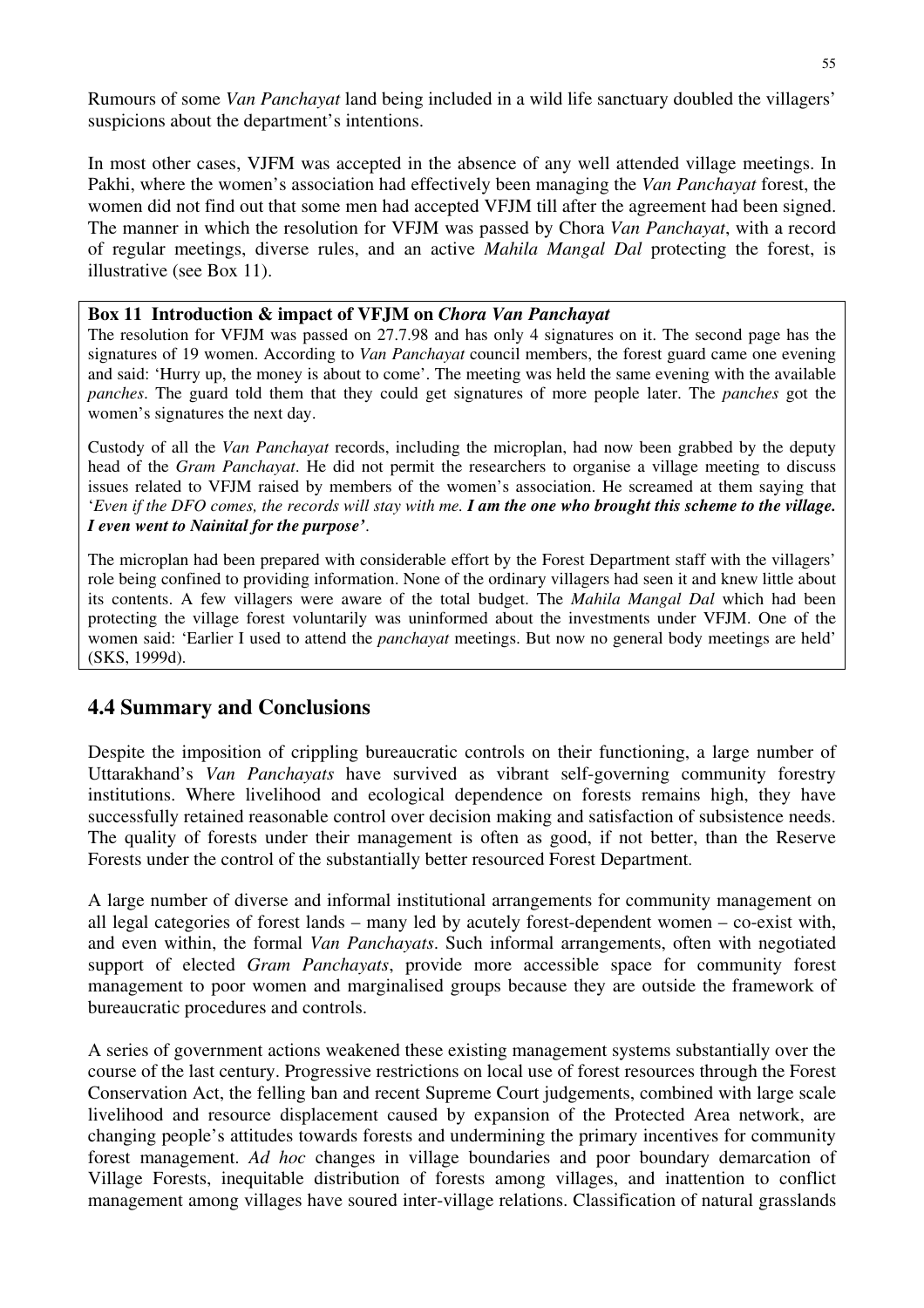Rumours of some *Van Panchayat* land being included in a wild life sanctuary doubled the villagers' suspicions about the department's intentions.

In most other cases, VJFM was accepted in the absence of any well attended village meetings. In Pakhi, where the women's association had effectively been managing the *Van Panchayat* forest, the women did not find out that some men had accepted VFJM till after the agreement had been signed. The manner in which the resolution for VFJM was passed by Chora *Van Panchayat*, with a record of regular meetings, diverse rules, and an active *Mahila Mangal Dal* protecting the forest, is illustrative (see Box 11).

**Box 11 Introduction & impact of VFJM on *Chora Van Panchayat***

The resolution for VFJM was passed on 27.7.98 and has only 4 signatures on it. The second page has the signatures of 19 women. According to *Van Panchayat* council members, the forest guard came one evening and said: 'Hurry up, the money is about to come'. The meeting was held the same evening with the available *panches*. The guard told them that they could get signatures of more people later. The *panches* got the women's signatures the next day.

Custody of all the *Van Panchayat* records, including the microplan, had now been grabbed by the deputy head of the *Gram Panchayat*. He did not permit the researchers to organise a village meeting to discuss issues related to VFJM raised by members of the women's association. He screamed at them saying that '*Even if the DFO comes, the records will stay with me. **I am the one who brought this scheme to the village. I even went to Nainital for the purpose'***.

The microplan had been prepared with considerable effort by the Forest Department staff with the villagers' role being confined to providing information. None of the ordinary villagers had seen it and knew little about its contents. A few villagers were aware of the total budget. The *Mahila Mangal Dal* which had been protecting the village forest voluntarily was uninformed about the investments under VFJM. One of the women said: 'Earlier I used to attend the *panchayat* meetings. But now no general body meetings are held' (SKS, 1999d).

## 4.4 Summary and Conclusions

Despite the imposition of crippling bureaucratic controls on their functioning, a large number of Uttarakhand's *Van Panchayats* have survived as vibrant self-governing community forestry institutions. Where livelihood and ecological dependence on forests remains high, they have successfully retained reasonable control over decision making and satisfaction of subsistence needs. The quality of forests under their management is often as good, if not better, than the Reserve Forests under the control of the substantially better resourced Forest Department.

A large number of diverse and informal institutional arrangements for community management on all legal categories of forest lands – many led by acutely forest-dependent women – co-exist with, and even within, the formal *Van Panchayats*. Such informal arrangements, often with negotiated support of elected *Gram Panchayats*, provide more accessible space for community forest management to poor women and marginalised groups because they are outside the framework of bureaucratic procedures and controls.

A series of government actions weakened these existing management systems substantially over the course of the last century. Progressive restrictions on local use of forest resources through the Forest Conservation Act, the felling ban and recent Supreme Court judgements, combined with large scale livelihood and resource displacement caused by expansion of the Protected Area network, are changing people's attitudes towards forests and undermining the primary incentives for community forest management. *Ad hoc* changes in village boundaries and poor boundary demarcation of Village Forests, inequitable distribution of forests among villages, and inattention to conflict management among villages have soured inter-village relations. Classification of natural grasslands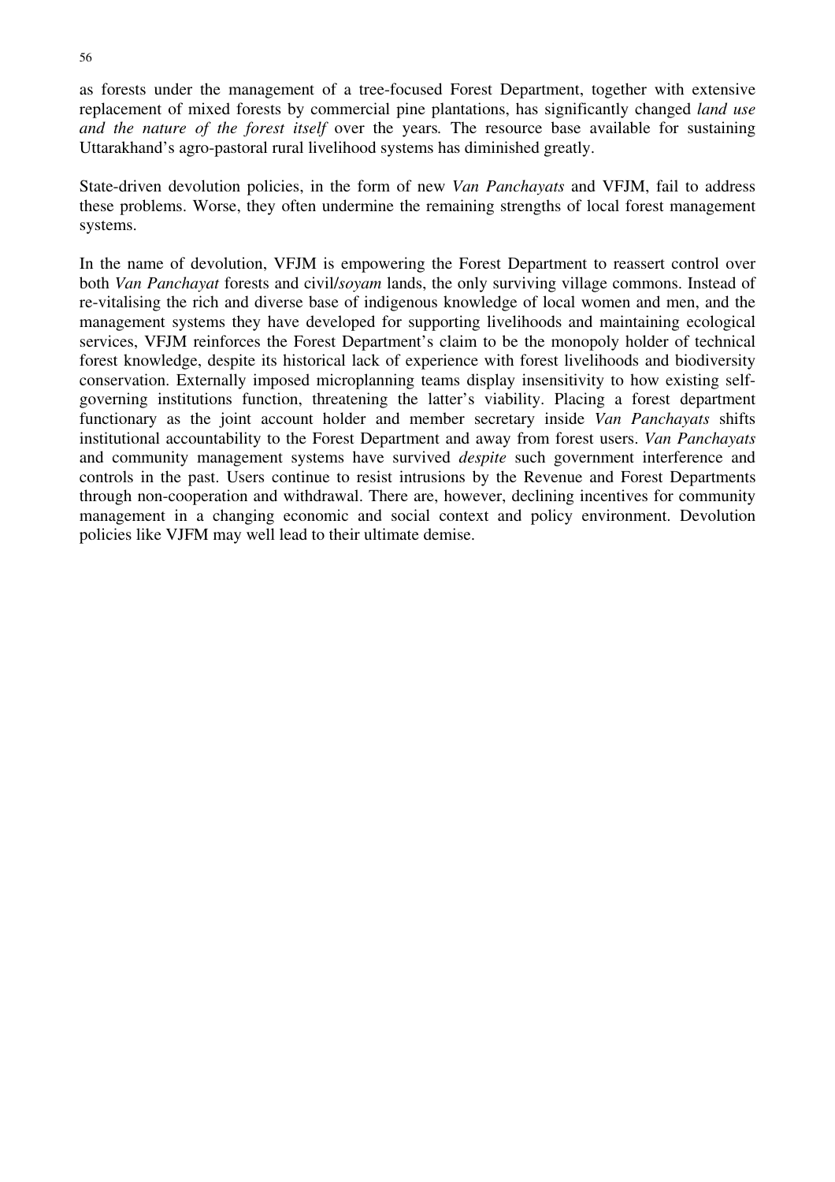as forests under the management of a tree-focused Forest Department, together with extensive replacement of mixed forests by commercial pine plantations, has significantly changed *land use and the nature of the forest itself* over the years. The resource base available for sustaining Uttarakhand's agro-pastoral rural livelihood systems has diminished greatly.

State-driven devolution policies, in the form of new *Van Panchayats* and VFJM, fail to address these problems. Worse, they often undermine the remaining strengths of local forest management systems.

In the name of devolution, VFJM is empowering the Forest Department to reassert control over both *Van Panchayat* forests and civil/*soyam* lands, the only surviving village commons. Instead of re-vitalising the rich and diverse base of indigenous knowledge of local women and men, and the management systems they have developed for supporting livelihoods and maintaining ecological services, VFJM reinforces the Forest Department's claim to be the monopoly holder of technical forest knowledge, despite its historical lack of experience with forest livelihoods and biodiversity conservation. Externally imposed microplanning teams display insensitivity to how existing self-governing institutions function, threatening the latter's viability. Placing a forest department functionary as the joint account holder and member secretary inside *Van Panchayats* shifts institutional accountability to the Forest Department and away from forest users. *Van Panchayats* and community management systems have survived *despite* such government interference and controls in the past. Users continue to resist intrusions by the Revenue and Forest Departments through non-cooperation and withdrawal. There are, however, declining incentives for community management in a changing economic and social context and policy environment. Devolution policies like VJFM may well lead to their ultimate demise.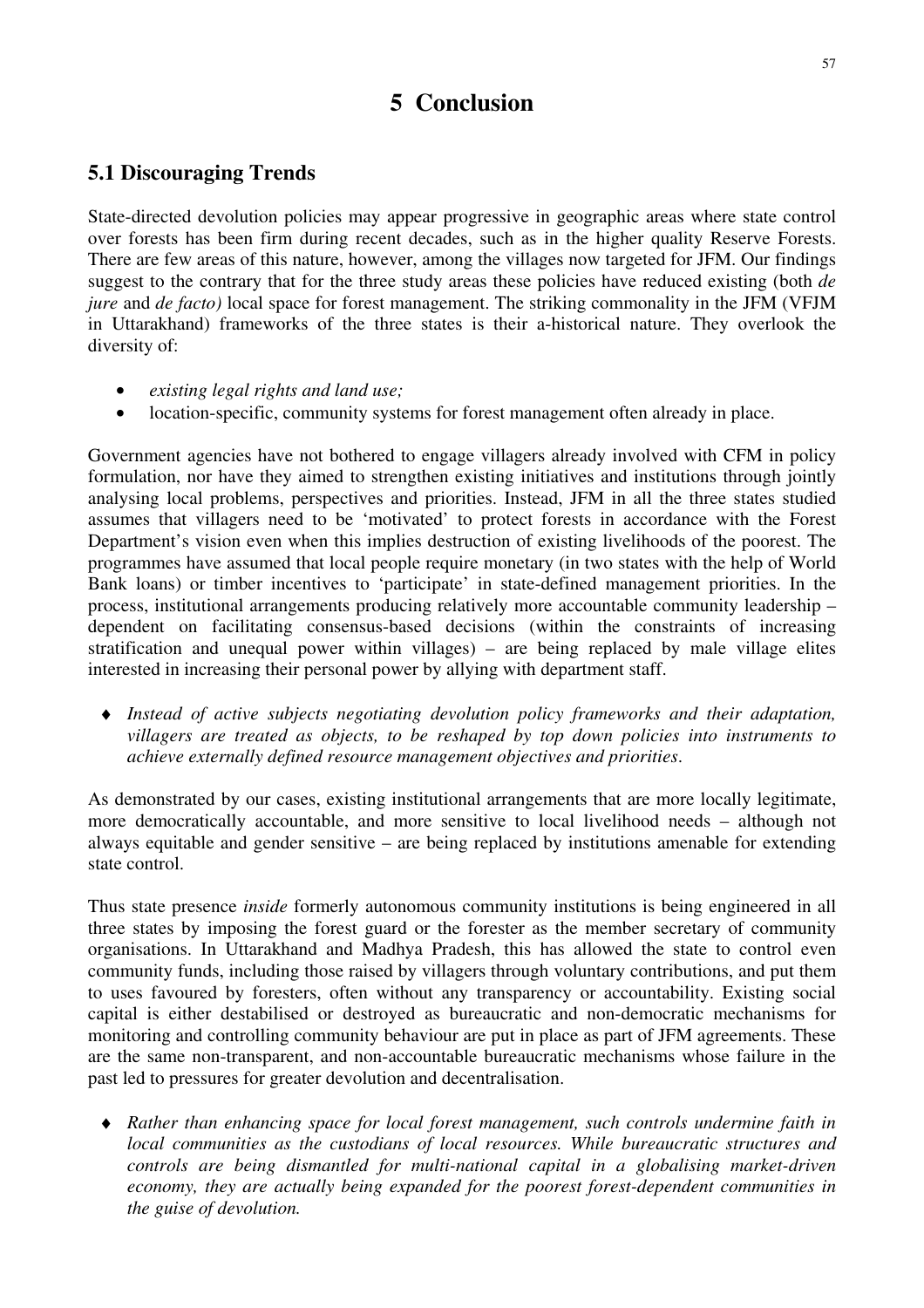# 5 Conclusion

## 5.1 Discouraging Trends

State-directed devolution policies may appear progressive in geographic areas where state control over forests has been firm during recent decades, such as in the higher quality Reserve Forests. There are few areas of this nature, however, among the villages now targeted for JFM. Our findings suggest to the contrary that for the three study areas these policies have reduced existing (both *de jure* and *de facto)* local space for forest management. The striking commonality in the JFM (VFJM in Uttarakhand) frameworks of the three states is their a-historical nature. They overlook the diversity of:

- *existing legal rights and land use;*
- location-specific, community systems for forest management often already in place.

Government agencies have not bothered to engage villagers already involved with CFM in policy formulation, nor have they aimed to strengthen existing initiatives and institutions through jointly analysing local problems, perspectives and priorities. Instead, JFM in all the three states studied assumes that villagers need to be 'motivated' to protect forests in accordance with the Forest Department's vision even when this implies destruction of existing livelihoods of the poorest. The programmes have assumed that local people require monetary (in two states with the help of World Bank loans) or timber incentives to 'participate' in state-defined management priorities. In the process, institutional arrangements producing relatively more accountable community leadership – dependent on facilitating consensus-based decisions (within the constraints of increasing stratification and unequal power within villages) – are being replaced by male village elites interested in increasing their personal power by allying with department staff.

- ♦ *Instead of active subjects negotiating devolution policy frameworks and their adaptation, villagers are treated as objects, to be reshaped by top down policies into instruments to achieve externally defined resource management objectives and priorities*.

As demonstrated by our cases, existing institutional arrangements that are more locally legitimate, more democratically accountable, and more sensitive to local livelihood needs – although not always equitable and gender sensitive – are being replaced by institutions amenable for extending state control.

Thus state presence *inside* formerly autonomous community institutions is being engineered in all three states by imposing the forest guard or the forester as the member secretary of community organisations. In Uttarakhand and Madhya Pradesh, this has allowed the state to control even community funds, including those raised by villagers through voluntary contributions, and put them to uses favoured by foresters, often without any transparency or accountability. Existing social capital is either destabilised or destroyed as bureaucratic and non-democratic mechanisms for monitoring and controlling community behaviour are put in place as part of JFM agreements. These are the same non-transparent, and non-accountable bureaucratic mechanisms whose failure in the past led to pressures for greater devolution and decentralisation.

- ♦ *Rather than enhancing space for local forest management, such controls undermine faith in local communities as the custodians of local resources. While bureaucratic structures and controls are being dismantled for multi-national capital in a globalising market-driven economy, they are actually being expanded for the poorest forest-dependent communities in the guise of devolution.*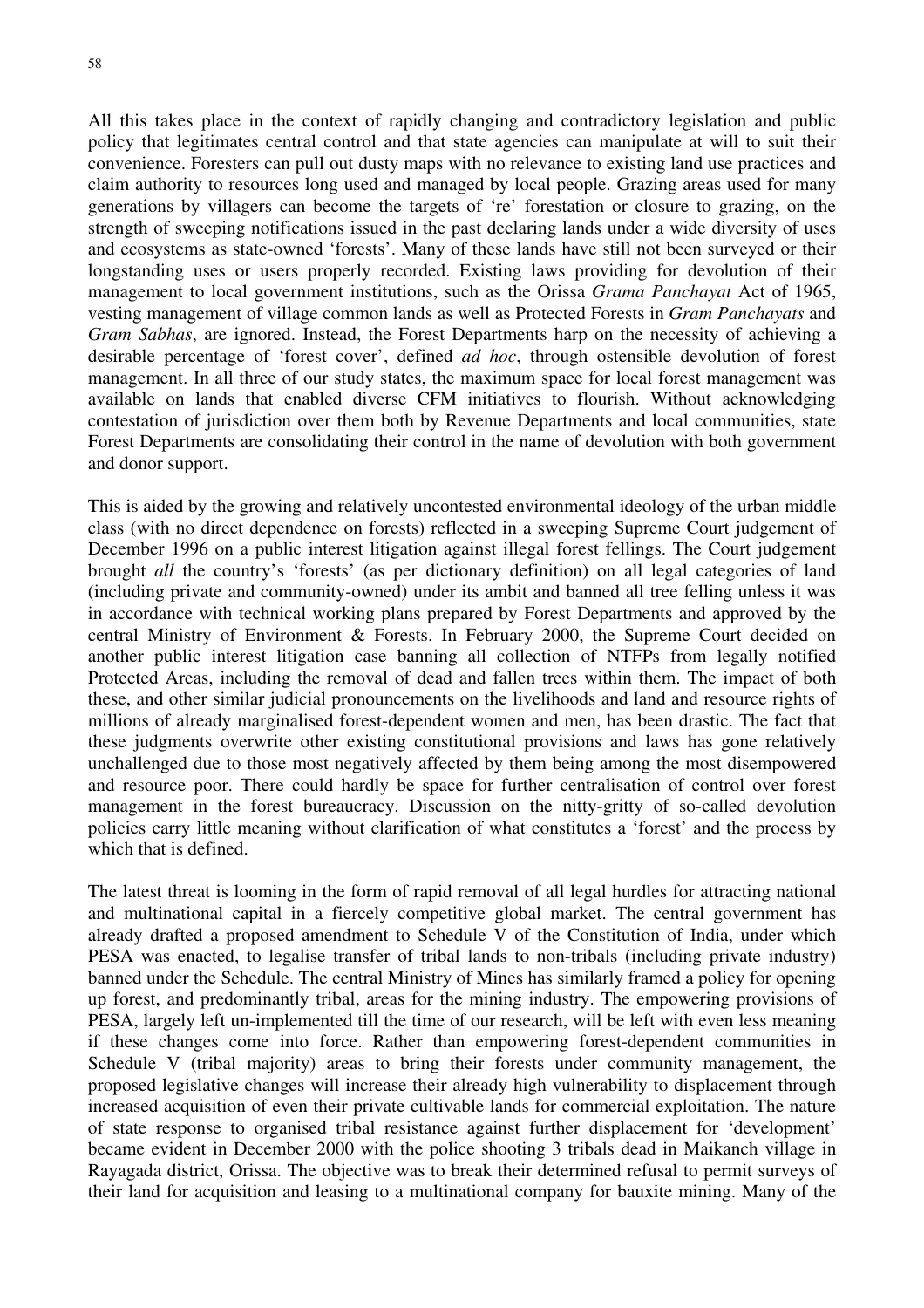All this takes place in the context of rapidly changing and contradictory legislation and public policy that legitimates central control and that state agencies can manipulate at will to suit their convenience. Foresters can pull out dusty maps with no relevance to existing land use practices and claim authority to resources long used and managed by local people. Grazing areas used for many generations by villagers can become the targets of 're' forestation or closure to grazing, on the strength of sweeping notifications issued in the past declaring lands under a wide diversity of uses and ecosystems as state-owned 'forests'. Many of these lands have still not been surveyed or their longstanding uses or users properly recorded. Existing laws providing for devolution of their management to local government institutions, such as the Orissa *Grama Panchayat* Act of 1965, vesting management of village common lands as well as Protected Forests in *Gram Panchayats* and *Gram Sabhas*, are ignored. Instead, the Forest Departments harp on the necessity of achieving a desirable percentage of 'forest cover', defined *ad hoc*, through ostensible devolution of forest management. In all three of our study states, the maximum space for local forest management was available on lands that enabled diverse CFM initiatives to flourish. Without acknowledging contestation of jurisdiction over them both by Revenue Departments and local communities, state Forest Departments are consolidating their control in the name of devolution with both government and donor support.

This is aided by the growing and relatively uncontested environmental ideology of the urban middle class (with no direct dependence on forests) reflected in a sweeping Supreme Court judgement of December 1996 on a public interest litigation against illegal forest fellings. The Court judgement brought *all* the country's 'forests' (as per dictionary definition) on all legal categories of land (including private and community-owned) under its ambit and banned all tree felling unless it was in accordance with technical working plans prepared by Forest Departments and approved by the central Ministry of Environment & Forests. In February 2000, the Supreme Court decided on another public interest litigation case banning all collection of NTFPs from legally notified Protected Areas, including the removal of dead and fallen trees within them. The impact of both these, and other similar judicial pronouncements on the livelihoods and land and resource rights of millions of already marginalised forest-dependent women and men, has been drastic. The fact that these judgments overwrite other existing constitutional provisions and laws has gone relatively unchallenged due to those most negatively affected by them being among the most disempowered and resource poor. There could hardly be space for further centralisation of control over forest management in the forest bureaucracy. Discussion on the nitty-gritty of so-called devolution policies carry little meaning without clarification of what constitutes a 'forest' and the process by which that is defined.

The latest threat is looming in the form of rapid removal of all legal hurdles for attracting national and multinational capital in a fiercely competitive global market. The central government has already drafted a proposed amendment to Schedule V of the Constitution of India, under which PESA was enacted, to legalise transfer of tribal lands to non-tribals (including private industry) banned under the Schedule. The central Ministry of Mines has similarly framed a policy for opening up forest, and predominantly tribal, areas for the mining industry. The empowering provisions of PESA, largely left un-implemented till the time of our research, will be left with even less meaning if these changes come into force. Rather than empowering forest-dependent communities in Schedule V (tribal majority) areas to bring their forests under community management, the proposed legislative changes will increase their already high vulnerability to displacement through increased acquisition of even their private cultivable lands for commercial exploitation. The nature of state response to organised tribal resistance against further displacement for 'development' became evident in December 2000 with the police shooting 3 tribals dead in Maikanch village in Rayagada district, Orissa. The objective was to break their determined refusal to permit surveys of their land for acquisition and leasing to a multinational company for bauxite mining. Many of the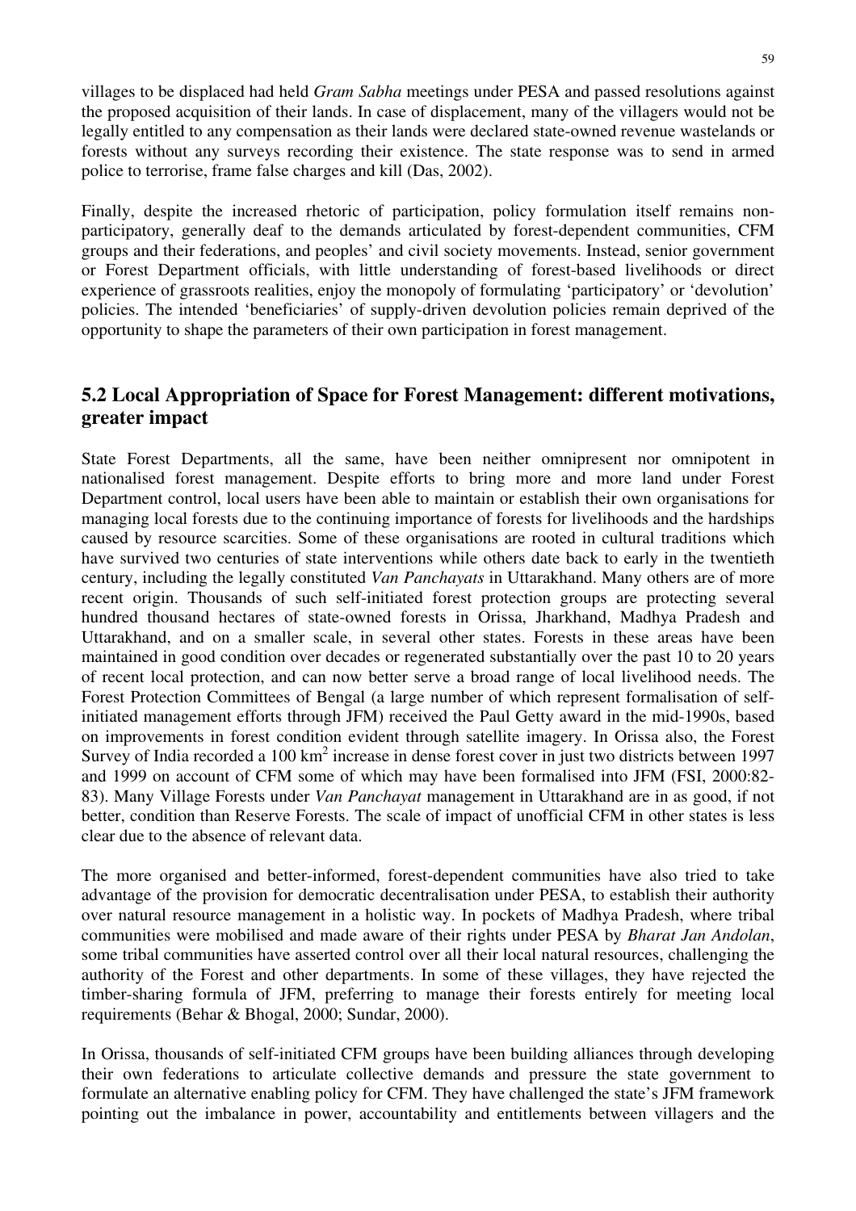villages to be displaced had held *Gram Sabha* meetings under PESA and passed resolutions against the proposed acquisition of their lands. In case of displacement, many of the villagers would not be legally entitled to any compensation as their lands were declared state-owned revenue wastelands or forests without any surveys recording their existence. The state response was to send in armed police to terrorise, frame false charges and kill (Das, 2002).

Finally, despite the increased rhetoric of participation, policy formulation itself remains non-participatory, generally deaf to the demands articulated by forest-dependent communities, CFM groups and their federations, and peoples' and civil society movements. Instead, senior government or Forest Department officials, with little understanding of forest-based livelihoods or direct experience of grassroots realities, enjoy the monopoly of formulating 'participatory' or 'devolution' policies. The intended 'beneficiaries' of supply-driven devolution policies remain deprived of the opportunity to shape the parameters of their own participation in forest management.

## 5.2 Local Appropriation of Space for Forest Management: different motivations, greater impact

State Forest Departments, all the same, have been neither omnipresent nor omnipotent in nationalised forest management. Despite efforts to bring more and more land under Forest Department control, local users have been able to maintain or establish their own organisations for managing local forests due to the continuing importance of forests for livelihoods and the hardships caused by resource scarcities. Some of these organisations are rooted in cultural traditions which have survived two centuries of state interventions while others date back to early in the twentieth century, including the legally constituted *Van Panchayats* in Uttarakhand. Many others are of more recent origin. Thousands of such self-initiated forest protection groups are protecting several hundred thousand hectares of state-owned forests in Orissa, Jharkhand, Madhya Pradesh and Uttarakhand, and on a smaller scale, in several other states. Forests in these areas have been maintained in good condition over decades or regenerated substantially over the past 10 to 20 years of recent local protection, and can now better serve a broad range of local livelihood needs. The Forest Protection Committees of Bengal (a large number of which represent formalisation of self-initiated management efforts through JFM) received the Paul Getty award in the mid-1990s, based on improvements in forest condition evident through satellite imagery. In Orissa also, the Forest Survey of India recorded a 100 $km^2$ increase in dense forest cover in just two districts between 1997 and 1999 on account of CFM some of which may have been formalised into JFM (FSI, 2000:82-83). Many Village Forests under *Van Panchayat* management in Uttarakhand are in as good, if not better, condition than Reserve Forests. The scale of impact of unofficial CFM in other states is less clear due to the absence of relevant data.

The more organised and better-informed, forest-dependent communities have also tried to take advantage of the provision for democratic decentralisation under PESA, to establish their authority over natural resource management in a holistic way. In pockets of Madhya Pradesh, where tribal communities were mobilised and made aware of their rights under PESA by *Bharat Jan Andolan*, some tribal communities have asserted control over all their local natural resources, challenging the authority of the Forest and other departments. In some of these villages, they have rejected the timber-sharing formula of JFM, preferring to manage their forests entirely for meeting local requirements (Behar & Bhogal, 2000; Sundar, 2000).

In Orissa, thousands of self-initiated CFM groups have been building alliances through developing their own federations to articulate collective demands and pressure the state government to formulate an alternative enabling policy for CFM. They have challenged the state's JFM framework pointing out the imbalance in power, accountability and entitlements between villagers and the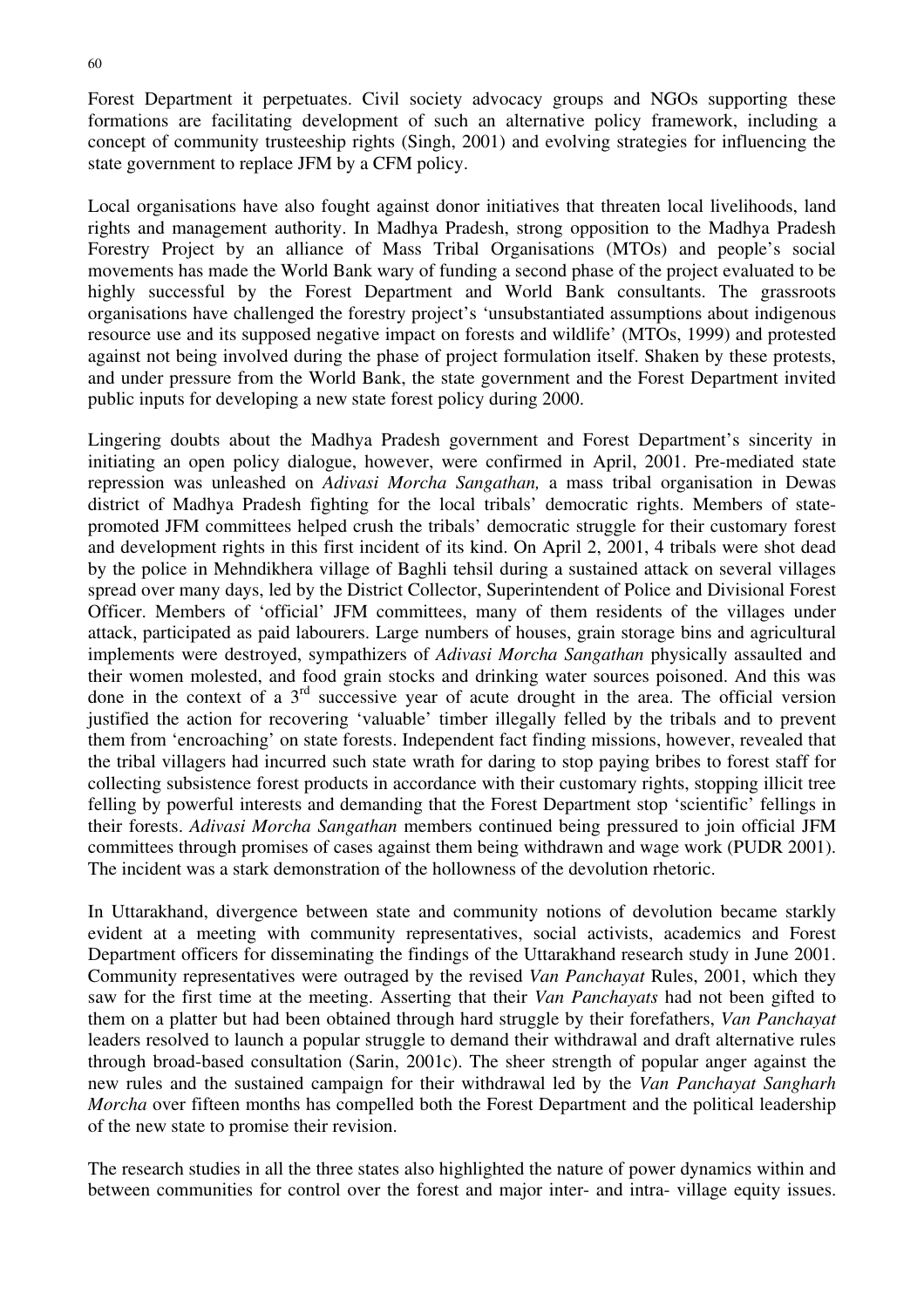Forest Department it perpetuates. Civil society advocacy groups and NGOs supporting these formations are facilitating development of such an alternative policy framework, including a concept of community trusteeship rights (Singh, 2001) and evolving strategies for influencing the state government to replace JFM by a CFM policy.

Local organisations have also fought against donor initiatives that threaten local livelihoods, land rights and management authority. In Madhya Pradesh, strong opposition to the Madhya Pradesh Forestry Project by an alliance of Mass Tribal Organisations (MTOs) and people's social movements has made the World Bank wary of funding a second phase of the project evaluated to be highly successful by the Forest Department and World Bank consultants. The grassroots organisations have challenged the forestry project's 'unsubstantiated assumptions about indigenous resource use and its supposed negative impact on forests and wildlife' (MTOs, 1999) and protested against not being involved during the phase of project formulation itself. Shaken by these protests, and under pressure from the World Bank, the state government and the Forest Department invited public inputs for developing a new state forest policy during 2000.

Lingering doubts about the Madhya Pradesh government and Forest Department's sincerity in initiating an open policy dialogue, however, were confirmed in April, 2001. Pre-mediated state repression was unleashed on *Adivasi Morcha Sangathan,* a mass tribal organisation in Dewas district of Madhya Pradesh fighting for the local tribals' democratic rights. Members of state-promoted JFM committees helped crush the tribals' democratic struggle for their customary forest and development rights in this first incident of its kind. On April 2, 2001, 4 tribals were shot dead by the police in Mehndikhera village of Baghli tehsil during a sustained attack on several villages spread over many days, led by the District Collector, Superintendent of Police and Divisional Forest Officer. Members of 'official' JFM committees, many of them residents of the villages under attack, participated as paid labourers. Large numbers of houses, grain storage bins and agricultural implements were destroyed, sympathizers of *Adivasi Morcha Sangathan* physically assaulted and their women molested, and food grain stocks and drinking water sources poisoned. And this was done in the context of a 3rd successive year of acute drought in the area. The official version justified the action for recovering 'valuable' timber illegally felled by the tribals and to prevent them from 'encroaching' on state forests. Independent fact finding missions, however, revealed that the tribal villagers had incurred such state wrath for daring to stop paying bribes to forest staff for collecting subsistence forest products in accordance with their customary rights, stopping illicit tree felling by powerful interests and demanding that the Forest Department stop 'scientific' fellings in their forests. *Adivasi Morcha Sangathan* members continued being pressured to join official JFM committees through promises of cases against them being withdrawn and wage work (PUDR 2001). The incident was a stark demonstration of the hollowness of the devolution rhetoric.

In Uttarakhand, divergence between state and community notions of devolution became starkly evident at a meeting with community representatives, social activists, academics and Forest Department officers for disseminating the findings of the Uttarakhand research study in June 2001. Community representatives were outraged by the revised *Van Panchayat* Rules, 2001, which they saw for the first time at the meeting. Asserting that their *Van Panchayats* had not been gifted to them on a platter but had been obtained through hard struggle by their forefathers, *Van Panchayat* leaders resolved to launch a popular struggle to demand their withdrawal and draft alternative rules through broad-based consultation (Sarin, 2001c). The sheer strength of popular anger against the new rules and the sustained campaign for their withdrawal led by the *Van Panchayat Sangharh Morcha* over fifteen months has compelled both the Forest Department and the political leadership of the new state to promise their revision.

The research studies in all the three states also highlighted the nature of power dynamics within and between communities for control over the forest and major inter- and intra- village equity issues.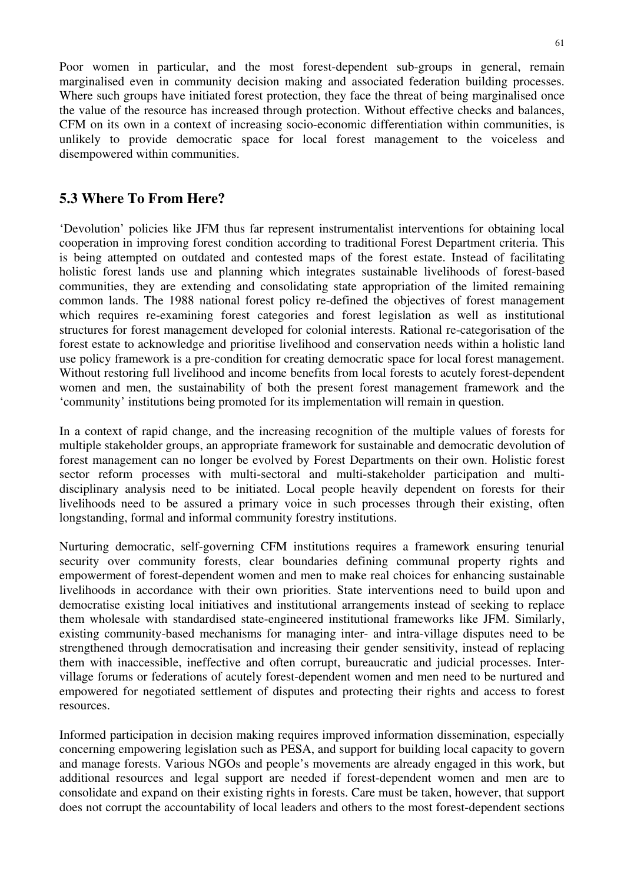Poor women in particular, and the most forest-dependent sub-groups in general, remain marginalised even in community decision making and associated federation building processes. Where such groups have initiated forest protection, they face the threat of being marginalised once the value of the resource has increased through protection. Without effective checks and balances, CFM on its own in a context of increasing socio-economic differentiation within communities, is unlikely to provide democratic space for local forest management to the voiceless and disempowered within communities.

## 5.3 Where To From Here?

'Devolution' policies like JFM thus far represent instrumentalist interventions for obtaining local cooperation in improving forest condition according to traditional Forest Department criteria. This is being attempted on outdated and contested maps of the forest estate. Instead of facilitating holistic forest lands use and planning which integrates sustainable livelihoods of forest-based communities, they are extending and consolidating state appropriation of the limited remaining common lands. The 1988 national forest policy re-defined the objectives of forest management which requires re-examining forest categories and forest legislation as well as institutional structures for forest management developed for colonial interests. Rational re-categorisation of the forest estate to acknowledge and prioritise livelihood and conservation needs within a holistic land use policy framework is a pre-condition for creating democratic space for local forest management. Without restoring full livelihood and income benefits from local forests to acutely forest-dependent women and men, the sustainability of both the present forest management framework and the 'community' institutions being promoted for its implementation will remain in question.

In a context of rapid change, and the increasing recognition of the multiple values of forests for multiple stakeholder groups, an appropriate framework for sustainable and democratic devolution of forest management can no longer be evolved by Forest Departments on their own. Holistic forest sector reform processes with multi-sectoral and multi-stakeholder participation and multi-disciplinary analysis need to be initiated. Local people heavily dependent on forests for their livelihoods need to be assured a primary voice in such processes through their existing, often longstanding, formal and informal community forestry institutions.

Nurturing democratic, self-governing CFM institutions requires a framework ensuring tenurial security over community forests, clear boundaries defining communal property rights and empowerment of forest-dependent women and men to make real choices for enhancing sustainable livelihoods in accordance with their own priorities. State interventions need to build upon and democratise existing local initiatives and institutional arrangements instead of seeking to replace them wholesale with standardised state-engineered institutional frameworks like JFM. Similarly, existing community-based mechanisms for managing inter- and intra-village disputes need to be strengthened through democratisation and increasing their gender sensitivity, instead of replacing them with inaccessible, ineffective and often corrupt, bureaucratic and judicial processes. Inter-village forums or federations of acutely forest-dependent women and men need to be nurtured and empowered for negotiated settlement of disputes and protecting their rights and access to forest resources.

Informed participation in decision making requires improved information dissemination, especially concerning empowering legislation such as PESA, and support for building local capacity to govern and manage forests. Various NGOs and people's movements are already engaged in this work, but additional resources and legal support are needed if forest-dependent women and men are to consolidate and expand on their existing rights in forests. Care must be taken, however, that support does not corrupt the accountability of local leaders and others to the most forest-dependent sections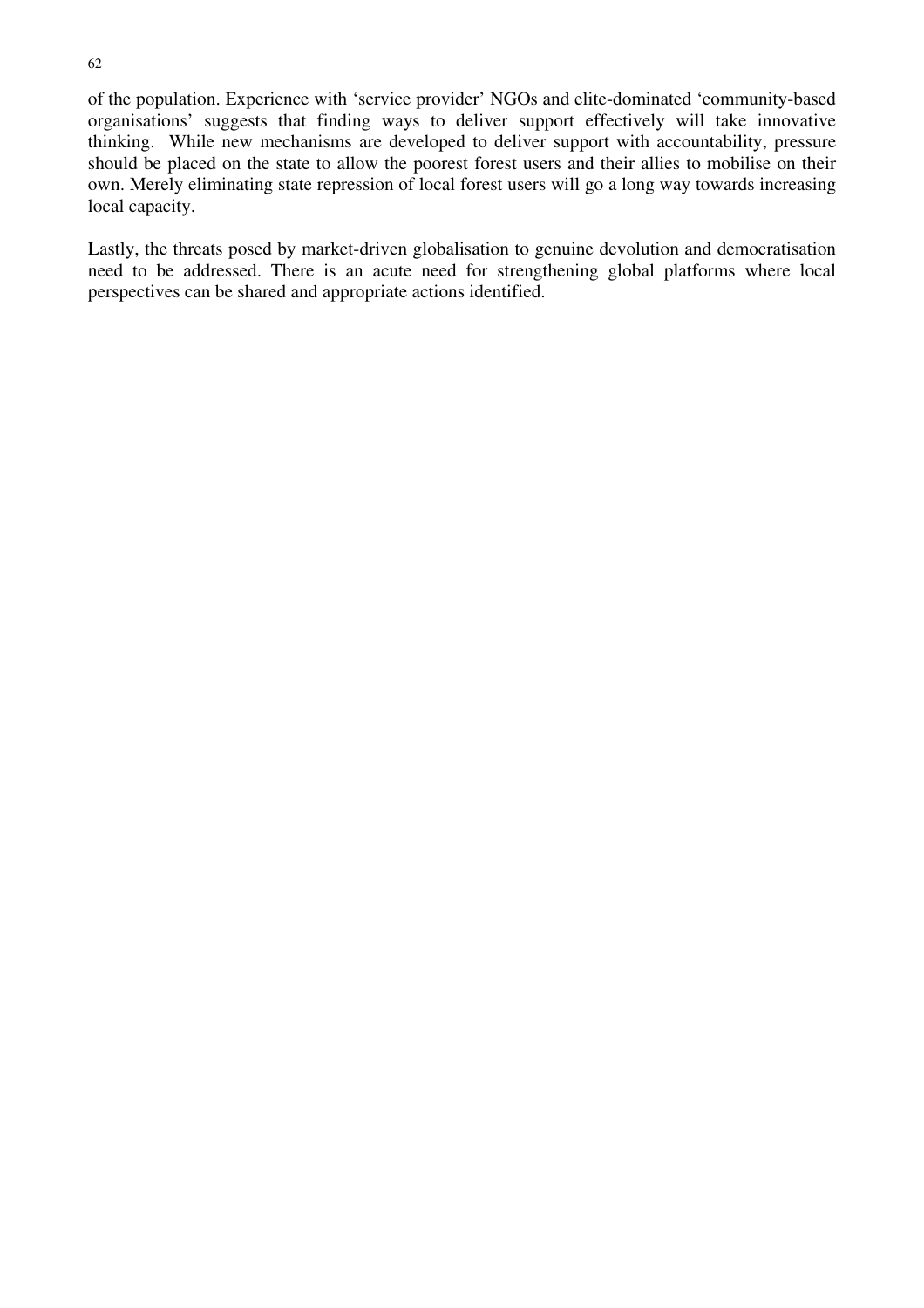of the population. Experience with 'service provider' NGOs and elite-dominated 'community-based organisations' suggests that finding ways to deliver support effectively will take innovative thinking. While new mechanisms are developed to deliver support with accountability, pressure should be placed on the state to allow the poorest forest users and their allies to mobilise on their own. Merely eliminating state repression of local forest users will go a long way towards increasing local capacity.

Lastly, the threats posed by market-driven globalisation to genuine devolution and democratisation need to be addressed. There is an acute need for strengthening global platforms where local perspectives can be shared and appropriate actions identified.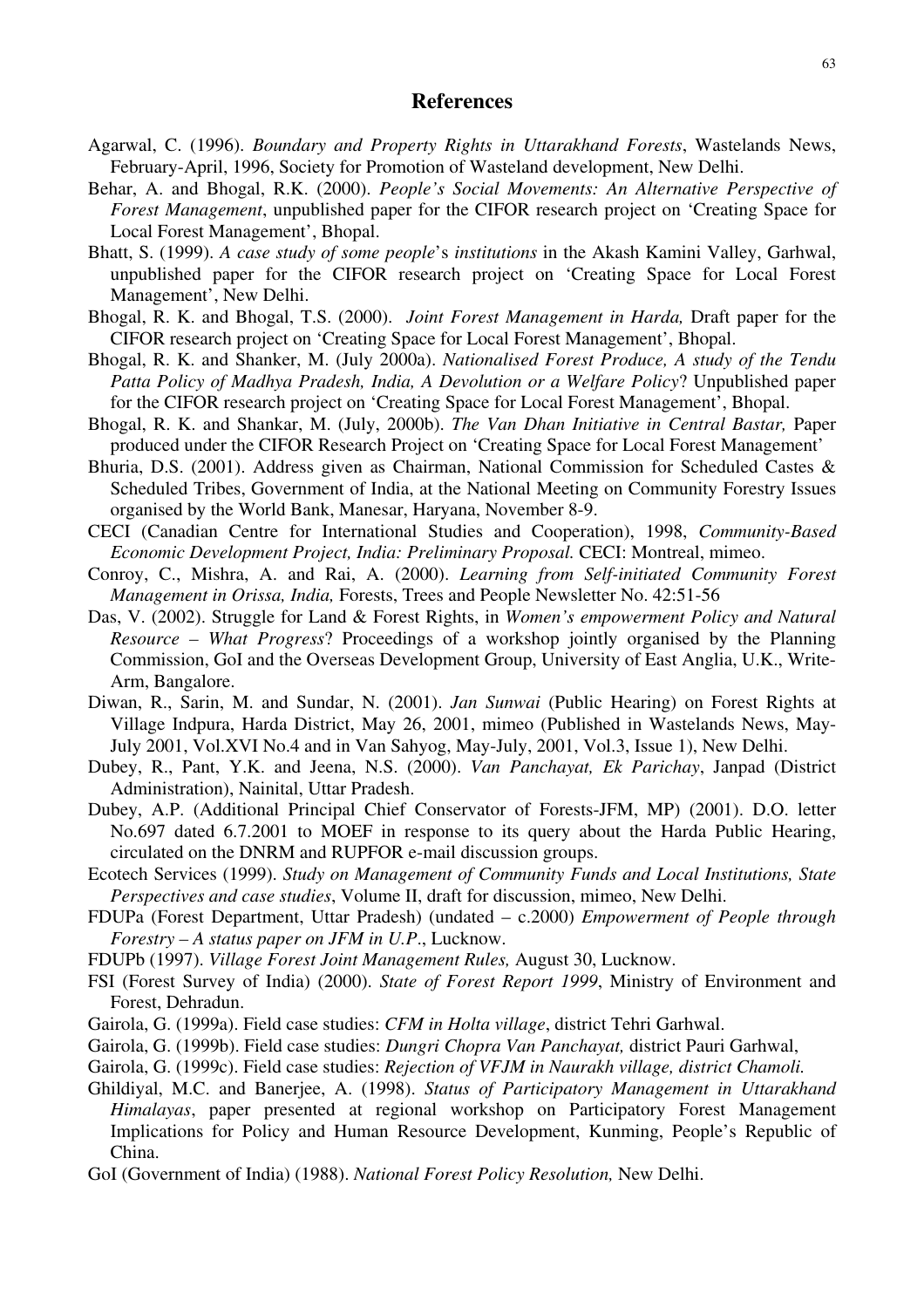## References

Agarwal, C. (1996). *Boundary and Property Rights in Uttarakhand Forests*, Wastelands News, February-April, 1996, Society for Promotion of Wasteland development, New Delhi.

Behar, A. and Bhogal, R.K. (2000). *People's Social Movements: An Alternative Perspective of Forest Management*, unpublished paper for the CIFOR research project on 'Creating Space for Local Forest Management', Bhopal.

Bhatt, S. (1999). *A case study of some people*'s *institutions* in the Akash Kamini Valley, Garhwal, unpublished paper for the CIFOR research project on 'Creating Space for Local Forest Management', New Delhi.

Bhogal, R. K. and Bhogal, T.S. (2000). *Joint Forest Management in Harda,* Draft paper for the CIFOR research project on 'Creating Space for Local Forest Management', Bhopal.

Bhogal, R. K. and Shanker, M. (July 2000a). *Nationalised Forest Produce, A study of the Tendu Patta Policy of Madhya Pradesh, India, A Devolution or a Welfare Policy*? Unpublished paper for the CIFOR research project on 'Creating Space for Local Forest Management', Bhopal.

Bhogal, R. K. and Shankar, M. (July, 2000b). *The Van Dhan Initiative in Central Bastar,* Paper produced under the CIFOR Research Project on 'Creating Space for Local Forest Management'

Bhuria, D.S. (2001). Address given as Chairman, National Commission for Scheduled Castes & Scheduled Tribes, Government of India, at the National Meeting on Community Forestry Issues organised by the World Bank, Manesar, Haryana, November 8-9.

CECI (Canadian Centre for International Studies and Cooperation), 1998, *Community-Based Economic Development Project, India: Preliminary Proposal.* CECI: Montreal, mimeo.

Conroy, C., Mishra, A. and Rai, A. (2000). *Learning from Self-initiated Community Forest Management in Orissa, India,* Forests, Trees and People Newsletter No. 42:51-56

Das, V. (2002). Struggle for Land & Forest Rights, in *Women's empowerment Policy and Natural Resource – What Progress*? Proceedings of a workshop jointly organised by the Planning Commission, GoI and the Overseas Development Group, University of East Anglia, U.K., Write-Arm, Bangalore.

Diwan, R., Sarin, M. and Sundar, N. (2001). *Jan Sunwai* (Public Hearing) on Forest Rights at Village Indpura, Harda District, May 26, 2001, mimeo (Published in Wastelands News, May-July 2001, Vol.XVI No.4 and in Van Sahyog, May-July, 2001, Vol.3, Issue 1), New Delhi.

Dubey, R., Pant, Y.K. and Jeena, N.S. (2000). *Van Panchayat, Ek Parichay*, Janpad (District Administration), Nainital, Uttar Pradesh.

Dubey, A.P. (Additional Principal Chief Conservator of Forests-JFM, MP) (2001). D.O. letter No.697 dated 6.7.2001 to MOEF in response to its query about the Harda Public Hearing, circulated on the DNRM and RUPFOR e-mail discussion groups.

Ecotech Services (1999). *Study on Management of Community Funds and Local Institutions, State Perspectives and case studies*, Volume II, draft for discussion, mimeo, New Delhi.

FDUPa (Forest Department, Uttar Pradesh) (undated – c.2000) *Empowerment of People through Forestry – A status paper on JFM in U.P*., Lucknow.

FDUPb (1997). *Village Forest Joint Management Rules,* August 30, Lucknow.

FSI (Forest Survey of India) (2000). *State of Forest Report 1999*, Ministry of Environment and Forest, Dehradun.

Gairola, G. (1999a). Field case studies: *CFM in Holta village*, district Tehri Garhwal.

Gairola, G. (1999b). Field case studies: *Dungri Chopra Van Panchayat,* district Pauri Garhwal,

Gairola, G. (1999c). Field case studies: *Rejection of VFJM in Naurakh village, district Chamoli.*

Ghildiyal, M.C. and Banerjee, A. (1998). *Status of Participatory Management in Uttarakhand Himalayas*, paper presented at regional workshop on Participatory Forest Management Implications for Policy and Human Resource Development, Kunming, People's Republic of China.

GoI (Government of India) (1988). *National Forest Policy Resolution,* New Delhi.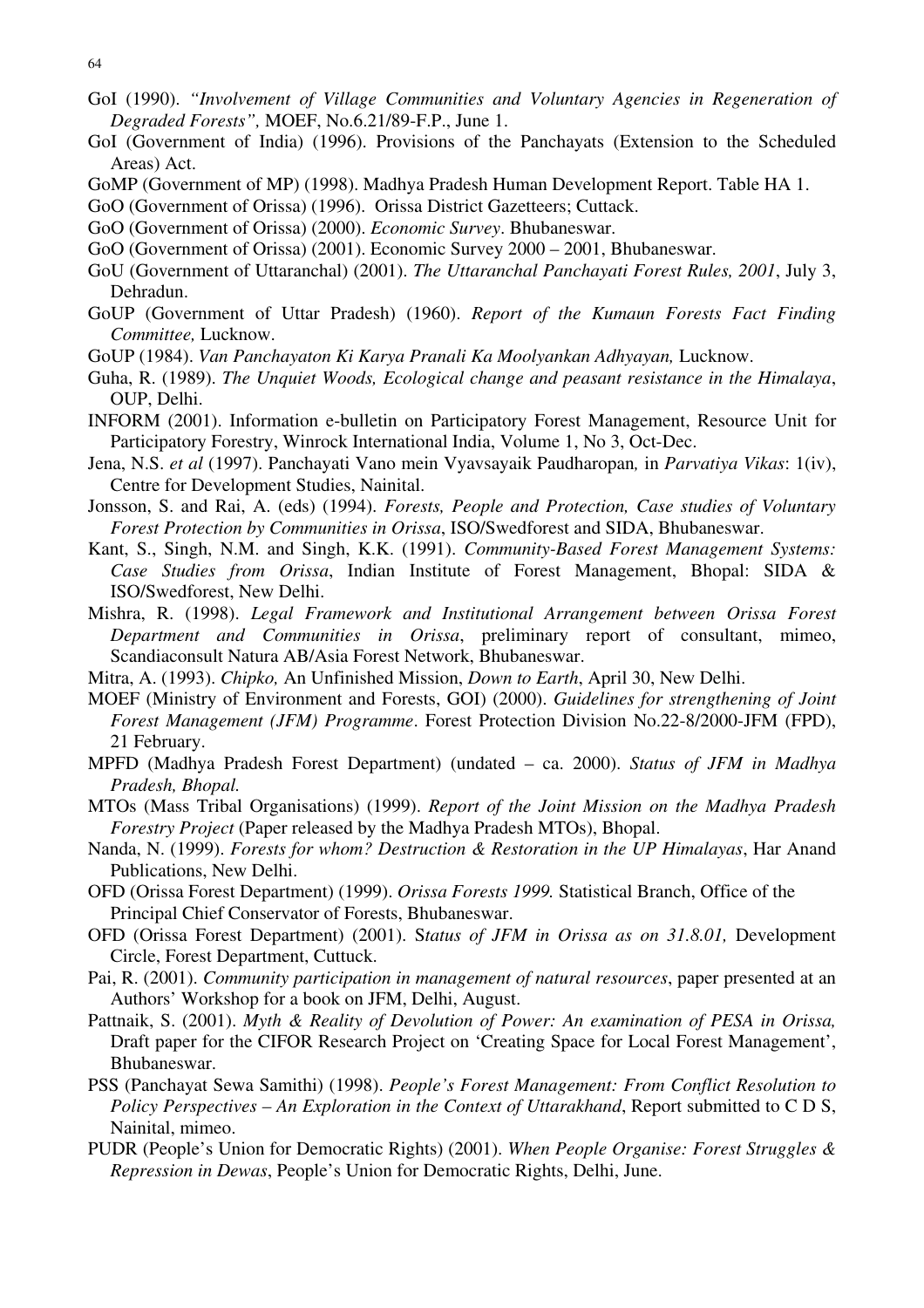GoI (1990). *"Involvement of Village Communities and Voluntary Agencies in Regeneration of Degraded Forests",* MOEF, No.6.21/89-F.P., June 1.

GoI (Government of India) (1996). Provisions of the Panchayats (Extension to the Scheduled Areas) Act.

GoMP (Government of MP) (1998). Madhya Pradesh Human Development Report. Table HA 1.

GoO (Government of Orissa) (1996). Orissa District Gazetteers; Cuttack.

GoO (Government of Orissa) (2000). *Economic Survey*. Bhubaneswar.

GoO (Government of Orissa) (2001). Economic Survey 2000 – 2001, Bhubaneswar.

GoU (Government of Uttaranchal) (2001). *The Uttaranchal Panchayati Forest Rules, 2001*, July 3, Dehradun.

GoUP (Government of Uttar Pradesh) (1960). *Report of the Kumaun Forests Fact Finding Committee,* Lucknow.

GoUP (1984). *Van Panchayaton Ki Karya Pranali Ka Moolyankan Adhyayan,* Lucknow.

Guha, R. (1989). *The Unquiet Woods, Ecological change and peasant resistance in the Himalaya*, OUP, Delhi.

INFORM (2001). Information e-bulletin on Participatory Forest Management, Resource Unit for Participatory Forestry, Winrock International India, Volume 1, No 3, Oct-Dec.

Jena, N.S. *et al* (1997). Panchayati Vano mein Vyavsayaik Paudharopan*,* in *Parvatiya Vikas*: 1(iv), Centre for Development Studies, Nainital.

Jonsson, S. and Rai, A. (eds) (1994). *Forests, People and Protection, Case studies of Voluntary Forest Protection by Communities in Orissa*, ISO/Swedforest and SIDA, Bhubaneswar.

Kant, S., Singh, N.M. and Singh, K.K. (1991). *Community-Based Forest Management Systems: Case Studies from Orissa*, Indian Institute of Forest Management, Bhopal: SIDA & ISO/Swedforest, New Delhi.

Mishra, R. (1998). *Legal Framework and Institutional Arrangement between Orissa Forest Department and Communities in Orissa*, preliminary report of consultant, mimeo, Scandiaconsult Natura AB/Asia Forest Network, Bhubaneswar.

Mitra, A. (1993). *Chipko,* An Unfinished Mission, *Down to Earth*, April 30, New Delhi.

MOEF (Ministry of Environment and Forests, GOI) (2000). *Guidelines for strengthening of Joint Forest Management (JFM) Programme*. Forest Protection Division No.22-8/2000-JFM (FPD), 21 February.

MPFD (Madhya Pradesh Forest Department) (undated – ca. 2000). *Status of JFM in Madhya Pradesh, Bhopal.*

MTOs (Mass Tribal Organisations) (1999). *Report of the Joint Mission on the Madhya Pradesh Forestry Project* (Paper released by the Madhya Pradesh MTOs), Bhopal.

Nanda, N. (1999). *Forests for whom? Destruction & Restoration in the UP Himalayas*, Har Anand Publications, New Delhi.

OFD (Orissa Forest Department) (1999). *Orissa Forests 1999.* Statistical Branch, Office of the Principal Chief Conservator of Forests, Bhubaneswar.

OFD (Orissa Forest Department) (2001). S*tatus of JFM in Orissa as on 31.8.01,* Development Circle, Forest Department, Cuttuck.

Pai, R. (2001). *Community participation in management of natural resources*, paper presented at an Authors' Workshop for a book on JFM, Delhi, August.

Pattnaik, S. (2001). *Myth & Reality of Devolution of Power: An examination of PESA in Orissa,* Draft paper for the CIFOR Research Project on 'Creating Space for Local Forest Management', Bhubaneswar.

PSS (Panchayat Sewa Samithi) (1998). *People's Forest Management: From Conflict Resolution to Policy Perspectives – An Exploration in the Context of Uttarakhand*, Report submitted to C D S, Nainital, mimeo.

PUDR (People's Union for Democratic Rights) (2001). *When People Organise: Forest Struggles & Repression in Dewas*, People's Union for Democratic Rights, Delhi, June.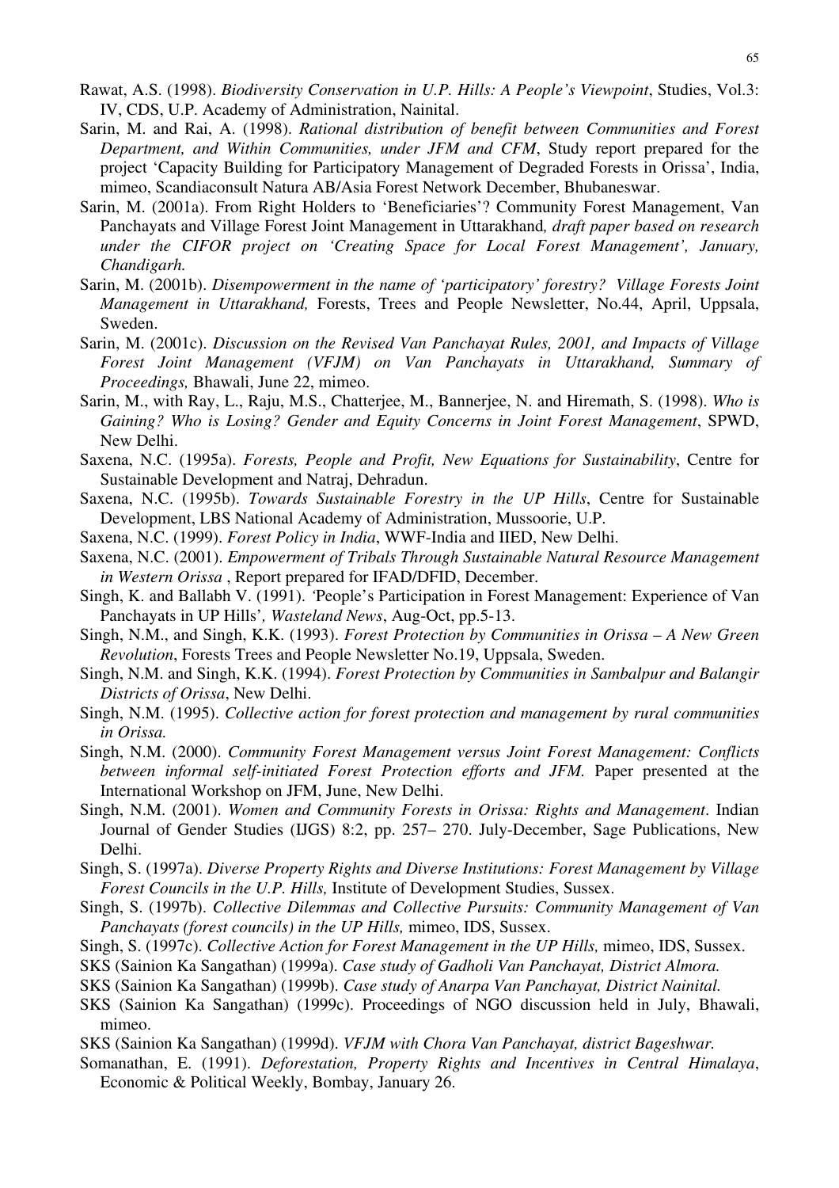Rawat, A.S. (1998). *Biodiversity Conservation in U.P. Hills: A People's Viewpoint*, Studies, Vol.3: IV, CDS, U.P. Academy of Administration, Nainital.

Sarin, M. and Rai, A. (1998). *Rational distribution of benefit between Communities and Forest Department, and Within Communities, under JFM and CFM*, Study report prepared for the project 'Capacity Building for Participatory Management of Degraded Forests in Orissa', India, mimeo, Scandiaconsult Natura AB/Asia Forest Network December, Bhubaneswar.

Sarin, M. (2001a). From Right Holders to 'Beneficiaries'? Community Forest Management, Van Panchayats and Village Forest Joint Management in Uttarakhand*, draft paper based on research under the CIFOR project on 'Creating Space for Local Forest Management', January, Chandigarh.*

Sarin, M. (2001b). *Disempowerment in the name of 'participatory' forestry? Village Forests Joint Management in Uttarakhand,* Forests, Trees and People Newsletter, No.44, April, Uppsala, Sweden.

Sarin, M. (2001c). *Discussion on the Revised Van Panchayat Rules, 2001, and Impacts of Village Forest Joint Management (VFJM) on Van Panchayats in Uttarakhand, Summary of Proceedings,* Bhawali, June 22, mimeo.

Sarin, M., with Ray, L., Raju, M.S., Chatterjee, M., Bannerjee, N. and Hiremath, S. (1998). *Who is Gaining? Who is Losing? Gender and Equity Concerns in Joint Forest Management*, SPWD, New Delhi.

Saxena, N.C. (1995a). *Forests, People and Profit, New Equations for Sustainability*, Centre for Sustainable Development and Natraj, Dehradun.

Saxena, N.C. (1995b). *Towards Sustainable Forestry in the UP Hills*, Centre for Sustainable Development, LBS National Academy of Administration, Mussoorie, U.P.

Saxena, N.C. (1999). *Forest Policy in India*, WWF-India and IIED, New Delhi.

Saxena, N.C. (2001). *Empowerment of Tribals Through Sustainable Natural Resource Management in Western Orissa* , Report prepared for IFAD/DFID, December.

Singh, K. and Ballabh V. (1991). *'*People's Participation in Forest Management: Experience of Van Panchayats in UP Hills'*, Wasteland News*, Aug-Oct, pp.5-13.

Singh, N.M., and Singh, K.K. (1993). *Forest Protection by Communities in Orissa – A New Green Revolution*, Forests Trees and People Newsletter No.19, Uppsala, Sweden.

Singh, N.M. and Singh, K.K. (1994). *Forest Protection by Communities in Sambalpur and Balangir Districts of Orissa*, New Delhi.

Singh, N.M. (1995). *Collective action for forest protection and management by rural communities in Orissa.*

Singh, N.M. (2000). *Community Forest Management versus Joint Forest Management: Conflicts between informal self-initiated Forest Protection efforts and JFM.* Paper presented at the International Workshop on JFM, June, New Delhi.

Singh, N.M. (2001). *Women and Community Forests in Orissa: Rights and Management*. Indian Journal of Gender Studies (IJGS) 8:2, pp. 257– 270. July-December, Sage Publications, New Delhi.

Singh, S. (1997a). *Diverse Property Rights and Diverse Institutions: Forest Management by Village Forest Councils in the U.P. Hills,* Institute of Development Studies, Sussex.

Singh, S. (1997b). *Collective Dilemmas and Collective Pursuits: Community Management of Van Panchayats (forest councils) in the UP Hills,* mimeo, IDS, Sussex.

Singh, S. (1997c). *Collective Action for Forest Management in the UP Hills,* mimeo, IDS, Sussex.

SKS (Sainion Ka Sangathan) (1999a). *Case study of Gadholi Van Panchayat, District Almora.*

SKS (Sainion Ka Sangathan) (1999b). *Case study of Anarpa Van Panchayat, District Nainital.*

SKS (Sainion Ka Sangathan) (1999c). Proceedings of NGO discussion held in July, Bhawali, mimeo.

SKS (Sainion Ka Sangathan) (1999d). *VFJM with Chora Van Panchayat, district Bageshwar.*

Somanathan, E. (1991). *Deforestation, Property Rights and Incentives in Central Himalaya*, Economic & Political Weekly, Bombay, January 26.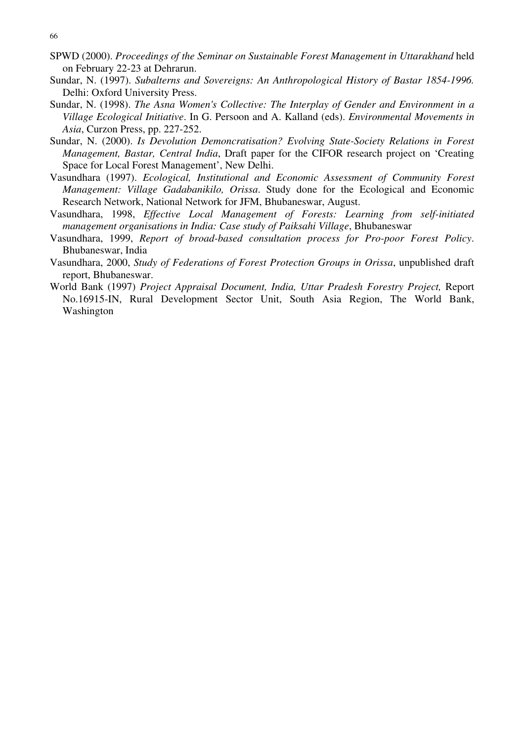SPWD (2000). *Proceedings of the Seminar on Sustainable Forest Management in Uttarakhand* held on February 22-23 at Dehrarun.

Sundar, N. (1997). *Subalterns and Sovereigns: An Anthropological History of Bastar 1854-1996.* Delhi: Oxford University Press.

Sundar, N. (1998). *The Asna Women's Collective: The Interplay of Gender and Environment in a Village Ecological Initiative*. In G. Persoon and A. Kalland (eds). *Environmental Movements in Asia*, Curzon Press, pp. 227-252.

Sundar, N. (2000). *Is Devolution Demoncratisation? Evolving State-Society Relations in Forest Management, Bastar, Central India*, Draft paper for the CIFOR research project on 'Creating Space for Local Forest Management', New Delhi.

Vasundhara (1997). *Ecological, Institutional and Economic Assessment of Community Forest Management: Village Gadabanikilo, Orissa*. Study done for the Ecological and Economic Research Network, National Network for JFM, Bhubaneswar, August.

Vasundhara, 1998, *Effective Local Management of Forests: Learning from self-initiated management organisations in India: Case study of Paiksahi Village*, Bhubaneswar

Vasundhara, 1999, *Report of broad-based consultation process for Pro-poor Forest Policy*. Bhubaneswar, India

Vasundhara, 2000, *Study of Federations of Forest Protection Groups in Orissa*, unpublished draft report, Bhubaneswar.

World Bank (1997) *Project Appraisal Document, India, Uttar Pradesh Forestry Project,* Report No.16915-IN, Rural Development Sector Unit, South Asia Region, The World Bank, Washington